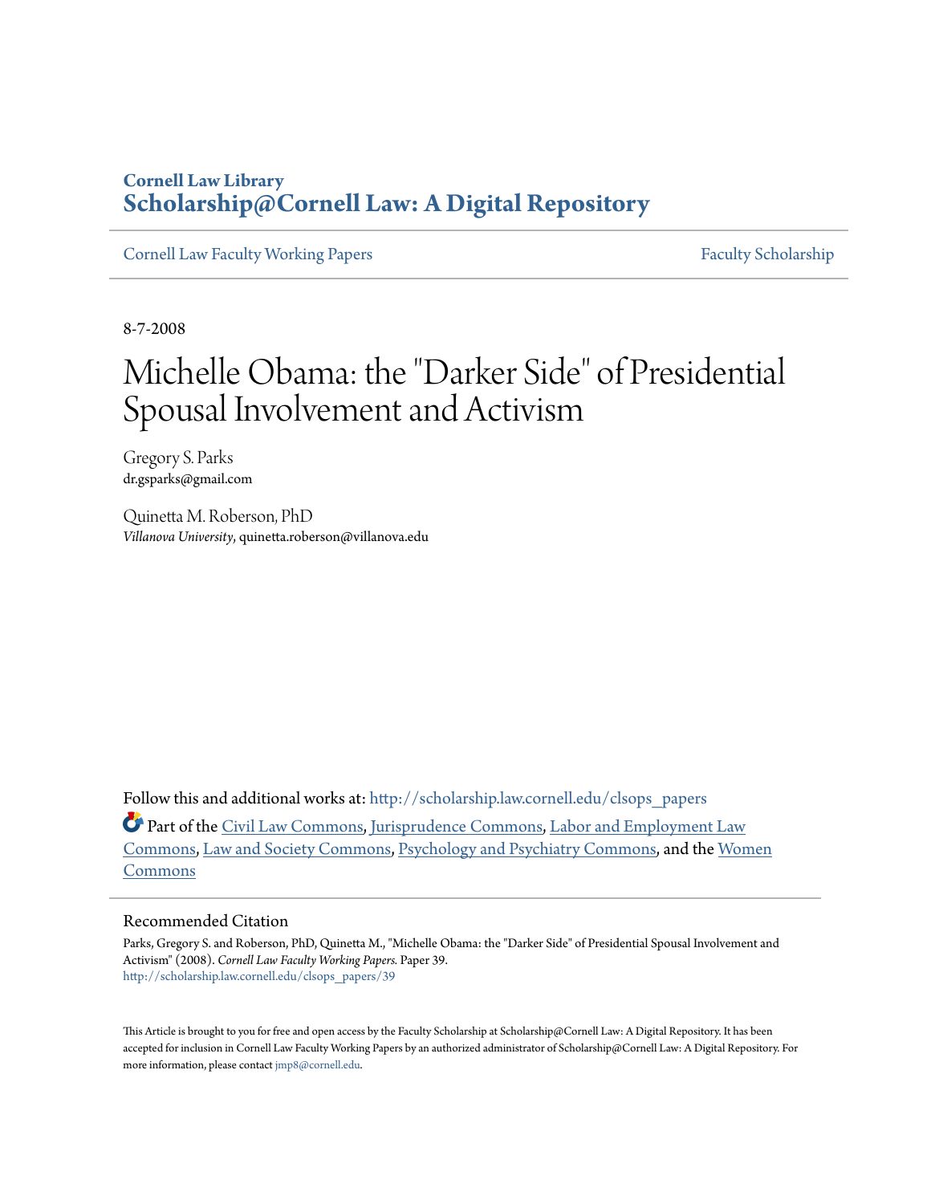Cornell Law Library

**Scholarship@Cornell Law: A Digital Repository**

Cornell Law Faculty Working Papers | Faculty Scholarship

8-7-2008

# Michelle Obama: the "Darker Side" of Presidential Spousal Involvement and Activism

Gregory S. Parks
dr.gsparks@gmail.com

Quinetta M. Roberson, PhD
*Villanova University*, quinetta.roberson@villanova.edu

Follow this and additional works at: http://scholarship.law.cornell.edu/clsops_papers

Part of the Civil Law Commons, Jurisprudence Commons, Labor and Employment Law Commons, Law and Society Commons, Psychology and Psychiatry Commons, and the Women Commons

## Recommended Citation

Parks, Gregory S. and Roberson, PhD, Quinetta M., "Michelle Obama: the "Darker Side" of Presidential Spousal Involvement and Activism" (2008). *Cornell Law Faculty Working Papers.* Paper 39.
http://scholarship.law.cornell.edu/clsops_papers/39

This Article is brought to you for free and open access by the Faculty Scholarship at Scholarship@Cornell Law: A Digital Repository. It has been accepted for inclusion in Cornell Law Faculty Working Papers by an authorized administrator of Scholarship@Cornell Law: A Digital Repository. For more information, please contact jmp8@cornell.edu.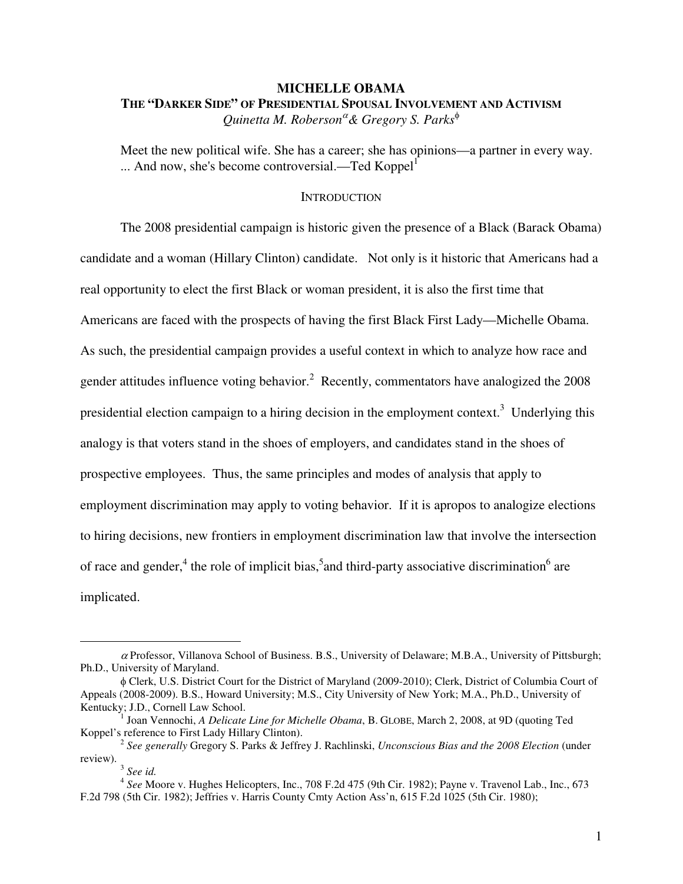# MICHELLE OBAMA

## THE "DARKER SIDE" OF PRESIDENTIAL SPOUSAL INVOLVEMENT AND ACTIVISM

*Quinetta M. Roberson*[α] & *Gregory S. Parks*[ϕ]

> Meet the new political wife. She has a career; she has opinions—a partner in every way. ... And now, she's become controversial.—Ted Koppel[1]

### INTRODUCTION

The 2008 presidential campaign is historic given the presence of a Black (Barack Obama) candidate and a woman (Hillary Clinton) candidate. Not only is it historic that Americans had a real opportunity to elect the first Black or woman president, it is also the first time that Americans are faced with the prospects of having the first Black First Lady—Michelle Obama. As such, the presidential campaign provides a useful context in which to analyze how race and gender attitudes influence voting behavior.[2] Recently, commentators have analogized the 2008 presidential election campaign to a hiring decision in the employment context.[3] Underlying this analogy is that voters stand in the shoes of employers, and candidates stand in the shoes of prospective employees. Thus, the same principles and modes of analysis that apply to employment discrimination may apply to voting behavior. If it is apropos to analogize elections to hiring decisions, new frontiers in employment discrimination law that involve the intersection of race and gender,[4] the role of implicit bias,[5] and third-party associative discrimination[6] are implicated.

---

α Professor, Villanova School of Business. B.S., University of Delaware; M.B.A., University of Pittsburgh; Ph.D., University of Maryland.

ϕ Clerk, U.S. District Court for the District of Maryland (2009-2010); Clerk, District of Columbia Court of Appeals (2008-2009). B.S., Howard University; M.S., City University of New York; M.A., Ph.D., University of Kentucky; J.D., Cornell Law School.

[1] Joan Vennochi, *A Delicate Line for Michelle Obama*, B. GLOBE, March 2, 2008, at 9D (quoting Ted Koppel's reference to First Lady Hillary Clinton).

[2] *See generally* Gregory S. Parks & Jeffrey J. Rachlinski, *Unconscious Bias and the 2008 Election* (under review).

[3] *See id.*

[4] *See* Moore v. Hughes Helicopters, Inc., 708 F.2d 475 (9th Cir. 1982); Payne v. Travenol Lab., Inc., 673 F.2d 798 (5th Cir. 1982); Jeffries v. Harris County Cmty Action Ass'n, 615 F.2d 1025 (5th Cir. 1980);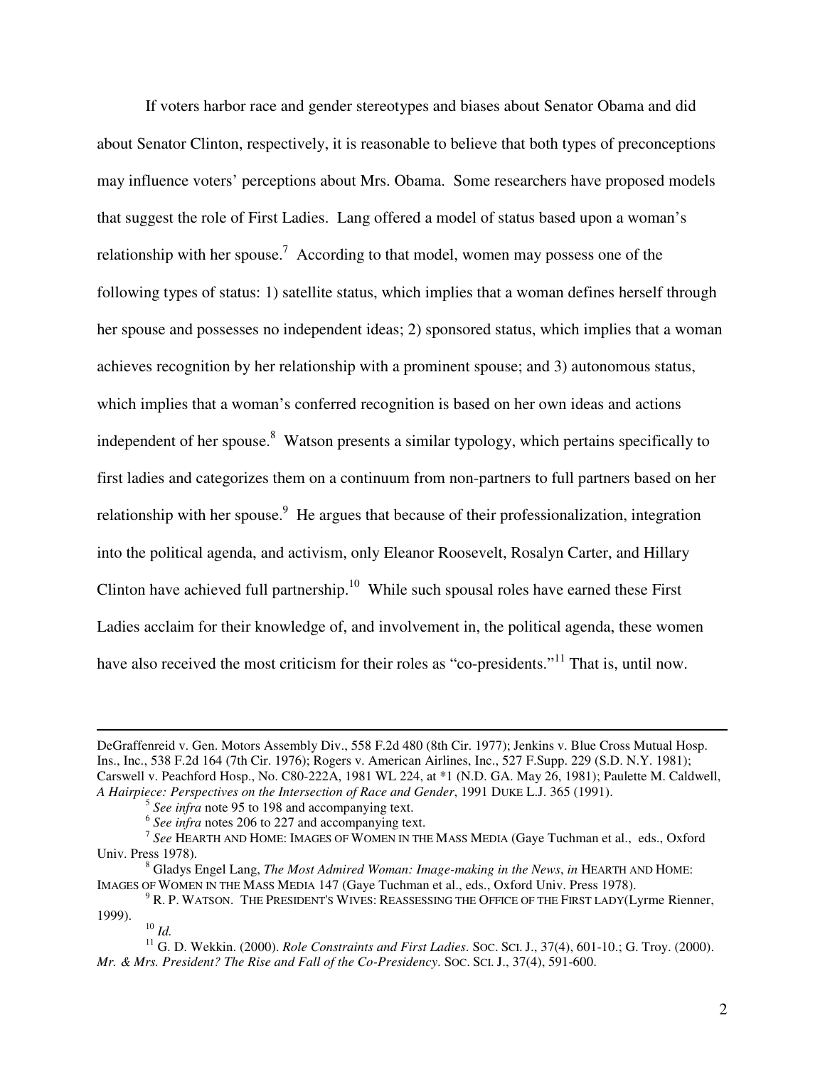If voters harbor race and gender stereotypes and biases about Senator Obama and did about Senator Clinton, respectively, it is reasonable to believe that both types of preconceptions may influence voters' perceptions about Mrs. Obama. Some researchers have proposed models that suggest the role of First Ladies. Lang offered a model of status based upon a woman's relationship with her spouse.[7] According to that model, women may possess one of the following types of status: 1) satellite status, which implies that a woman defines herself through her spouse and possesses no independent ideas; 2) sponsored status, which implies that a woman achieves recognition by her relationship with a prominent spouse; and 3) autonomous status, which implies that a woman's conferred recognition is based on her own ideas and actions independent of her spouse.[8] Watson presents a similar typology, which pertains specifically to first ladies and categorizes them on a continuum from non-partners to full partners based on her relationship with her spouse.[9] He argues that because of their professionalization, integration into the political agenda, and activism, only Eleanor Roosevelt, Rosalyn Carter, and Hillary Clinton have achieved full partnership.[10] While such spousal roles have earned these First Ladies acclaim for their knowledge of, and involvement in, the political agenda, these women have also received the most criticism for their roles as "co-presidents."[11] That is, until now.

---

DeGraffenreid v. Gen. Motors Assembly Div., 558 F.2d 480 (8th Cir. 1977); Jenkins v. Blue Cross Mutual Hosp. Ins., Inc., 538 F.2d 164 (7th Cir. 1976); Rogers v. American Airlines, Inc., 527 F.Supp. 229 (S.D. N.Y. 1981); Carswell v. Peachford Hosp., No. C80-222A, 1981 WL 224, at *1 (N.D. GA. May 26, 1981); Paulette M. Caldwell, *A Hairpiece: Perspectives on the Intersection of Race and Gender*, 1991 DUKE L.J. 365 (1991).

[5] *See infra* note 95 to 198 and accompanying text.

[6] *See infra* notes 206 to 227 and accompanying text.

[7] *See* HEARTH AND HOME: IMAGES OF WOMEN IN THE MASS MEDIA (Gaye Tuchman et al., eds., Oxford Univ. Press 1978).

[8] Gladys Engel Lang, *The Most Admired Woman: Image-making in the News*, *in* HEARTH AND HOME: IMAGES OF WOMEN IN THE MASS MEDIA 147 (Gaye Tuchman et al., eds., Oxford Univ. Press 1978).

[9] R. P. WATSON. THE PRESIDENT'S WIVES: REASSESSING THE OFFICE OF THE FIRST LADY(Lyrme Rienner, 1999).

[10] *Id.*

[11] G. D. Wekkin. (2000). *Role Constraints and First Ladies*. SOC. SCI. J., 37(4), 601-10.; G. Troy. (2000). *Mr. & Mrs. President? The Rise and Fall of the Co-Presidency*. SOC. SCI. J., 37(4), 591-600.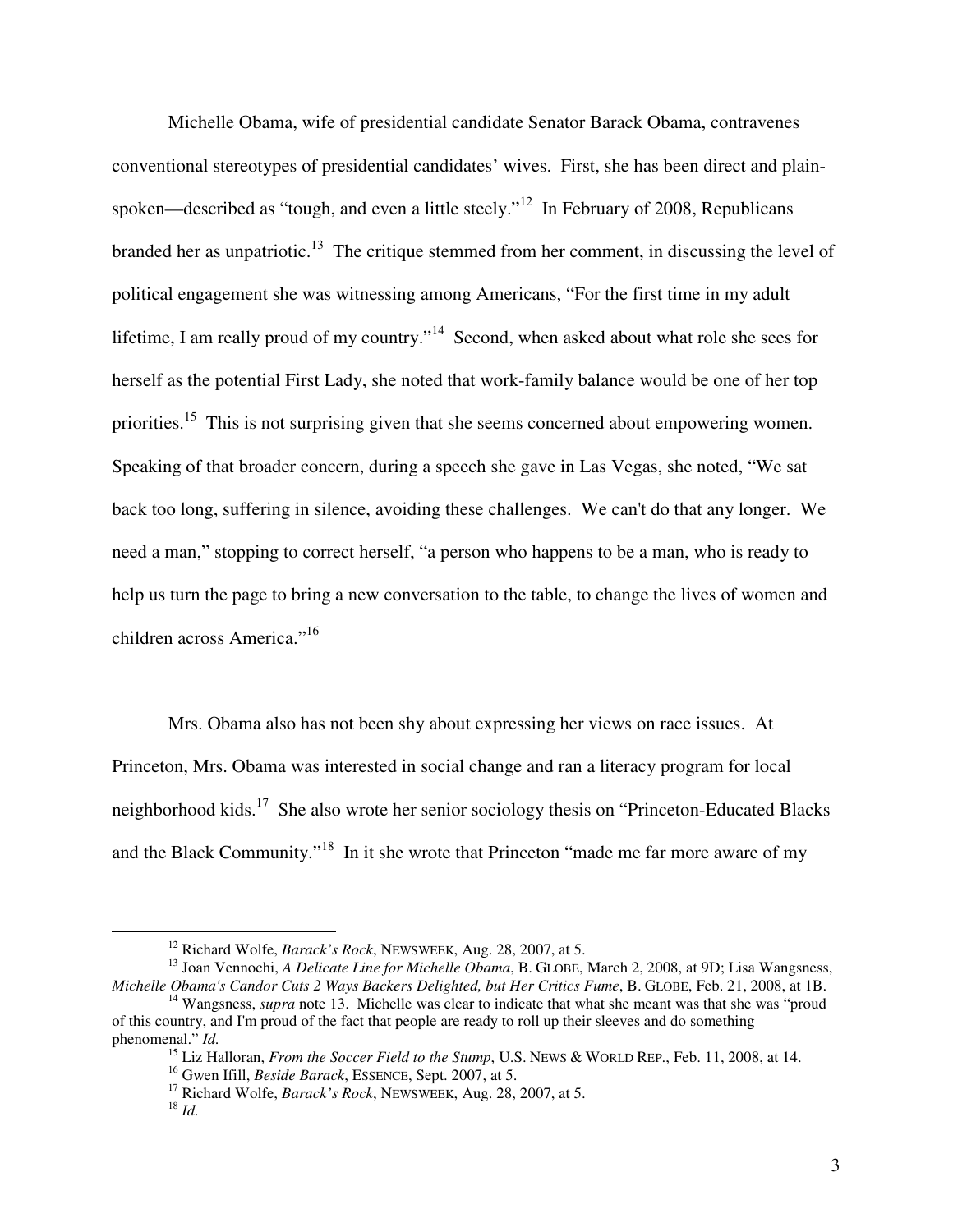Michelle Obama, wife of presidential candidate Senator Barack Obama, contravenes conventional stereotypes of presidential candidates' wives. First, she has been direct and plain-spoken—described as "tough, and even a little steely."[12] In February of 2008, Republicans branded her as unpatriotic.[13] The critique stemmed from her comment, in discussing the level of political engagement she was witnessing among Americans, "For the first time in my adult lifetime, I am really proud of my country."[14] Second, when asked about what role she sees for herself as the potential First Lady, she noted that work-family balance would be one of her top priorities.[15] This is not surprising given that she seems concerned about empowering women. Speaking of that broader concern, during a speech she gave in Las Vegas, she noted, "We sat back too long, suffering in silence, avoiding these challenges. We can't do that any longer. We need a man," stopping to correct herself, "a person who happens to be a man, who is ready to help us turn the page to bring a new conversation to the table, to change the lives of women and children across America."[16]

Mrs. Obama also has not been shy about expressing her views on race issues. At Princeton, Mrs. Obama was interested in social change and ran a literacy program for local neighborhood kids.[17] She also wrote her senior sociology thesis on "Princeton-Educated Blacks and the Black Community."[18] In it she wrote that Princeton "made me far more aware of my

---

[12] Richard Wolfe, *Barack's Rock*, NEWSWEEK, Aug. 28, 2007, at 5.

[13] Joan Vennochi, *A Delicate Line for Michelle Obama*, B. GLOBE, March 2, 2008, at 9D; Lisa Wangsness, *Michelle Obama's Candor Cuts 2 Ways Backers Delighted, but Her Critics Fume*, B. GLOBE, Feb. 21, 2008, at 1B.

[14] Wangsness, *supra* note 13. Michelle was clear to indicate that what she meant was that she was "proud of this country, and I'm proud of the fact that people are ready to roll up their sleeves and do something phenomenal." *Id.*

[15] Liz Halloran, *From the Soccer Field to the Stump*, U.S. NEWS & WORLD REP., Feb. 11, 2008, at 14.

[16] Gwen Ifill, *Beside Barack*, ESSENCE, Sept. 2007, at 5.

[17] Richard Wolfe, *Barack's Rock*, NEWSWEEK, Aug. 28, 2007, at 5.

[18] *Id.*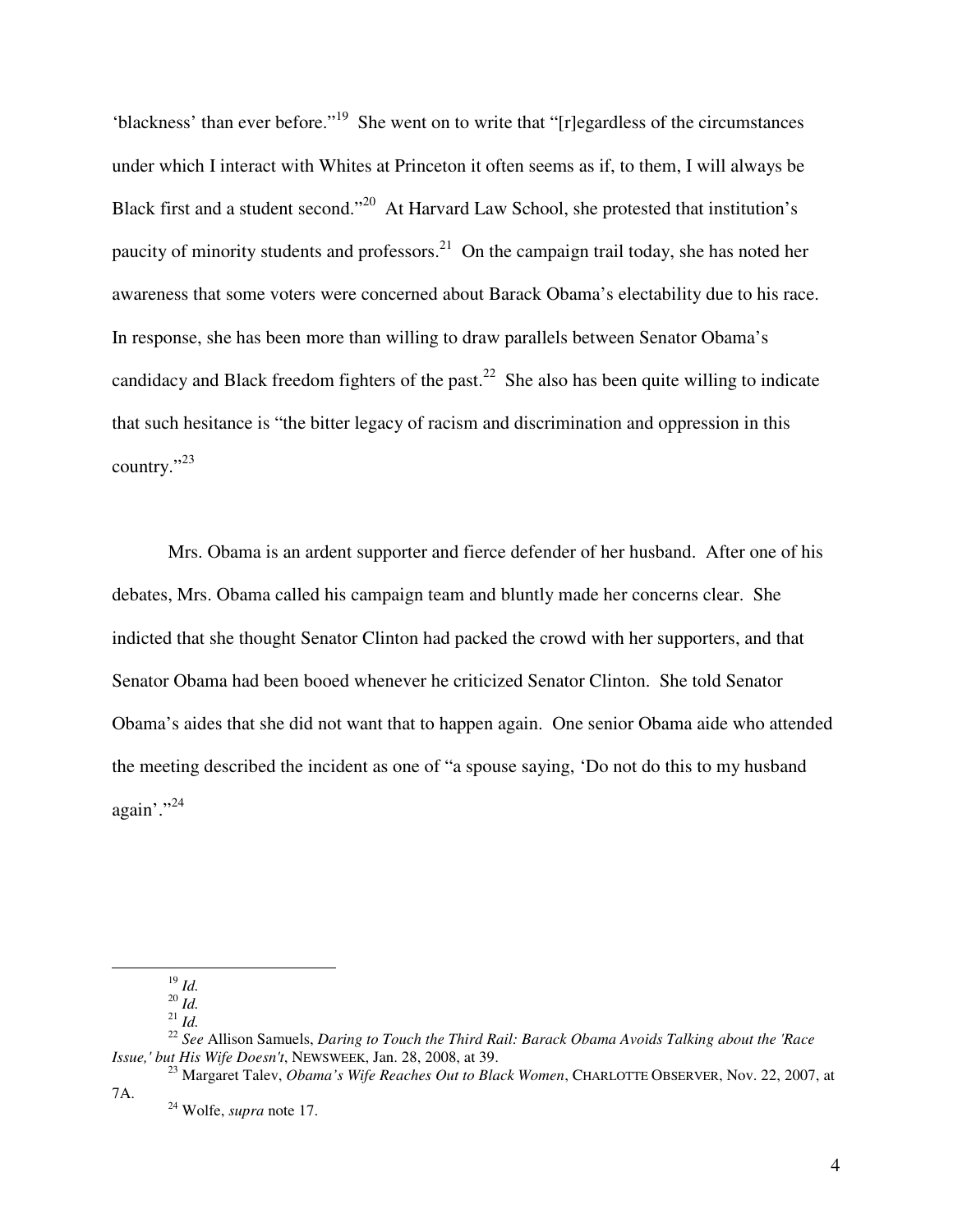'blackness' than ever before."[19] She went on to write that "[r]egardless of the circumstances under which I interact with Whites at Princeton it often seems as if, to them, I will always be Black first and a student second."[20] At Harvard Law School, she protested that institution's paucity of minority students and professors.[21] On the campaign trail today, she has noted her awareness that some voters were concerned about Barack Obama's electability due to his race. In response, she has been more than willing to draw parallels between Senator Obama's candidacy and Black freedom fighters of the past.[22] She also has been quite willing to indicate that such hesitance is "the bitter legacy of racism and discrimination and oppression in this country."[23]

Mrs. Obama is an ardent supporter and fierce defender of her husband. After one of his debates, Mrs. Obama called his campaign team and bluntly made her concerns clear. She indicted that she thought Senator Clinton had packed the crowd with her supporters, and that Senator Obama had been booed whenever he criticized Senator Clinton. She told Senator Obama's aides that she did not want that to happen again. One senior Obama aide who attended the meeting described the incident as one of "a spouse saying, 'Do not do this to my husband again'."[24]

---

[19] *Id.*

[20] *Id.*

[21] *Id.*

[22] *See* Allison Samuels, *Daring to Touch the Third Rail: Barack Obama Avoids Talking about the 'Race Issue,' but His Wife Doesn't*, NEWSWEEK, Jan. 28, 2008, at 39.

[23] Margaret Talev, *Obama's Wife Reaches Out to Black Women*, CHARLOTTE OBSERVER, Nov. 22, 2007, at 7A.

[24] Wolfe, *supra* note 17.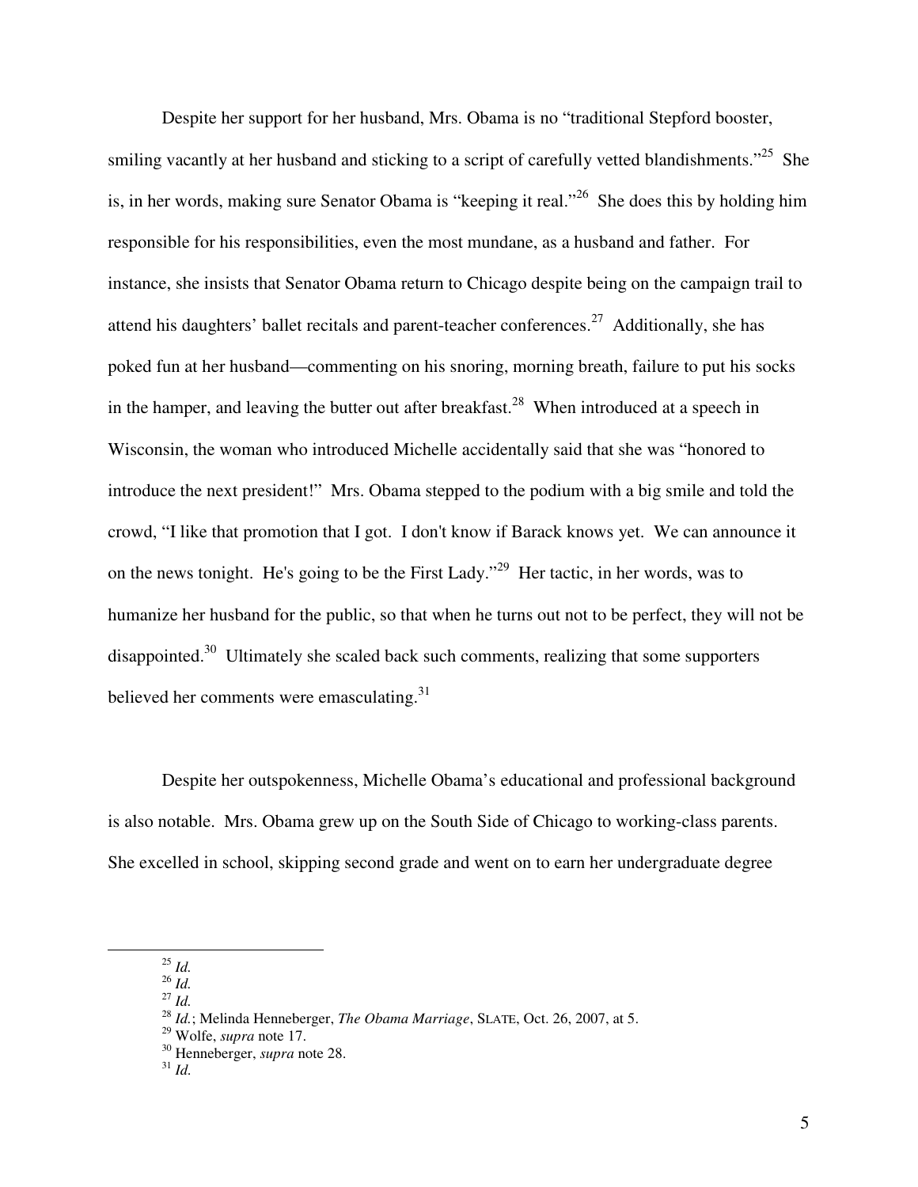Despite her support for her husband, Mrs. Obama is no "traditional Stepford booster, smiling vacantly at her husband and sticking to a script of carefully vetted blandishments."[25] She is, in her words, making sure Senator Obama is "keeping it real."[26] She does this by holding him responsible for his responsibilities, even the most mundane, as a husband and father. For instance, she insists that Senator Obama return to Chicago despite being on the campaign trail to attend his daughters' ballet recitals and parent-teacher conferences.[27] Additionally, she has poked fun at her husband—commenting on his snoring, morning breath, failure to put his socks in the hamper, and leaving the butter out after breakfast.[28] When introduced at a speech in Wisconsin, the woman who introduced Michelle accidentally said that she was "honored to introduce the next president!" Mrs. Obama stepped to the podium with a big smile and told the crowd, "I like that promotion that I got. I don't know if Barack knows yet. We can announce it on the news tonight. He's going to be the First Lady."[29] Her tactic, in her words, was to humanize her husband for the public, so that when he turns out not to be perfect, they will not be disappointed.[30] Ultimately she scaled back such comments, realizing that some supporters believed her comments were emasculating.[31]

Despite her outspokenness, Michelle Obama's educational and professional background is also notable. Mrs. Obama grew up on the South Side of Chicago to working-class parents. She excelled in school, skipping second grade and went on to earn her undergraduate degree

---

[25] *Id.*
[26] *Id.*
[27] *Id.*
[28] *Id.*; Melinda Henneberger, *The Obama Marriage*, SLATE, Oct. 26, 2007, at 5.
[29] Wolfe, *supra* note 17.
[30] Henneberger, *supra* note 28.
[31] *Id.*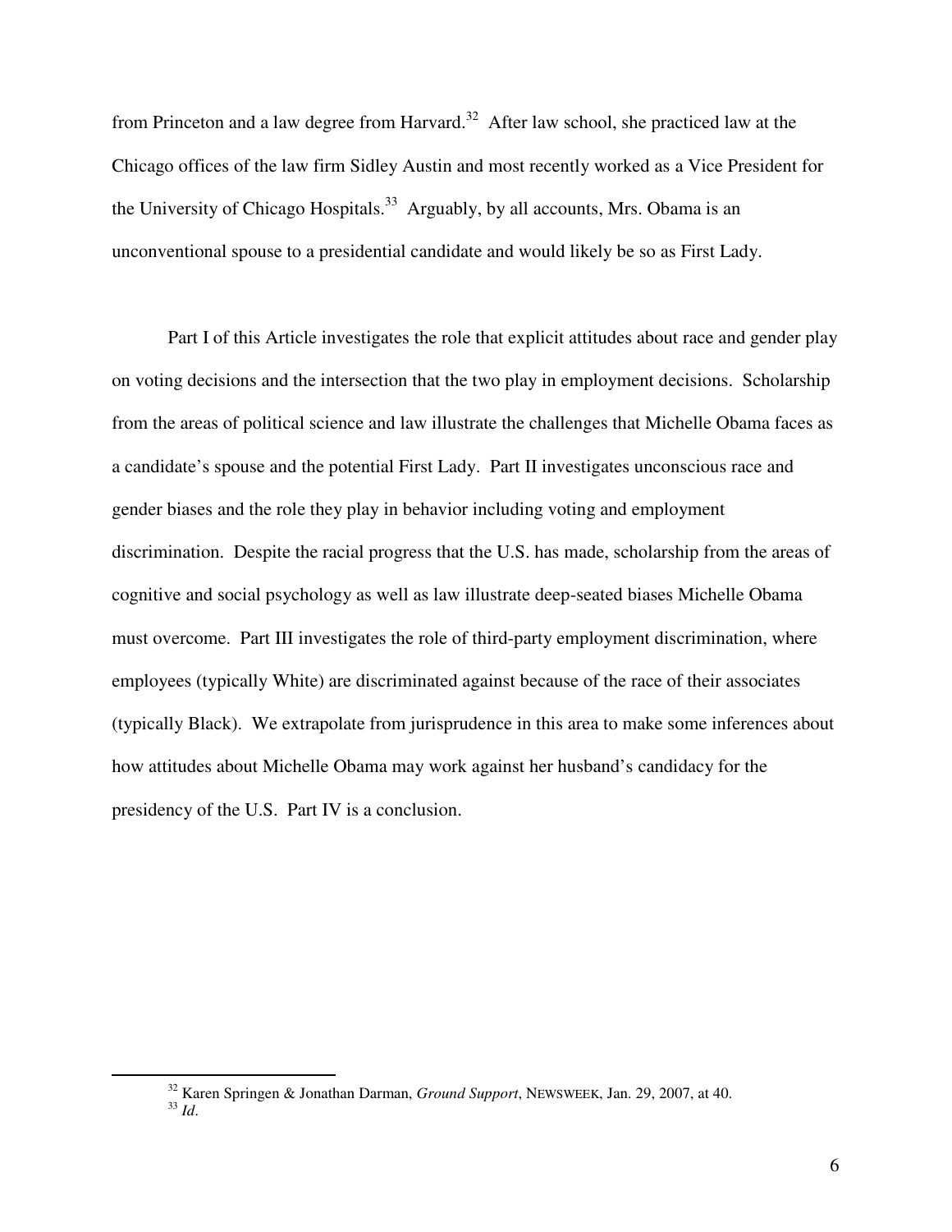from Princeton and a law degree from Harvard.[32] After law school, she practiced law at the Chicago offices of the law firm Sidley Austin and most recently worked as a Vice President for the University of Chicago Hospitals.[33] Arguably, by all accounts, Mrs. Obama is an unconventional spouse to a presidential candidate and would likely be so as First Lady.

Part I of this Article investigates the role that explicit attitudes about race and gender play on voting decisions and the intersection that the two play in employment decisions. Scholarship from the areas of political science and law illustrate the challenges that Michelle Obama faces as a candidate's spouse and the potential First Lady. Part II investigates unconscious race and gender biases and the role they play in behavior including voting and employment discrimination. Despite the racial progress that the U.S. has made, scholarship from the areas of cognitive and social psychology as well as law illustrate deep-seated biases Michelle Obama must overcome. Part III investigates the role of third-party employment discrimination, where employees (typically White) are discriminated against because of the race of their associates (typically Black). We extrapolate from jurisprudence in this area to make some inferences about how attitudes about Michelle Obama may work against her husband's candidacy for the presidency of the U.S. Part IV is a conclusion.

---

[32] Karen Springen & Jonathan Darman, *Ground Support*, NEWSWEEK, Jan. 29, 2007, at 40.
[33] *Id*.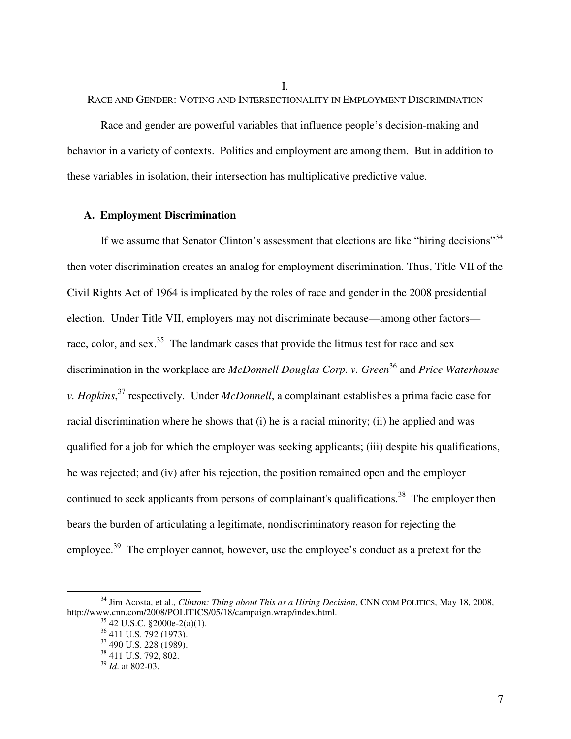# I.

## RACE AND GENDER: VOTING AND INTERSECTIONALITY IN EMPLOYMENT DISCRIMINATION

Race and gender are powerful variables that influence people's decision-making and behavior in a variety of contexts. Politics and employment are among them. But in addition to these variables in isolation, their intersection has multiplicative predictive value.

### A. Employment Discrimination

If we assume that Senator Clinton's assessment that elections are like "hiring decisions"[34] then voter discrimination creates an analog for employment discrimination. Thus, Title VII of the Civil Rights Act of 1964 is implicated by the roles of race and gender in the 2008 presidential election. Under Title VII, employers may not discriminate because—among other factors—race, color, and sex.[35] The landmark cases that provide the litmus test for race and sex discrimination in the workplace are *McDonnell Douglas Corp. v. Green*[36] and *Price Waterhouse v. Hopkins*,[37] respectively. Under *McDonnell*, a complainant establishes a prima facie case for racial discrimination where he shows that (i) he is a racial minority; (ii) he applied and was qualified for a job for which the employer was seeking applicants; (iii) despite his qualifications, he was rejected; and (iv) after his rejection, the position remained open and the employer continued to seek applicants from persons of complainant's qualifications.[38] The employer then bears the burden of articulating a legitimate, nondiscriminatory reason for rejecting the employee.[39] The employer cannot, however, use the employee's conduct as a pretext for the

---

[34] Jim Acosta, et al., *Clinton: Thing about This as a Hiring Decision*, CNN.COM POLITICS, May 18, 2008, http://www.cnn.com/2008/POLITICS/05/18/campaign.wrap/index.html.

[35] 42 U.S.C. §2000e-2(a)(1).

[36] 411 U.S. 792 (1973).

[37] 490 U.S. 228 (1989).

[38] 411 U.S. 792, 802.

[39] *Id*. at 802-03.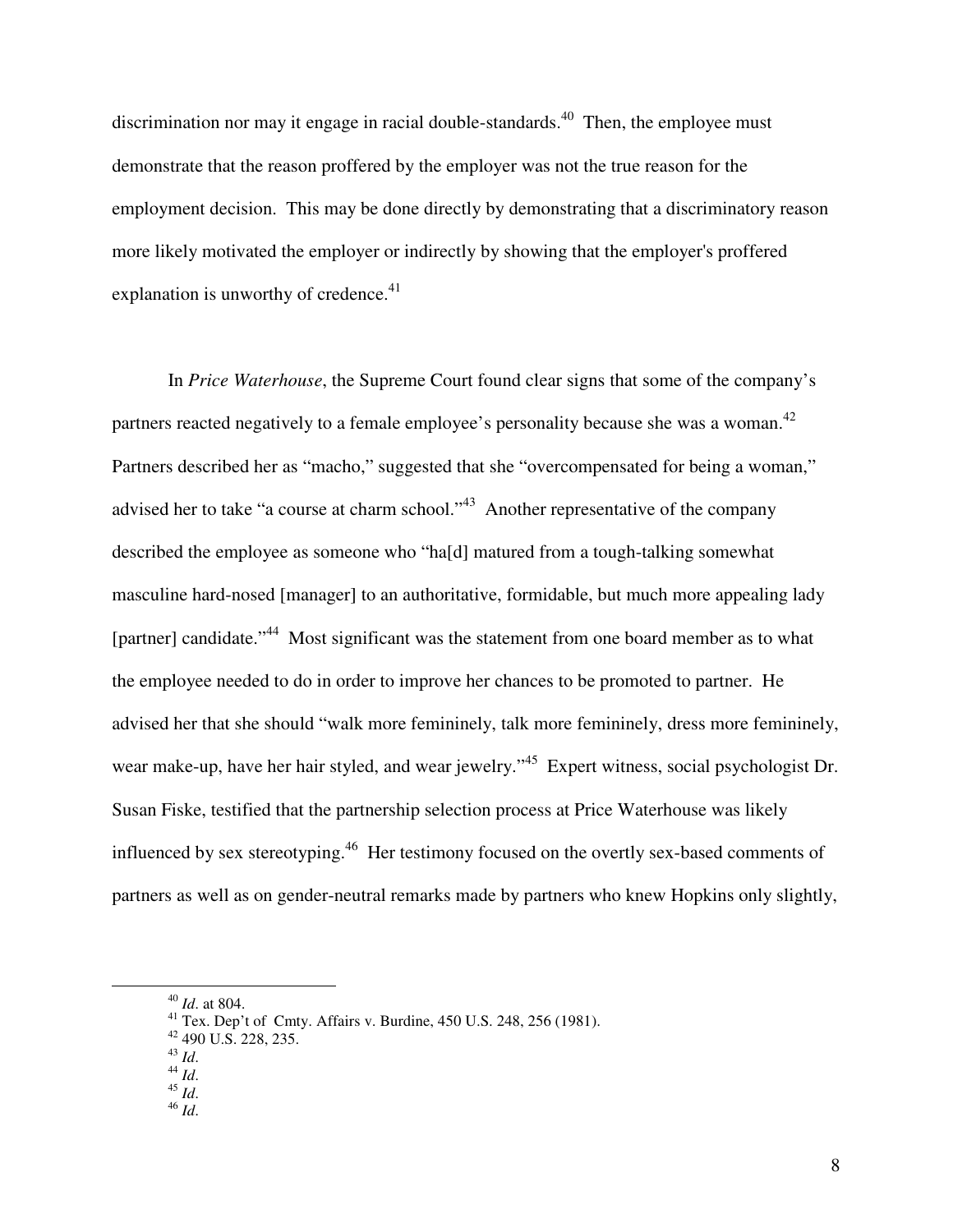discrimination nor may it engage in racial double-standards.[40] Then, the employee must demonstrate that the reason proffered by the employer was not the true reason for the employment decision. This may be done directly by demonstrating that a discriminatory reason more likely motivated the employer or indirectly by showing that the employer's proffered explanation is unworthy of credence.[41]

In *Price Waterhouse*, the Supreme Court found clear signs that some of the company's partners reacted negatively to a female employee's personality because she was a woman.[42] Partners described her as "macho," suggested that she "overcompensated for being a woman," advised her to take "a course at charm school."[43] Another representative of the company described the employee as someone who "ha[d] matured from a tough-talking somewhat masculine hard-nosed [manager] to an authoritative, formidable, but much more appealing lady [partner] candidate."[44] Most significant was the statement from one board member as to what the employee needed to do in order to improve her chances to be promoted to partner. He advised her that she should "walk more femininely, talk more femininely, dress more femininely, wear make-up, have her hair styled, and wear jewelry."[45] Expert witness, social psychologist Dr. Susan Fiske, testified that the partnership selection process at Price Waterhouse was likely influenced by sex stereotyping.[46] Her testimony focused on the overtly sex-based comments of partners as well as on gender-neutral remarks made by partners who knew Hopkins only slightly,

---

[40] *Id*. at 804.

[41] Tex. Dep't of Cmty. Affairs v. Burdine, 450 U.S. 248, 256 (1981).

[42] 490 U.S. 228, 235.

[43] *Id*.

[44] *Id*.

[45] *Id*.

[46] *Id*.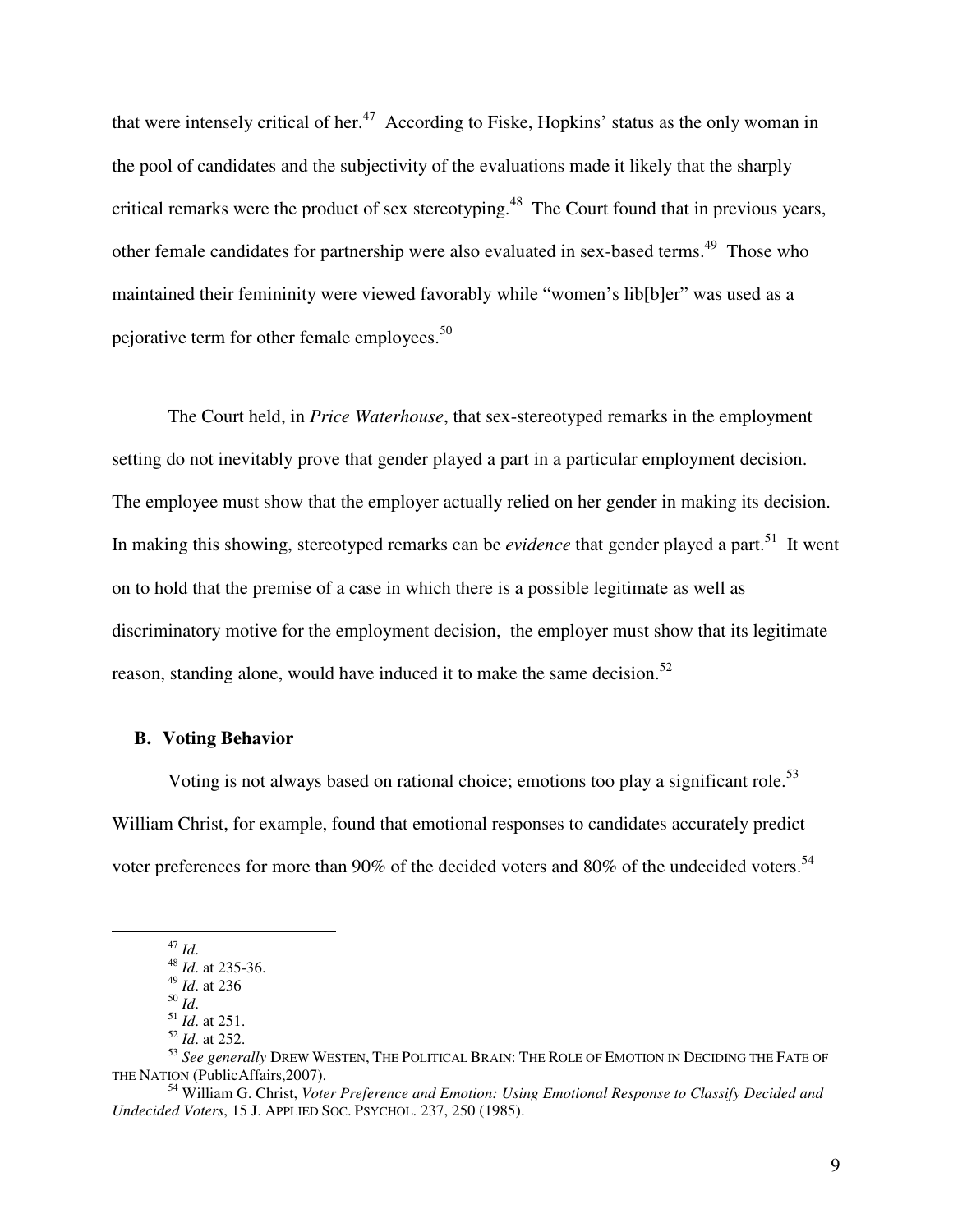that were intensely critical of her.[47] According to Fiske, Hopkins' status as the only woman in the pool of candidates and the subjectivity of the evaluations made it likely that the sharply critical remarks were the product of sex stereotyping.[48] The Court found that in previous years, other female candidates for partnership were also evaluated in sex-based terms.[49] Those who maintained their femininity were viewed favorably while "women's lib[b]er" was used as a pejorative term for other female employees.[50]

The Court held, in *Price Waterhouse*, that sex-stereotyped remarks in the employment setting do not inevitably prove that gender played a part in a particular employment decision. The employee must show that the employer actually relied on her gender in making its decision. In making this showing, stereotyped remarks can be *evidence* that gender played a part.[51] It went on to hold that the premise of a case in which there is a possible legitimate as well as discriminatory motive for the employment decision, the employer must show that its legitimate reason, standing alone, would have induced it to make the same decision.[52]

### B. Voting Behavior

Voting is not always based on rational choice; emotions too play a significant role.[53] William Christ, for example, found that emotional responses to candidates accurately predict voter preferences for more than 90% of the decided voters and 80% of the undecided voters.[54]

---

[47] *Id*.

[48] *Id*. at 235-36.

[49] *Id*. at 236

[50] *Id*.

[51] *Id*. at 251.

[52] *Id*. at 252.

[53] *See generally* DREW WESTEN, THE POLITICAL BRAIN: THE ROLE OF EMOTION IN DECIDING THE FATE OF THE NATION (PublicAffairs,2007).

[54] William G. Christ, *Voter Preference and Emotion: Using Emotional Response to Classify Decided and Undecided Voters*, 15 J. APPLIED SOC. PSYCHOL. 237, 250 (1985).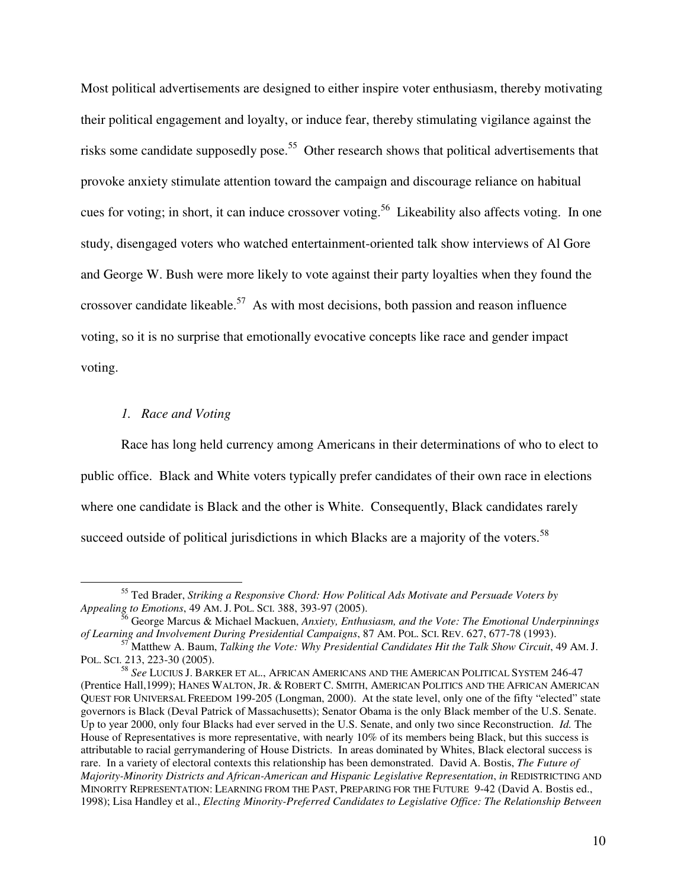Most political advertisements are designed to either inspire voter enthusiasm, thereby motivating their political engagement and loyalty, or induce fear, thereby stimulating vigilance against the risks some candidate supposedly pose.[55] Other research shows that political advertisements that provoke anxiety stimulate attention toward the campaign and discourage reliance on habitual cues for voting; in short, it can induce crossover voting.[56] Likeability also affects voting. In one study, disengaged voters who watched entertainment-oriented talk show interviews of Al Gore and George W. Bush were more likely to vote against their party loyalties when they found the crossover candidate likeable.[57] As with most decisions, both passion and reason influence voting, so it is no surprise that emotionally evocative concepts like race and gender impact voting.

### *1. Race and Voting*

Race has long held currency among Americans in their determinations of who to elect to public office. Black and White voters typically prefer candidates of their own race in elections where one candidate is Black and the other is White. Consequently, Black candidates rarely succeed outside of political jurisdictions in which Blacks are a majority of the voters.[58]

---

[55] Ted Brader, *Striking a Responsive Chord: How Political Ads Motivate and Persuade Voters by Appealing to Emotions*, 49 AM. J. POL. SCI. 388, 393-97 (2005).

[56] George Marcus & Michael Mackuen, *Anxiety, Enthusiasm, and the Vote: The Emotional Underpinnings of Learning and Involvement During Presidential Campaigns*, 87 AM. POL. SCI. REV. 627, 677-78 (1993).

[57] Matthew A. Baum, *Talking the Vote: Why Presidential Candidates Hit the Talk Show Circuit*, 49 AM. J. POL. SCI. 213, 223-30 (2005).

[58] *See* LUCIUS J. BARKER ET AL., AFRICAN AMERICANS AND THE AMERICAN POLITICAL SYSTEM 246-47 (Prentice Hall,1999); HANES WALTON, JR. & ROBERT C. SMITH, AMERICAN POLITICS AND THE AFRICAN AMERICAN QUEST FOR UNIVERSAL FREEDOM 199-205 (Longman, 2000). At the state level, only one of the fifty "elected" state governors is Black (Deval Patrick of Massachusetts); Senator Obama is the only Black member of the U.S. Senate. Up to year 2000, only four Blacks had ever served in the U.S. Senate, and only two since Reconstruction. *Id.* The House of Representatives is more representative, with nearly 10% of its members being Black, but this success is attributable to racial gerrymandering of House Districts. In areas dominated by Whites, Black electoral success is rare. In a variety of electoral contexts this relationship has been demonstrated. David A. Bostis, *The Future of Majority-Minority Districts and African-American and Hispanic Legislative Representation*, *in* REDISTRICTING AND MINORITY REPRESENTATION: LEARNING FROM THE PAST, PREPARING FOR THE FUTURE 9-42 (David A. Bostis ed., 1998); Lisa Handley et al., *Electing Minority-Preferred Candidates to Legislative Office: The Relationship Between*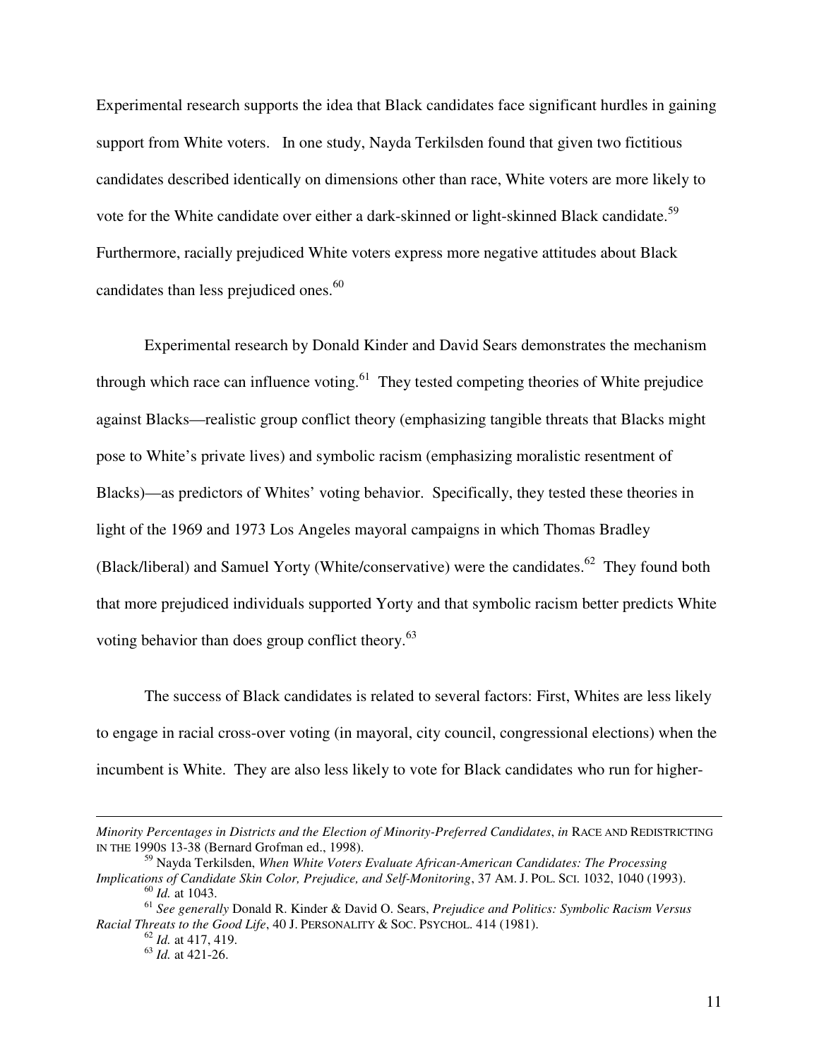Experimental research supports the idea that Black candidates face significant hurdles in gaining support from White voters. In one study, Nayda Terkilsden found that given two fictitious candidates described identically on dimensions other than race, White voters are more likely to vote for the White candidate over either a dark-skinned or light-skinned Black candidate.[59] Furthermore, racially prejudiced White voters express more negative attitudes about Black candidates than less prejudiced ones.[60]

Experimental research by Donald Kinder and David Sears demonstrates the mechanism through which race can influence voting.[61] They tested competing theories of White prejudice against Blacks—realistic group conflict theory (emphasizing tangible threats that Blacks might pose to White's private lives) and symbolic racism (emphasizing moralistic resentment of Blacks)—as predictors of Whites' voting behavior. Specifically, they tested these theories in light of the 1969 and 1973 Los Angeles mayoral campaigns in which Thomas Bradley (Black/liberal) and Samuel Yorty (White/conservative) were the candidates.[62] They found both that more prejudiced individuals supported Yorty and that symbolic racism better predicts White voting behavior than does group conflict theory.[63]

The success of Black candidates is related to several factors: First, Whites are less likely to engage in racial cross-over voting (in mayoral, city council, congressional elections) when the incumbent is White. They are also less likely to vote for Black candidates who run for higher-

---

*Minority Percentages in Districts and the Election of Minority-Preferred Candidates*, *in* RACE AND REDISTRICTING IN THE 1990S 13-38 (Bernard Grofman ed., 1998).

[59] Nayda Terkilsden, *When White Voters Evaluate African-American Candidates: The Processing Implications of Candidate Skin Color, Prejudice, and Self-Monitoring*, 37 AM. J. POL. SCI. 1032, 1040 (1993).

[60] *Id.* at 1043.

[61] *See generally* Donald R. Kinder & David O. Sears, *Prejudice and Politics: Symbolic Racism Versus Racial Threats to the Good Life*, 40 J. PERSONALITY & SOC. PSYCHOL. 414 (1981).

[62] *Id.* at 417, 419.

[63] *Id.* at 421-26.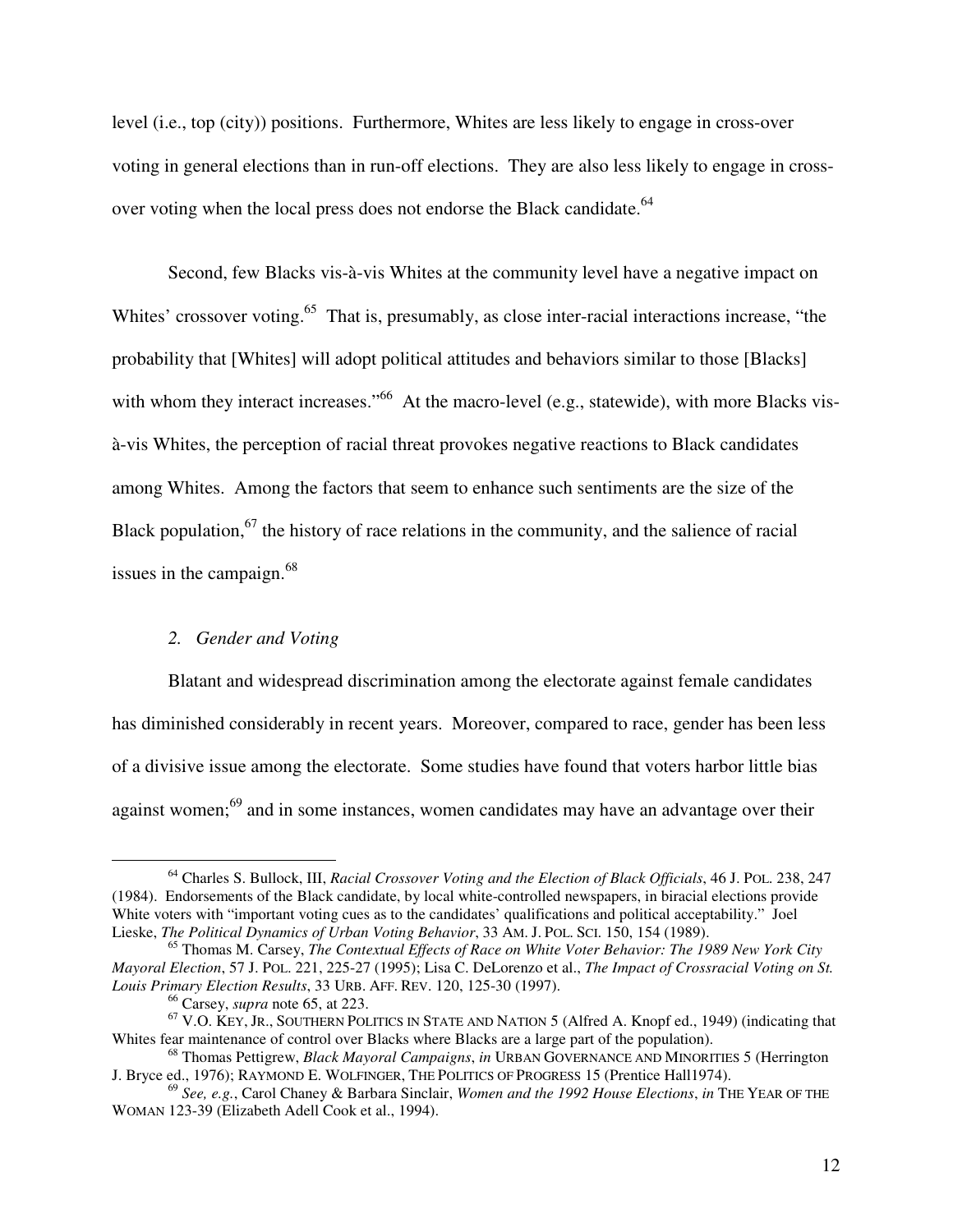level (i.e., top (city)) positions. Furthermore, Whites are less likely to engage in cross-over voting in general elections than in run-off elections. They are also less likely to engage in cross-over voting when the local press does not endorse the Black candidate.[64]

Second, few Blacks vis-à-vis Whites at the community level have a negative impact on Whites' crossover voting.[65] That is, presumably, as close inter-racial interactions increase, "the probability that [Whites] will adopt political attitudes and behaviors similar to those [Blacks] with whom they interact increases."[66] At the macro-level (e.g., statewide), with more Blacks vis-à-vis Whites, the perception of racial threat provokes negative reactions to Black candidates among Whites. Among the factors that seem to enhance such sentiments are the size of the Black population,[67] the history of race relations in the community, and the salience of racial issues in the campaign.[68]

### *2. Gender and Voting*

Blatant and widespread discrimination among the electorate against female candidates has diminished considerably in recent years. Moreover, compared to race, gender has been less of a divisive issue among the electorate. Some studies have found that voters harbor little bias against women;[69] and in some instances, women candidates may have an advantage over their

---

[64] Charles S. Bullock, III, *Racial Crossover Voting and the Election of Black Officials*, 46 J. POL. 238, 247 (1984). Endorsements of the Black candidate, by local white-controlled newspapers, in biracial elections provide White voters with "important voting cues as to the candidates' qualifications and political acceptability." Joel Lieske, *The Political Dynamics of Urban Voting Behavior*, 33 AM. J. POL. SCI. 150, 154 (1989).

[65] Thomas M. Carsey, *The Contextual Effects of Race on White Voter Behavior: The 1989 New York City Mayoral Election*, 57 J. POL. 221, 225-27 (1995); Lisa C. DeLorenzo et al., *The Impact of Crossracial Voting on St. Louis Primary Election Results*, 33 URB. AFF. REV. 120, 125-30 (1997).

[66] Carsey, *supra* note 65, at 223.

[67] V.O. KEY, JR., SOUTHERN POLITICS IN STATE AND NATION 5 (Alfred A. Knopf ed., 1949) (indicating that Whites fear maintenance of control over Blacks where Blacks are a large part of the population).

[68] Thomas Pettigrew, *Black Mayoral Campaigns*, *in* URBAN GOVERNANCE AND MINORITIES 5 (Herrington J. Bryce ed., 1976); RAYMOND E. WOLFINGER, THE POLITICS OF PROGRESS 15 (Prentice Hall1974).

[69] *See, e.g.*, Carol Chaney & Barbara Sinclair, *Women and the 1992 House Elections*, *in* THE YEAR OF THE WOMAN 123-39 (Elizabeth Adell Cook et al., 1994).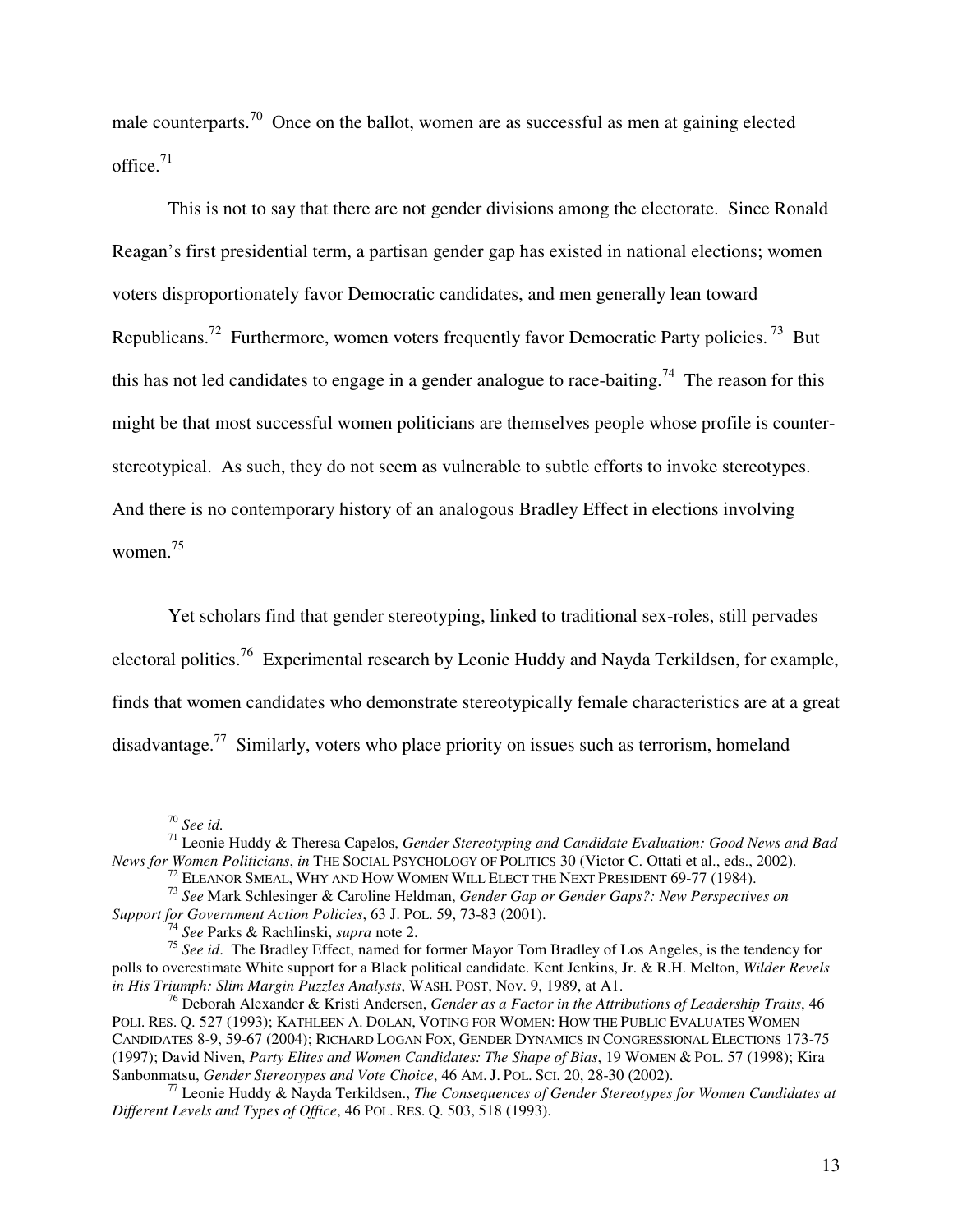male counterparts.[70] Once on the ballot, women are as successful as men at gaining elected office.[71]

This is not to say that there are not gender divisions among the electorate. Since Ronald Reagan's first presidential term, a partisan gender gap has existed in national elections; women voters disproportionately favor Democratic candidates, and men generally lean toward Republicans.[72] Furthermore, women voters frequently favor Democratic Party policies.[73] But this has not led candidates to engage in a gender analogue to race-baiting.[74] The reason for this might be that most successful women politicians are themselves people whose profile is counter-stereotypical. As such, they do not seem as vulnerable to subtle efforts to invoke stereotypes. And there is no contemporary history of an analogous Bradley Effect in elections involving women.[75]

Yet scholars find that gender stereotyping, linked to traditional sex-roles, still pervades electoral politics.[76] Experimental research by Leonie Huddy and Nayda Terkildsen, for example, finds that women candidates who demonstrate stereotypically female characteristics are at a great disadvantage.[77] Similarly, voters who place priority on issues such as terrorism, homeland

---

[70] *See id.*

[71] Leonie Huddy & Theresa Capelos, *Gender Stereotyping and Candidate Evaluation: Good News and Bad News for Women Politicians*, *in* THE SOCIAL PSYCHOLOGY OF POLITICS 30 (Victor C. Ottati et al., eds., 2002).

[72] ELEANOR SMEAL, WHY AND HOW WOMEN WILL ELECT THE NEXT PRESIDENT 69-77 (1984).

[73] *See* Mark Schlesinger & Caroline Heldman, *Gender Gap or Gender Gaps?: New Perspectives on Support for Government Action Policies*, 63 J. POL. 59, 73-83 (2001).

[74] *See* Parks & Rachlinski, *supra* note 2.

[75] *See id*. The Bradley Effect, named for former Mayor Tom Bradley of Los Angeles, is the tendency for polls to overestimate White support for a Black political candidate. Kent Jenkins, Jr. & R.H. Melton, *Wilder Revels in His Triumph: Slim Margin Puzzles Analysts*, WASH. POST, Nov. 9, 1989, at A1.

[76] Deborah Alexander & Kristi Andersen, *Gender as a Factor in the Attributions of Leadership Traits*, 46 POLI. RES. Q. 527 (1993); KATHLEEN A. DOLAN, VOTING FOR WOMEN: HOW THE PUBLIC EVALUATES WOMEN CANDIDATES 8-9, 59-67 (2004); RICHARD LOGAN FOX, GENDER DYNAMICS IN CONGRESSIONAL ELECTIONS 173-75 (1997); David Niven, *Party Elites and Women Candidates: The Shape of Bias*, 19 WOMEN & POL. 57 (1998); Kira Sanbonmatsu, *Gender Stereotypes and Vote Choice*, 46 AM. J. POL. SCI. 20, 28-30 (2002).

[77] Leonie Huddy & Nayda Terkildsen., *The Consequences of Gender Stereotypes for Women Candidates at Different Levels and Types of Office*, 46 POL. RES. Q. 503, 518 (1993).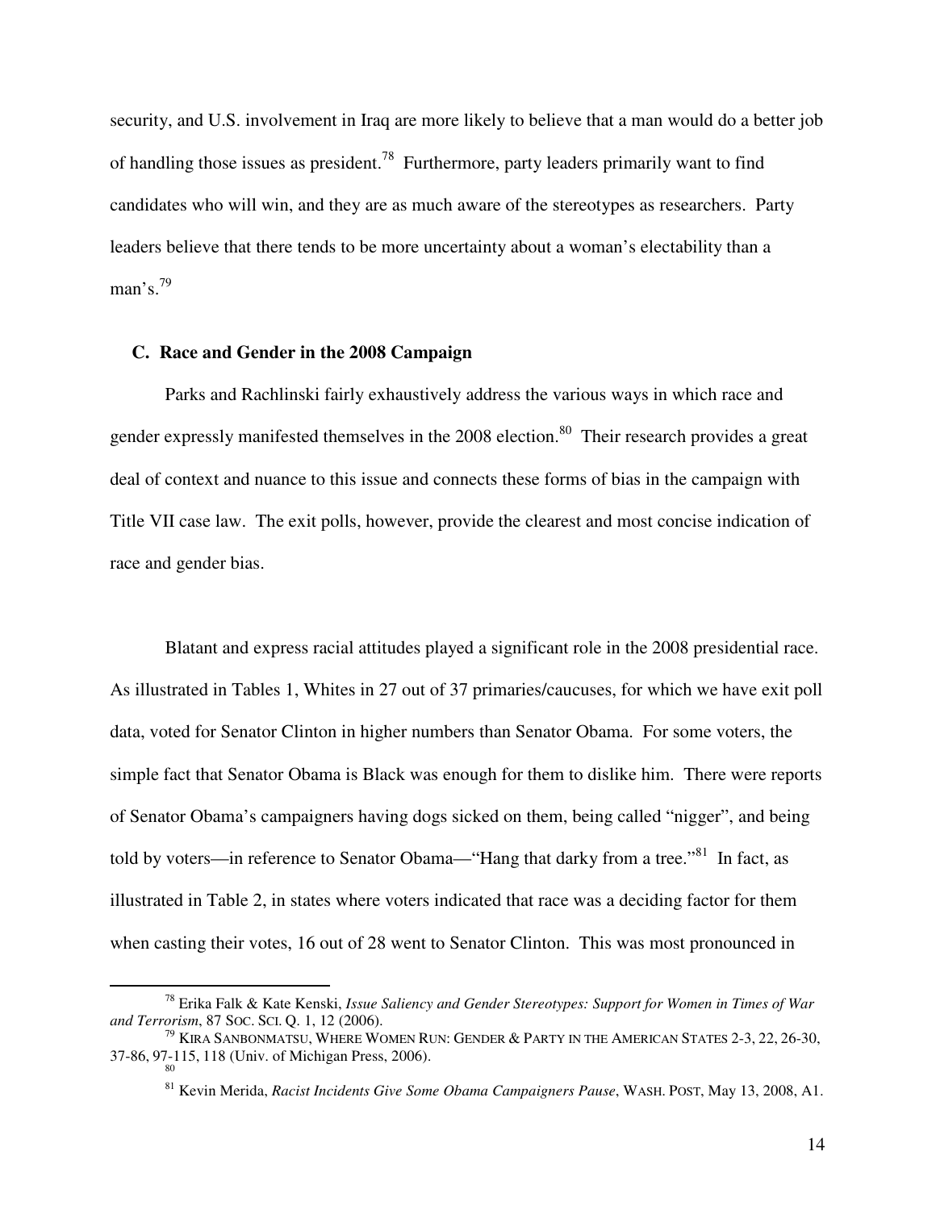security, and U.S. involvement in Iraq are more likely to believe that a man would do a better job of handling those issues as president.[78] Furthermore, party leaders primarily want to find candidates who will win, and they are as much aware of the stereotypes as researchers. Party leaders believe that there tends to be more uncertainty about a woman's electability than a man's.[79]

### C. Race and Gender in the 2008 Campaign

Parks and Rachlinski fairly exhaustively address the various ways in which race and gender expressly manifested themselves in the 2008 election.[80] Their research provides a great deal of context and nuance to this issue and connects these forms of bias in the campaign with Title VII case law. The exit polls, however, provide the clearest and most concise indication of race and gender bias.

Blatant and express racial attitudes played a significant role in the 2008 presidential race. As illustrated in Tables 1, Whites in 27 out of 37 primaries/caucuses, for which we have exit poll data, voted for Senator Clinton in higher numbers than Senator Obama. For some voters, the simple fact that Senator Obama is Black was enough for them to dislike him. There were reports of Senator Obama's campaigners having dogs sicked on them, being called "nigger", and being told by voters—in reference to Senator Obama—"Hang that darky from a tree."[81] In fact, as illustrated in Table 2, in states where voters indicated that race was a deciding factor for them when casting their votes, 16 out of 28 went to Senator Clinton. This was most pronounced in

---

[78] Erika Falk & Kate Kenski, *Issue Saliency and Gender Stereotypes: Support for Women in Times of War and Terrorism*, 87 SOC. SCI. Q. 1, 12 (2006).

[79] KIRA SANBONMATSU, WHERE WOMEN RUN: GENDER & PARTY IN THE AMERICAN STATES 2-3, 22, 26-30, 37-86, 97-115, 118 (Univ. of Michigan Press, 2006).

[80]

[81] Kevin Merida, *Racist Incidents Give Some Obama Campaigners Pause*, WASH. POST, May 13, 2008, A1.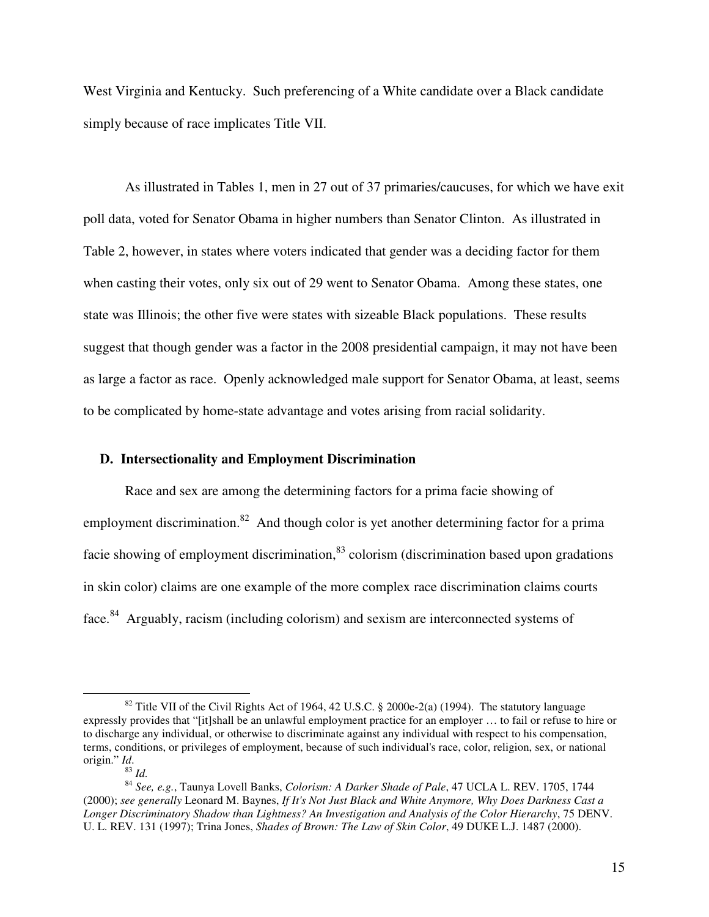West Virginia and Kentucky. Such preferencing of a White candidate over a Black candidate simply because of race implicates Title VII.

As illustrated in Tables 1, men in 27 out of 37 primaries/caucuses, for which we have exit poll data, voted for Senator Obama in higher numbers than Senator Clinton. As illustrated in Table 2, however, in states where voters indicated that gender was a deciding factor for them when casting their votes, only six out of 29 went to Senator Obama. Among these states, one state was Illinois; the other five were states with sizeable Black populations. These results suggest that though gender was a factor in the 2008 presidential campaign, it may not have been as large a factor as race. Openly acknowledged male support for Senator Obama, at least, seems to be complicated by home-state advantage and votes arising from racial solidarity.

### D. Intersectionality and Employment Discrimination

Race and sex are among the determining factors for a prima facie showing of employment discrimination.[82] And though color is yet another determining factor for a prima facie showing of employment discrimination,[83] colorism (discrimination based upon gradations in skin color) claims are one example of the more complex race discrimination claims courts face.[84] Arguably, racism (including colorism) and sexism are interconnected systems of

---

[82] Title VII of the Civil Rights Act of 1964, 42 U.S.C. § 2000e-2(a) (1994). The statutory language expressly provides that "[it]shall be an unlawful employment practice for an employer … to fail or refuse to hire or to discharge any individual, or otherwise to discriminate against any individual with respect to his compensation, terms, conditions, or privileges of employment, because of such individual's race, color, religion, sex, or national origin." *Id*.

[83] *Id.*

[84] *See, e.g.*, Taunya Lovell Banks, *Colorism: A Darker Shade of Pale*, 47 UCLA L. REV. 1705, 1744 (2000); *see generally* Leonard M. Baynes, *If It's Not Just Black and White Anymore, Why Does Darkness Cast a Longer Discriminatory Shadow than Lightness? An Investigation and Analysis of the Color Hierarchy*, 75 DENV. U. L. REV. 131 (1997); Trina Jones, *Shades of Brown: The Law of Skin Color*, 49 DUKE L.J. 1487 (2000).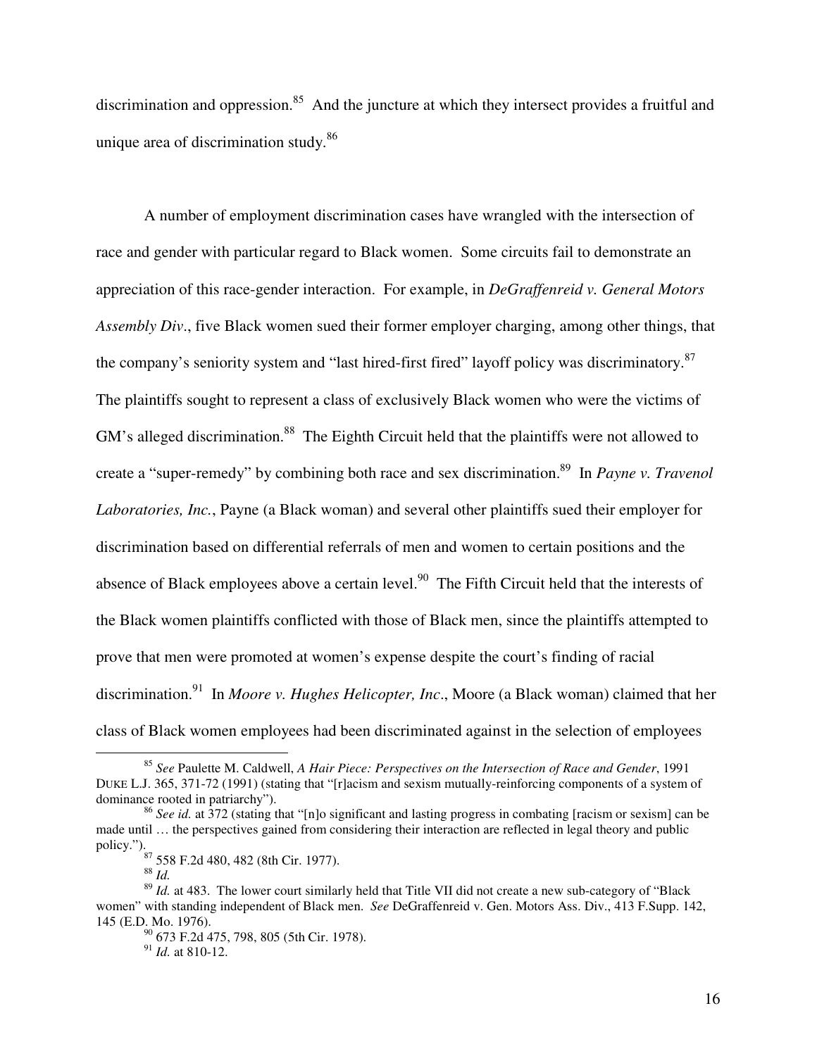discrimination and oppression.[85] And the juncture at which they intersect provides a fruitful and unique area of discrimination study.[86]

A number of employment discrimination cases have wrangled with the intersection of race and gender with particular regard to Black women. Some circuits fail to demonstrate an appreciation of this race-gender interaction. For example, in *DeGraffenreid v. General Motors Assembly Div*., five Black women sued their former employer charging, among other things, that the company's seniority system and "last hired-first fired" layoff policy was discriminatory.[87] The plaintiffs sought to represent a class of exclusively Black women who were the victims of GM's alleged discrimination.[88] The Eighth Circuit held that the plaintiffs were not allowed to create a "super-remedy" by combining both race and sex discrimination.[89] In *Payne v. Travenol Laboratories, Inc.*, Payne (a Black woman) and several other plaintiffs sued their employer for discrimination based on differential referrals of men and women to certain positions and the absence of Black employees above a certain level.[90] The Fifth Circuit held that the interests of the Black women plaintiffs conflicted with those of Black men, since the plaintiffs attempted to prove that men were promoted at women's expense despite the court's finding of racial discrimination.[91] In *Moore v. Hughes Helicopter, Inc*., Moore (a Black woman) claimed that her class of Black women employees had been discriminated against in the selection of employees

---

[85] *See* Paulette M. Caldwell, *A Hair Piece: Perspectives on the Intersection of Race and Gender*, 1991 DUKE L.J. 365, 371-72 (1991) (stating that "[r]acism and sexism mutually-reinforcing components of a system of dominance rooted in patriarchy").

[86] *See id.* at 372 (stating that "[n]o significant and lasting progress in combating [racism or sexism] can be made until … the perspectives gained from considering their interaction are reflected in legal theory and public policy.").

[87] 558 F.2d 480, 482 (8th Cir. 1977).

[88] *Id.*

[89] *Id.* at 483. The lower court similarly held that Title VII did not create a new sub-category of "Black women" with standing independent of Black men. *See* DeGraffenreid v. Gen. Motors Ass. Div., 413 F.Supp. 142, 145 (E.D. Mo. 1976).

[90] 673 F.2d 475, 798, 805 (5th Cir. 1978).

[91] *Id.* at 810-12.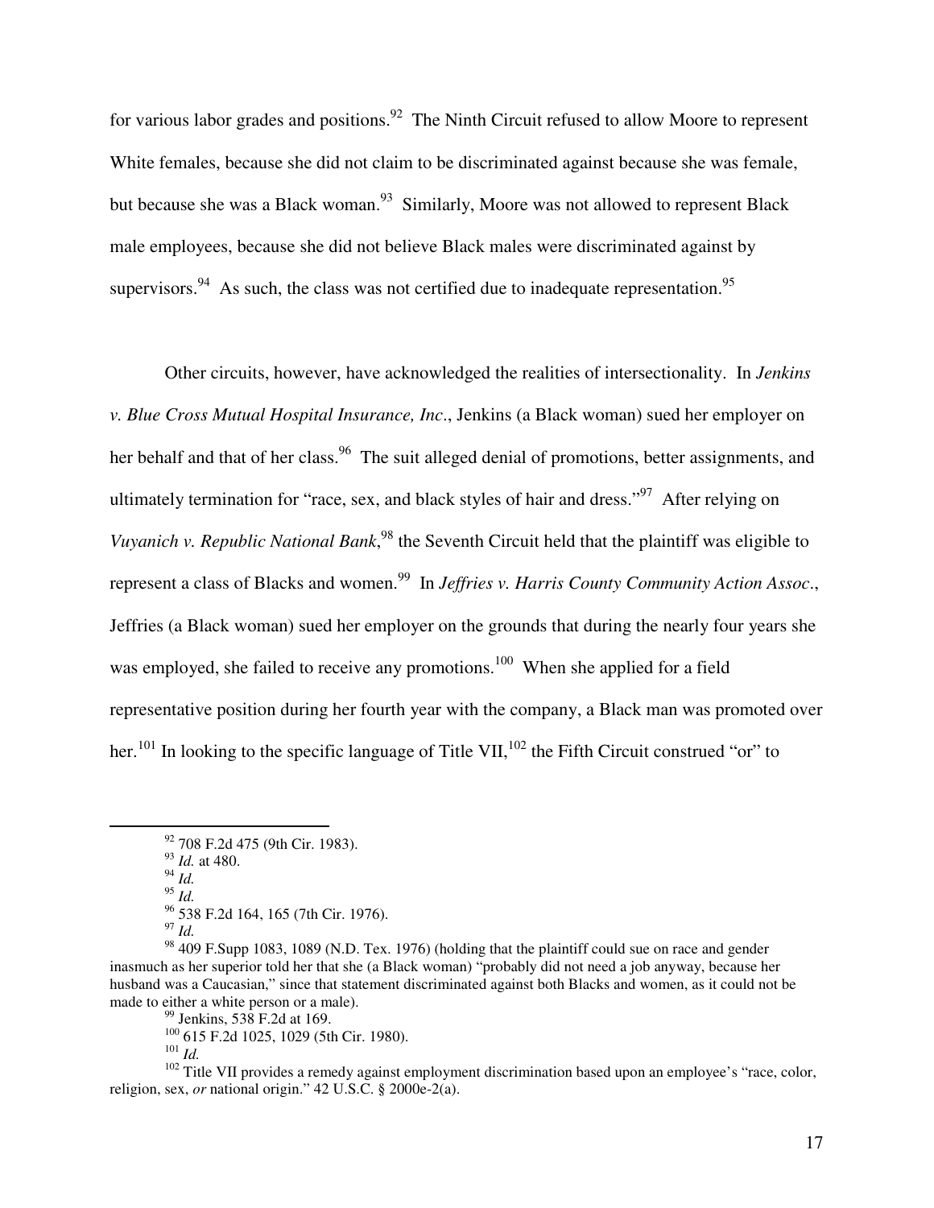for various labor grades and positions.[92] The Ninth Circuit refused to allow Moore to represent White females, because she did not claim to be discriminated against because she was female, but because she was a Black woman.[93] Similarly, Moore was not allowed to represent Black male employees, because she did not believe Black males were discriminated against by supervisors.[94] As such, the class was not certified due to inadequate representation.[95]

Other circuits, however, have acknowledged the realities of intersectionality. In *Jenkins v. Blue Cross Mutual Hospital Insurance, Inc*., Jenkins (a Black woman) sued her employer on her behalf and that of her class.[96] The suit alleged denial of promotions, better assignments, and ultimately termination for "race, sex, and black styles of hair and dress."[97] After relying on *Vuyanich v. Republic National Bank*,[98] the Seventh Circuit held that the plaintiff was eligible to represent a class of Blacks and women.[99] In *Jeffries v. Harris County Community Action Assoc*., Jeffries (a Black woman) sued her employer on the grounds that during the nearly four years she was employed, she failed to receive any promotions.[100] When she applied for a field representative position during her fourth year with the company, a Black man was promoted over her.[101] In looking to the specific language of Title VII,[102] the Fifth Circuit construed "or" to

---

[92] 708 F.2d 475 (9th Cir. 1983).

[93] *Id.* at 480.

[94] *Id.*

[95] *Id.*

[96] 538 F.2d 164, 165 (7th Cir. 1976).

[97] *Id.*

[98] 409 F.Supp 1083, 1089 (N.D. Tex. 1976) (holding that the plaintiff could sue on race and gender inasmuch as her superior told her that she (a Black woman) "probably did not need a job anyway, because her husband was a Caucasian," since that statement discriminated against both Blacks and women, as it could not be made to either a white person or a male).

[99] Jenkins, 538 F.2d at 169.

[100] 615 F.2d 1025, 1029 (5th Cir. 1980).

[101] *Id.*

[102] Title VII provides a remedy against employment discrimination based upon an employee's "race, color, religion, sex, *or* national origin." 42 U.S.C. § 2000e-2(a).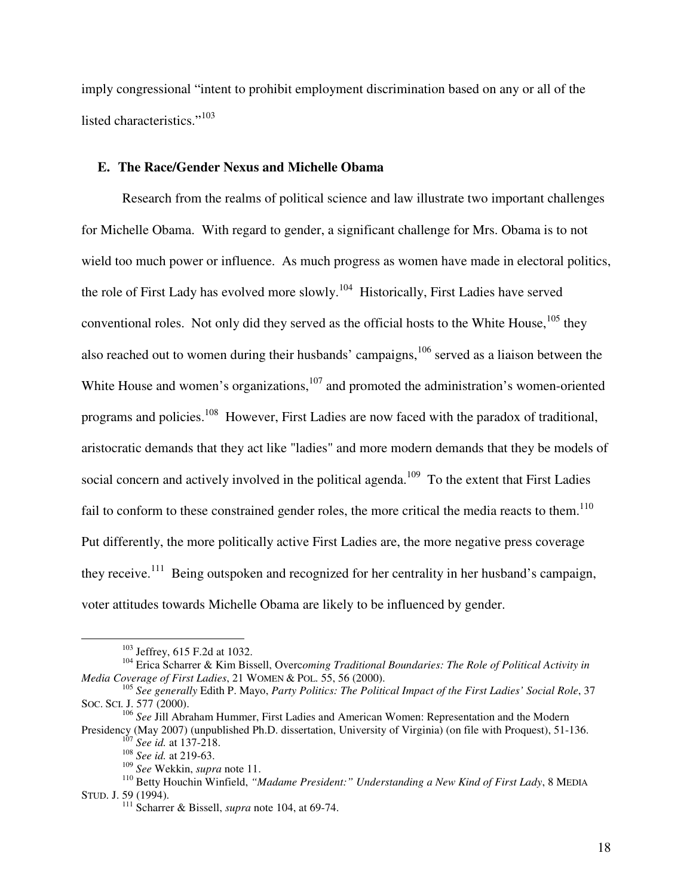imply congressional "intent to prohibit employment discrimination based on any or all of the listed characteristics."[103]

### E. The Race/Gender Nexus and Michelle Obama

Research from the realms of political science and law illustrate two important challenges for Michelle Obama. With regard to gender, a significant challenge for Mrs. Obama is to not wield too much power or influence. As much progress as women have made in electoral politics, the role of First Lady has evolved more slowly.[104] Historically, First Ladies have served conventional roles. Not only did they served as the official hosts to the White House,[105] they also reached out to women during their husbands' campaigns,[106] served as a liaison between the White House and women's organizations,[107] and promoted the administration's women-oriented programs and policies.[108] However, First Ladies are now faced with the paradox of traditional, aristocratic demands that they act like "ladies" and more modern demands that they be models of social concern and actively involved in the political agenda.[109] To the extent that First Ladies fail to conform to these constrained gender roles, the more critical the media reacts to them.[110] Put differently, the more politically active First Ladies are, the more negative press coverage they receive.[111] Being outspoken and recognized for her centrality in her husband's campaign, voter attitudes towards Michelle Obama are likely to be influenced by gender.

---

[103] Jeffrey, 615 F.2d at 1032.

[104] Erica Scharrer & Kim Bissell, *Overcoming Traditional Boundaries: The Role of Political Activity in Media Coverage of First Ladies*, 21 WOMEN & POL. 55, 56 (2000).

[105] *See generally* Edith P. Mayo, *Party Politics: The Political Impact of the First Ladies' Social Role*, 37 SOC. SCI. J. 577 (2000).

[106] *See* Jill Abraham Hummer, First Ladies and American Women: Representation and the Modern Presidency (May 2007) (unpublished Ph.D. dissertation, University of Virginia) (on file with Proquest), 51-136.

[107] *See id.* at 137-218.

[108] *See id.* at 219-63.

[109] *See* Wekkin, *supra* note 11.

[110] Betty Houchin Winfield, *"Madame President:" Understanding a New Kind of First Lady*, 8 MEDIA STUD. J. 59 (1994).

[111] Scharrer & Bissell, *supra* note 104, at 69-74.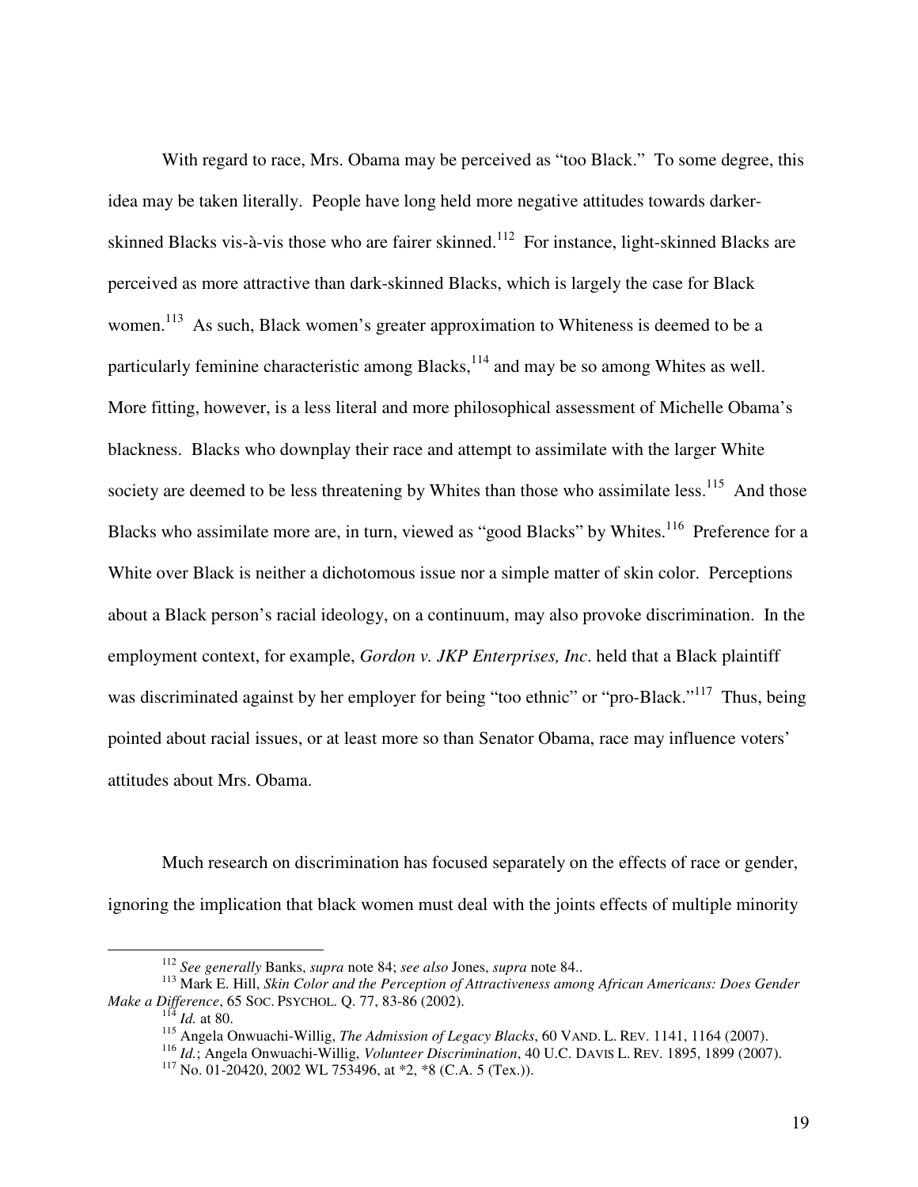With regard to race, Mrs. Obama may be perceived as "too Black." To some degree, this idea may be taken literally. People have long held more negative attitudes towards darker-skinned Blacks vis-à-vis those who are fairer skinned.[112] For instance, light-skinned Blacks are perceived as more attractive than dark-skinned Blacks, which is largely the case for Black women.[113] As such, Black women's greater approximation to Whiteness is deemed to be a particularly feminine characteristic among Blacks,[114] and may be so among Whites as well. More fitting, however, is a less literal and more philosophical assessment of Michelle Obama's blackness. Blacks who downplay their race and attempt to assimilate with the larger White society are deemed to be less threatening by Whites than those who assimilate less.[115] And those Blacks who assimilate more are, in turn, viewed as "good Blacks" by Whites.[116] Preference for a White over Black is neither a dichotomous issue nor a simple matter of skin color. Perceptions about a Black person's racial ideology, on a continuum, may also provoke discrimination. In the employment context, for example, *Gordon v. JKP Enterprises, Inc*. held that a Black plaintiff was discriminated against by her employer for being "too ethnic" or "pro-Black."[117] Thus, being pointed about racial issues, or at least more so than Senator Obama, race may influence voters' attitudes about Mrs. Obama.

Much research on discrimination has focused separately on the effects of race or gender, ignoring the implication that black women must deal with the joints effects of multiple minority

---

[112] *See generally* Banks, *supra* note 84; *see also* Jones, *supra* note 84..

[113] Mark E. Hill, *Skin Color and the Perception of Attractiveness among African Americans: Does Gender Make a Difference*, 65 SOC. PSYCHOL. Q. 77, 83-86 (2002).

[114] *Id.* at 80.

[115] Angela Onwuachi-Willig, *The Admission of Legacy Blacks*, 60 VAND. L. REV. 1141, 1164 (2007).

[116] *Id.*; Angela Onwuachi-Willig, *Volunteer Discrimination*, 40 U.C. DAVIS L. REV. 1895, 1899 (2007).

[117] No. 01-20420, 2002 WL 753496, at *2, *8 (C.A. 5 (Tex.)).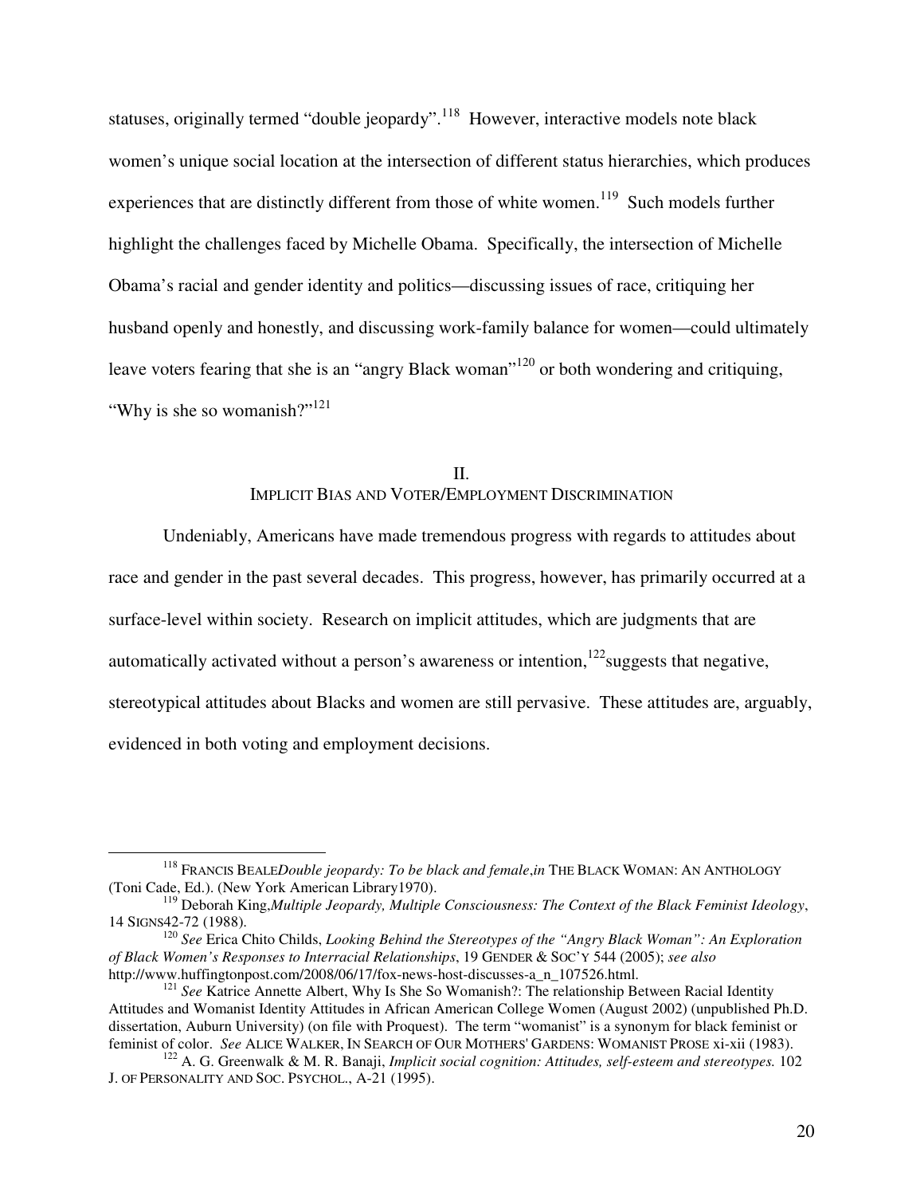statuses, originally termed "double jeopardy".[118] However, interactive models note black women's unique social location at the intersection of different status hierarchies, which produces experiences that are distinctly different from those of white women.[119] Such models further highlight the challenges faced by Michelle Obama. Specifically, the intersection of Michelle Obama's racial and gender identity and politics—discussing issues of race, critiquing her husband openly and honestly, and discussing work-family balance for women—could ultimately leave voters fearing that she is an "angry Black woman"[120] or both wondering and critiquing, "Why is she so womanish?"[121]

## II.
## IMPLICIT BIAS AND VOTER/EMPLOYMENT DISCRIMINATION

Undeniably, Americans have made tremendous progress with regards to attitudes about race and gender in the past several decades. This progress, however, has primarily occurred at a surface-level within society. Research on implicit attitudes, which are judgments that are automatically activated without a person's awareness or intention,[122]suggests that negative, stereotypical attitudes about Blacks and women are still pervasive. These attitudes are, arguably, evidenced in both voting and employment decisions.

---

[118] FRANCIS BEALE*Double jeopardy: To be black and female*,*in* THE BLACK WOMAN: AN ANTHOLOGY (Toni Cade, Ed.). (New York American Library1970).

[119] Deborah King,*Multiple Jeopardy, Multiple Consciousness: The Context of the Black Feminist Ideology*, 14 SIGNS42-72 (1988).

[120] *See* Erica Chito Childs, *Looking Behind the Stereotypes of the "Angry Black Woman": An Exploration of Black Women's Responses to Interracial Relationships*, 19 GENDER & SOC'Y 544 (2005); *see also* http://www.huffingtonpost.com/2008/06/17/fox-news-host-discusses-a_n_107526.html.

[121] *See* Katrice Annette Albert, Why Is She So Womanish?: The relationship Between Racial Identity Attitudes and Womanist Identity Attitudes in African American College Women (August 2002) (unpublished Ph.D. dissertation, Auburn University) (on file with Proquest). The term "womanist" is a synonym for black feminist or feminist of color. *See* ALICE WALKER, IN SEARCH OF OUR MOTHERS' GARDENS: WOMANIST PROSE xi-xii (1983).

[122] A. G. Greenwalk & M. R. Banaji, *Implicit social cognition: Attitudes, self-esteem and stereotypes.* 102 J. OF PERSONALITY AND SOC. PSYCHOL., A-21 (1995).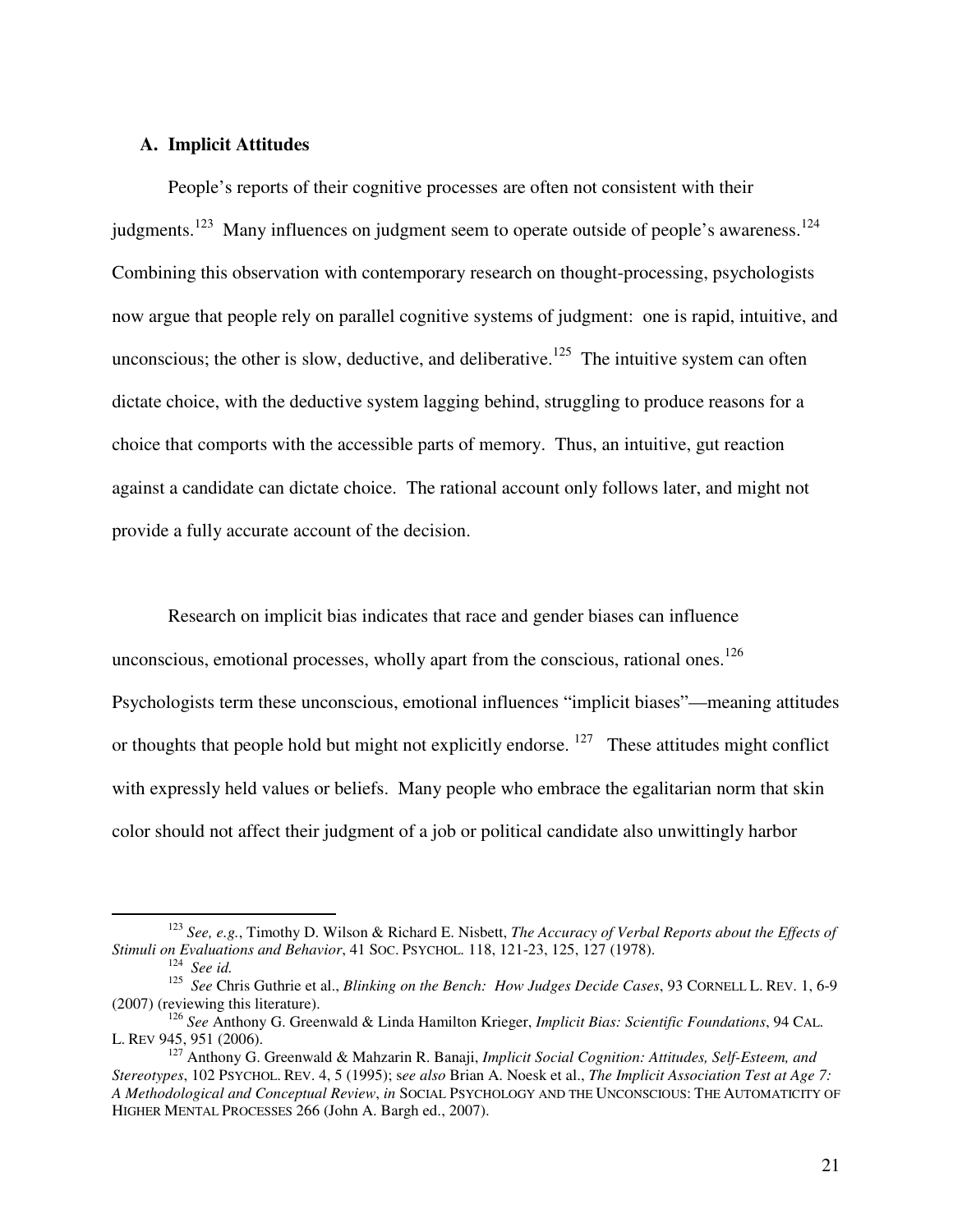### A. Implicit Attitudes

People's reports of their cognitive processes are often not consistent with their judgments.[123] Many influences on judgment seem to operate outside of people's awareness.[124] Combining this observation with contemporary research on thought-processing, psychologists now argue that people rely on parallel cognitive systems of judgment: one is rapid, intuitive, and unconscious; the other is slow, deductive, and deliberative.[125] The intuitive system can often dictate choice, with the deductive system lagging behind, struggling to produce reasons for a choice that comports with the accessible parts of memory. Thus, an intuitive, gut reaction against a candidate can dictate choice. The rational account only follows later, and might not provide a fully accurate account of the decision.

Research on implicit bias indicates that race and gender biases can influence unconscious, emotional processes, wholly apart from the conscious, rational ones.[126] Psychologists term these unconscious, emotional influences "implicit biases"—meaning attitudes or thoughts that people hold but might not explicitly endorse.[127] These attitudes might conflict with expressly held values or beliefs. Many people who embrace the egalitarian norm that skin color should not affect their judgment of a job or political candidate also unwittingly harbor

---

[123] *See, e.g.*, Timothy D. Wilson & Richard E. Nisbett, *The Accuracy of Verbal Reports about the Effects of Stimuli on Evaluations and Behavior*, 41 SOC. PSYCHOL. 118, 121-23, 125, 127 (1978).

[124] *See id.*

[125] *See* Chris Guthrie et al., *Blinking on the Bench: How Judges Decide Cases*, 93 CORNELL L. REV. 1, 6-9 (2007) (reviewing this literature).

[126] *See* Anthony G. Greenwald & Linda Hamilton Krieger, *Implicit Bias: Scientific Foundations*, 94 CAL. L. REV 945, 951 (2006).

[127] Anthony G. Greenwald & Mahzarin R. Banaji, *Implicit Social Cognition: Attitudes, Self-Esteem, and Stereotypes*, 102 PSYCHOL. REV. 4, 5 (1995); s*ee also* Brian A. Noesk et al., *The Implicit Association Test at Age 7: A Methodological and Conceptual Review*, *in* SOCIAL PSYCHOLOGY AND THE UNCONSCIOUS: THE AUTOMATICITY OF HIGHER MENTAL PROCESSES 266 (John A. Bargh ed., 2007).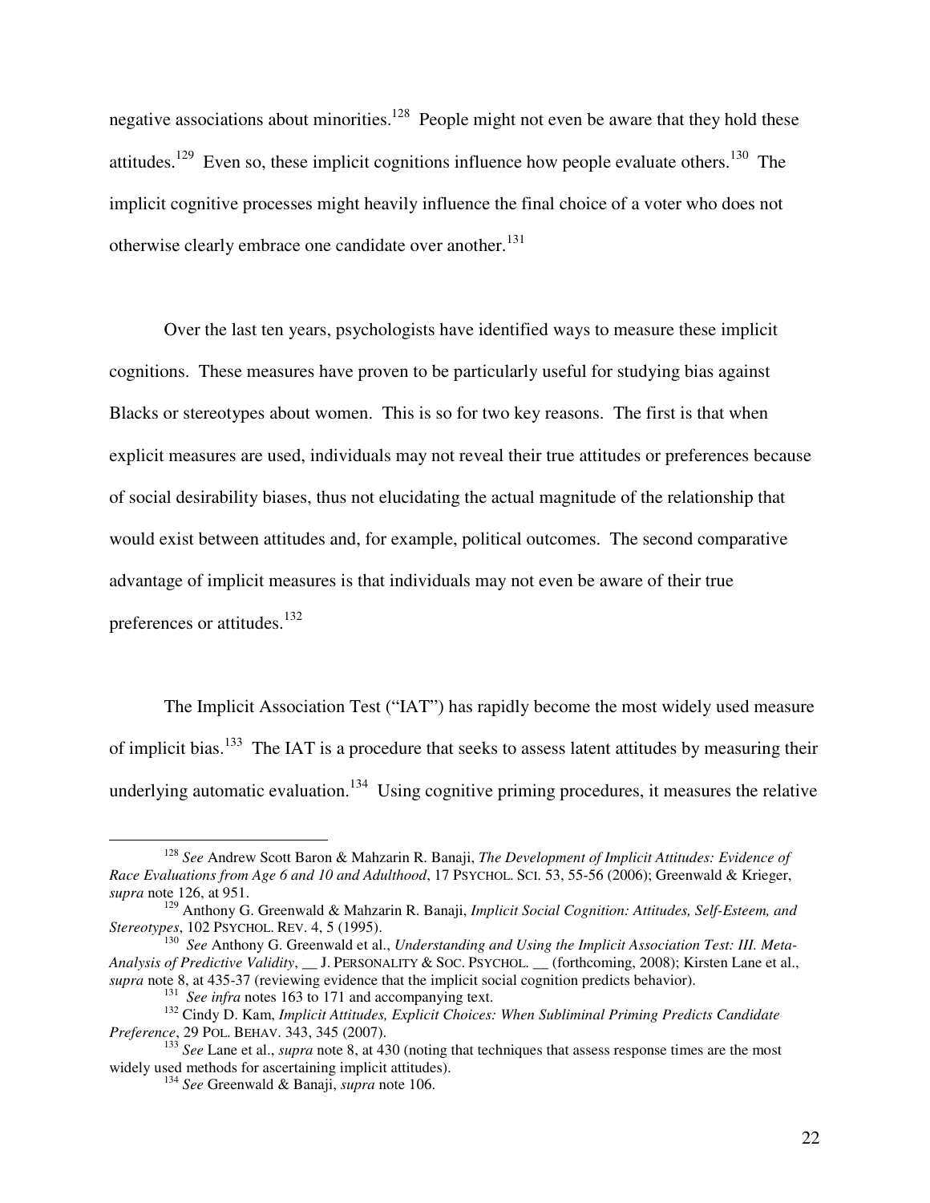negative associations about minorities.[128] People might not even be aware that they hold these attitudes.[129] Even so, these implicit cognitions influence how people evaluate others.[130] The implicit cognitive processes might heavily influence the final choice of a voter who does not otherwise clearly embrace one candidate over another.[131]

Over the last ten years, psychologists have identified ways to measure these implicit cognitions. These measures have proven to be particularly useful for studying bias against Blacks or stereotypes about women. This is so for two key reasons. The first is that when explicit measures are used, individuals may not reveal their true attitudes or preferences because of social desirability biases, thus not elucidating the actual magnitude of the relationship that would exist between attitudes and, for example, political outcomes. The second comparative advantage of implicit measures is that individuals may not even be aware of their true preferences or attitudes.[132]

The Implicit Association Test ("IAT") has rapidly become the most widely used measure of implicit bias.[133] The IAT is a procedure that seeks to assess latent attitudes by measuring their underlying automatic evaluation.[134] Using cognitive priming procedures, it measures the relative

---

[128] *See* Andrew Scott Baron & Mahzarin R. Banaji, *The Development of Implicit Attitudes: Evidence of Race Evaluations from Age 6 and 10 and Adulthood*, 17 PSYCHOL. SCI. 53, 55-56 (2006); Greenwald & Krieger, *supra* note 126, at 951.

[129] Anthony G. Greenwald & Mahzarin R. Banaji, *Implicit Social Cognition: Attitudes, Self-Esteem, and Stereotypes*, 102 PSYCHOL. REV. 4, 5 (1995).

[130] *See* Anthony G. Greenwald et al., *Understanding and Using the Implicit Association Test: III. Meta-Analysis of Predictive Validity*, __ J. PERSONALITY & SOC. PSYCHOL. __ (forthcoming, 2008); Kirsten Lane et al., *supra* note 8, at 435-37 (reviewing evidence that the implicit social cognition predicts behavior).

[131] *See infra* notes 163 to 171 and accompanying text.

[132] Cindy D. Kam, *Implicit Attitudes, Explicit Choices: When Subliminal Priming Predicts Candidate Preference*, 29 POL. BEHAV. 343, 345 (2007).

[133] *See* Lane et al., *supra* note 8, at 430 (noting that techniques that assess response times are the most widely used methods for ascertaining implicit attitudes).

[134] *See* Greenwald & Banaji, *supra* note 106.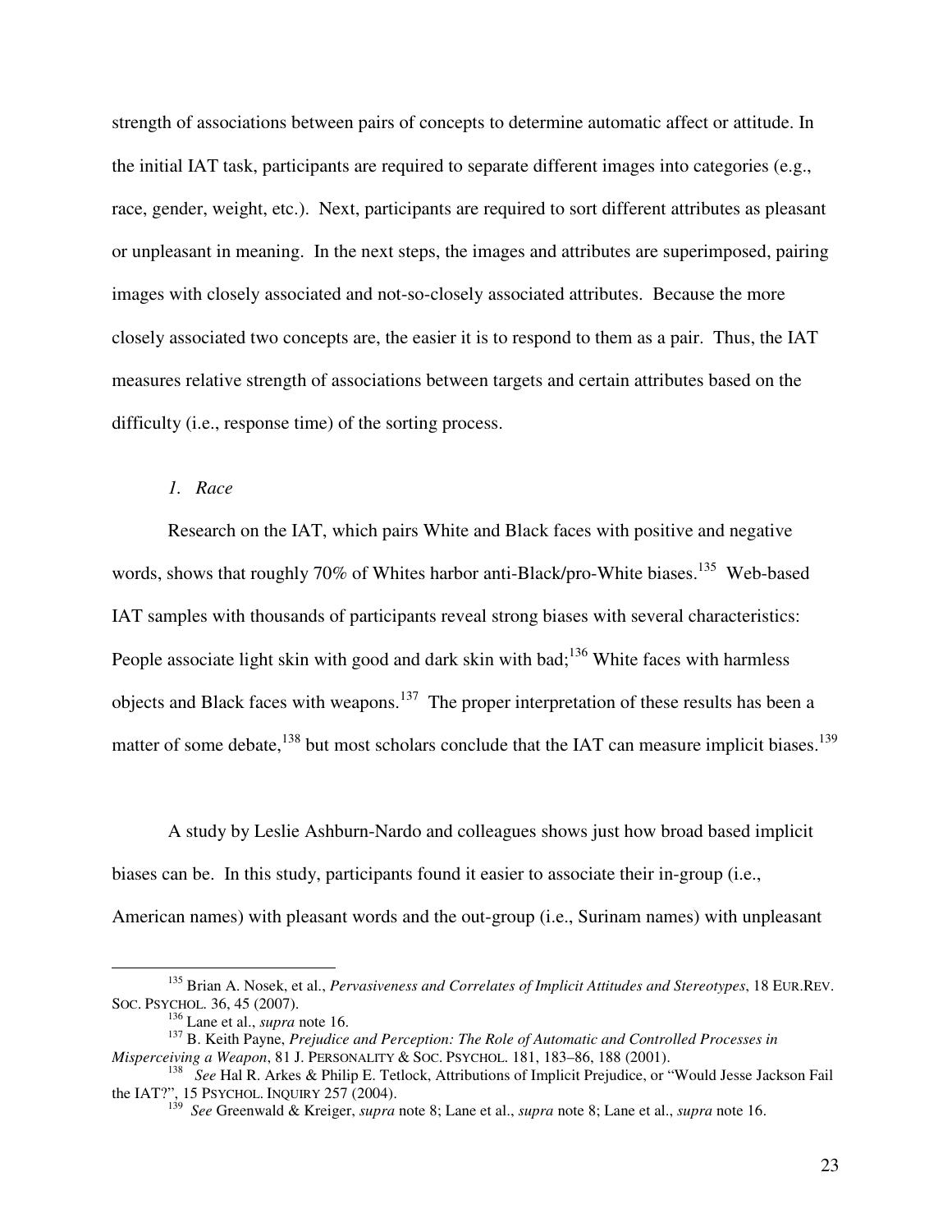strength of associations between pairs of concepts to determine automatic affect or attitude. In the initial IAT task, participants are required to separate different images into categories (e.g., race, gender, weight, etc.). Next, participants are required to sort different attributes as pleasant or unpleasant in meaning. In the next steps, the images and attributes are superimposed, pairing images with closely associated and not-so-closely associated attributes. Because the more closely associated two concepts are, the easier it is to respond to them as a pair. Thus, the IAT measures relative strength of associations between targets and certain attributes based on the difficulty (i.e., response time) of the sorting process.

*1. Race*

Research on the IAT, which pairs White and Black faces with positive and negative words, shows that roughly 70% of Whites harbor anti-Black/pro-White biases.[135] Web-based IAT samples with thousands of participants reveal strong biases with several characteristics: People associate light skin with good and dark skin with bad;[136] White faces with harmless objects and Black faces with weapons.[137] The proper interpretation of these results has been a matter of some debate,[138] but most scholars conclude that the IAT can measure implicit biases.[139]

A study by Leslie Ashburn-Nardo and colleagues shows just how broad based implicit biases can be. In this study, participants found it easier to associate their in-group (i.e., American names) with pleasant words and the out-group (i.e., Surinam names) with unpleasant

---

[135] Brian A. Nosek, et al., *Pervasiveness and Correlates of Implicit Attitudes and Stereotypes*, 18 EUR.REV. SOC. PSYCHOL. 36, 45 (2007).

[136] Lane et al., *supra* note 16.

[137] B. Keith Payne, *Prejudice and Perception: The Role of Automatic and Controlled Processes in Misperceiving a Weapon*, 81 J. PERSONALITY & SOC. PSYCHOL. 181, 183–86, 188 (2001).

[138] *See* Hal R. Arkes & Philip E. Tetlock, Attributions of Implicit Prejudice, or "Would Jesse Jackson Fail the IAT?", 15 PSYCHOL. INQUIRY 257 (2004).

[139] *See* Greenwald & Kreiger, *supra* note 8; Lane et al., *supra* note 8; Lane et al., *supra* note 16.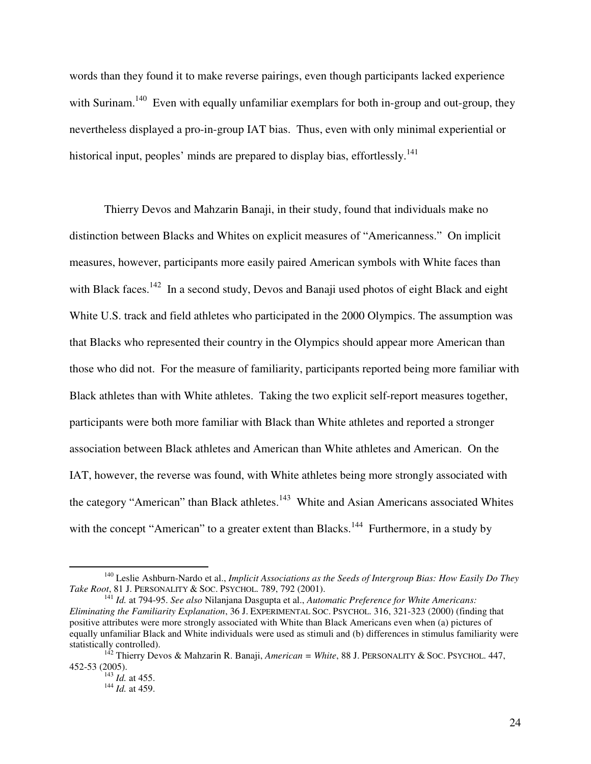words than they found it to make reverse pairings, even though participants lacked experience with Surinam.[140] Even with equally unfamiliar exemplars for both in-group and out-group, they nevertheless displayed a pro-in-group IAT bias. Thus, even with only minimal experiential or historical input, peoples' minds are prepared to display bias, effortlessly.[141]

Thierry Devos and Mahzarin Banaji, in their study, found that individuals make no distinction between Blacks and Whites on explicit measures of "Americanness." On implicit measures, however, participants more easily paired American symbols with White faces than with Black faces.[142] In a second study, Devos and Banaji used photos of eight Black and eight White U.S. track and field athletes who participated in the 2000 Olympics. The assumption was that Blacks who represented their country in the Olympics should appear more American than those who did not. For the measure of familiarity, participants reported being more familiar with Black athletes than with White athletes. Taking the two explicit self-report measures together, participants were both more familiar with Black than White athletes and reported a stronger association between Black athletes and American than White athletes and American. On the IAT, however, the reverse was found, with White athletes being more strongly associated with the category "American" than Black athletes.[143] White and Asian Americans associated Whites with the concept "American" to a greater extent than Blacks.[144] Furthermore, in a study by

---

[140] Leslie Ashburn-Nardo et al., *Implicit Associations as the Seeds of Intergroup Bias: How Easily Do They Take Root*, 81 J. PERSONALITY & SOC. PSYCHOL. 789, 792 (2001).

[141] *Id.* at 794-95. *See also* Nilanjana Dasgupta et al., *Automatic Preference for White Americans: Eliminating the Familiarity Explanation*, 36 J. EXPERIMENTAL SOC. PSYCHOL. 316, 321-323 (2000) (finding that positive attributes were more strongly associated with White than Black Americans even when (a) pictures of equally unfamiliar Black and White individuals were used as stimuli and (b) differences in stimulus familiarity were statistically controlled).

[142] Thierry Devos & Mahzarin R. Banaji, *American = White*, 88 J. PERSONALITY & SOC. PSYCHOL. 447, 452-53 (2005).

[143] *Id.* at 455.

[144] *Id.* at 459.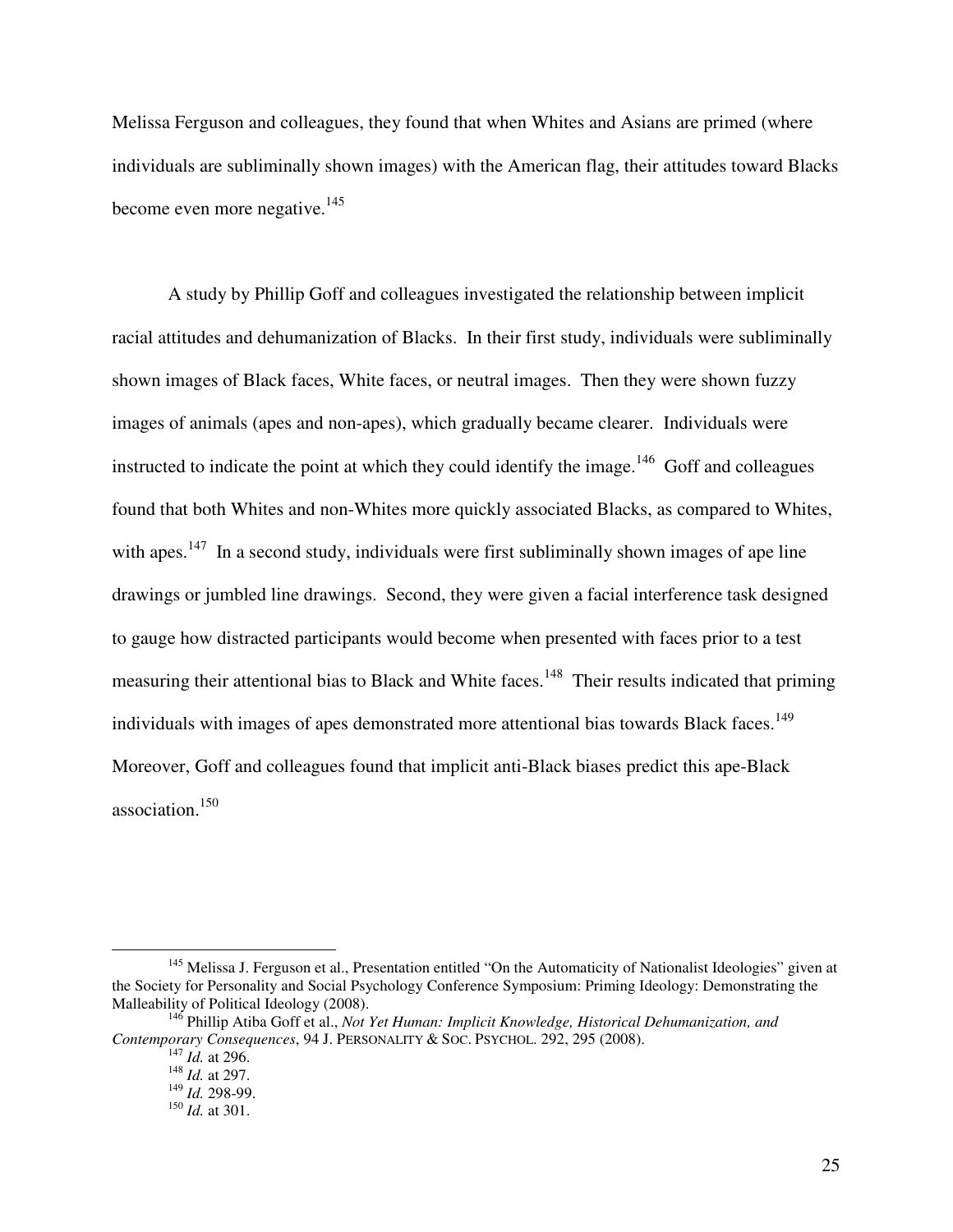Melissa Ferguson and colleagues, they found that when Whites and Asians are primed (where individuals are subliminally shown images) with the American flag, their attitudes toward Blacks become even more negative.[145]

A study by Phillip Goff and colleagues investigated the relationship between implicit racial attitudes and dehumanization of Blacks. In their first study, individuals were subliminally shown images of Black faces, White faces, or neutral images. Then they were shown fuzzy images of animals (apes and non-apes), which gradually became clearer. Individuals were instructed to indicate the point at which they could identify the image.[146] Goff and colleagues found that both Whites and non-Whites more quickly associated Blacks, as compared to Whites, with apes.[147] In a second study, individuals were first subliminally shown images of ape line drawings or jumbled line drawings. Second, they were given a facial interference task designed to gauge how distracted participants would become when presented with faces prior to a test measuring their attentional bias to Black and White faces.[148] Their results indicated that priming individuals with images of apes demonstrated more attentional bias towards Black faces.[149] Moreover, Goff and colleagues found that implicit anti-Black biases predict this ape-Black association.[150]

---

[145] Melissa J. Ferguson et al., Presentation entitled "On the Automaticity of Nationalist Ideologies" given at the Society for Personality and Social Psychology Conference Symposium: Priming Ideology: Demonstrating the Malleability of Political Ideology (2008).

[146] Phillip Atiba Goff et al., *Not Yet Human: Implicit Knowledge, Historical Dehumanization, and Contemporary Consequences*, 94 J. PERSONALITY & SOC. PSYCHOL. 292, 295 (2008).

[147] *Id.* at 296.

[148] *Id.* at 297.

[149] *Id.* 298-99.

[150] *Id.* at 301.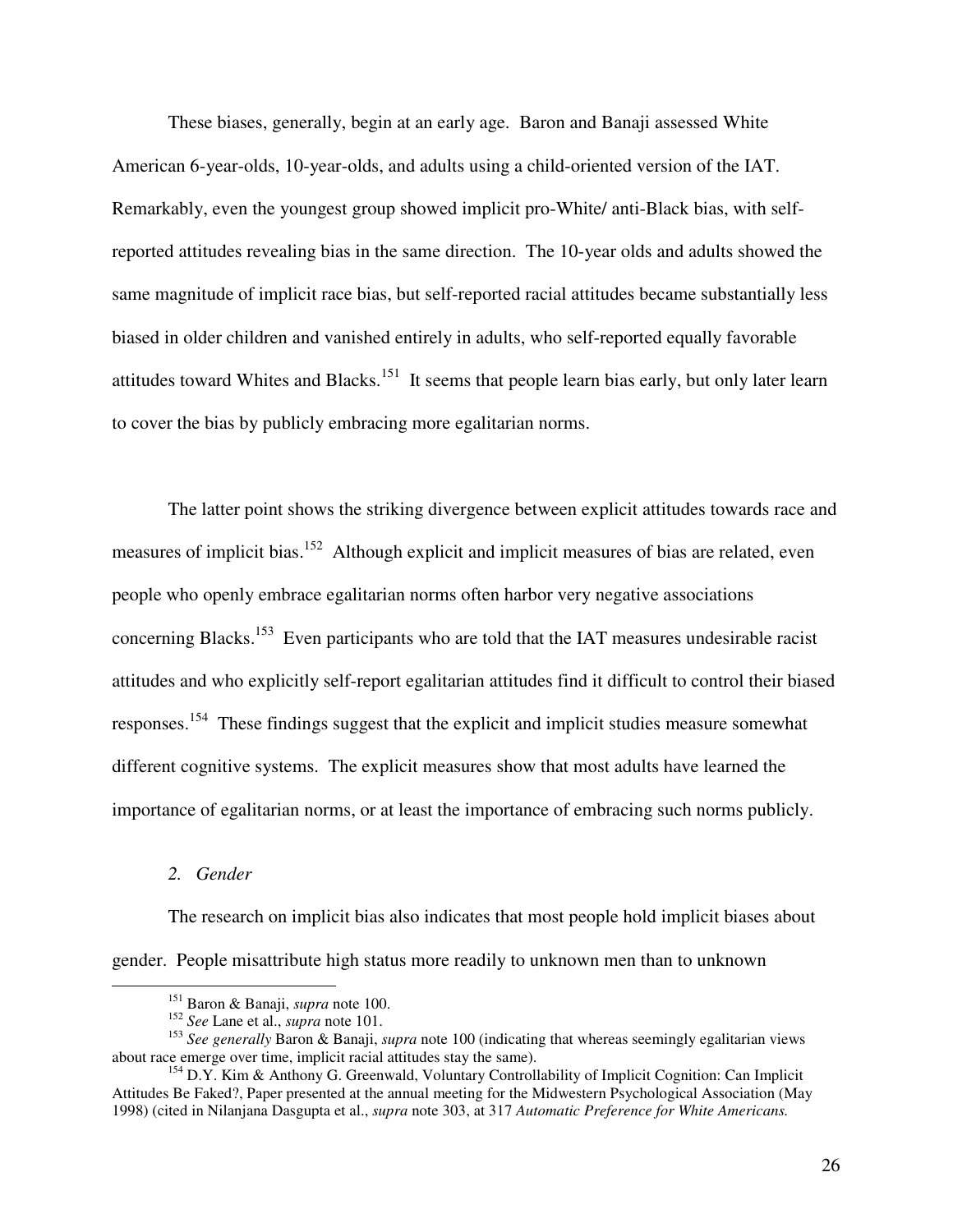These biases, generally, begin at an early age. Baron and Banaji assessed White American 6-year-olds, 10-year-olds, and adults using a child-oriented version of the IAT. Remarkably, even the youngest group showed implicit pro-White/ anti-Black bias, with self-reported attitudes revealing bias in the same direction. The 10-year olds and adults showed the same magnitude of implicit race bias, but self-reported racial attitudes became substantially less biased in older children and vanished entirely in adults, who self-reported equally favorable attitudes toward Whites and Blacks.[151] It seems that people learn bias early, but only later learn to cover the bias by publicly embracing more egalitarian norms.

The latter point shows the striking divergence between explicit attitudes towards race and measures of implicit bias.[152] Although explicit and implicit measures of bias are related, even people who openly embrace egalitarian norms often harbor very negative associations concerning Blacks.[153] Even participants who are told that the IAT measures undesirable racist attitudes and who explicitly self-report egalitarian attitudes find it difficult to control their biased responses.[154] These findings suggest that the explicit and implicit studies measure somewhat different cognitive systems. The explicit measures show that most adults have learned the importance of egalitarian norms, or at least the importance of embracing such norms publicly.

*2. Gender*

The research on implicit bias also indicates that most people hold implicit biases about gender. People misattribute high status more readily to unknown men than to unknown

[151] Baron & Banaji, *supra* note 100.

[152] *See* Lane et al., *supra* note 101.

[153] *See generally* Baron & Banaji, *supra* note 100 (indicating that whereas seemingly egalitarian views about race emerge over time, implicit racial attitudes stay the same).

[154] D.Y. Kim & Anthony G. Greenwald, Voluntary Controllability of Implicit Cognition: Can Implicit Attitudes Be Faked?, Paper presented at the annual meeting for the Midwestern Psychological Association (May 1998) (cited in Nilanjana Dasgupta et al., *supra* note 303, at 317 *Automatic Preference for White Americans.*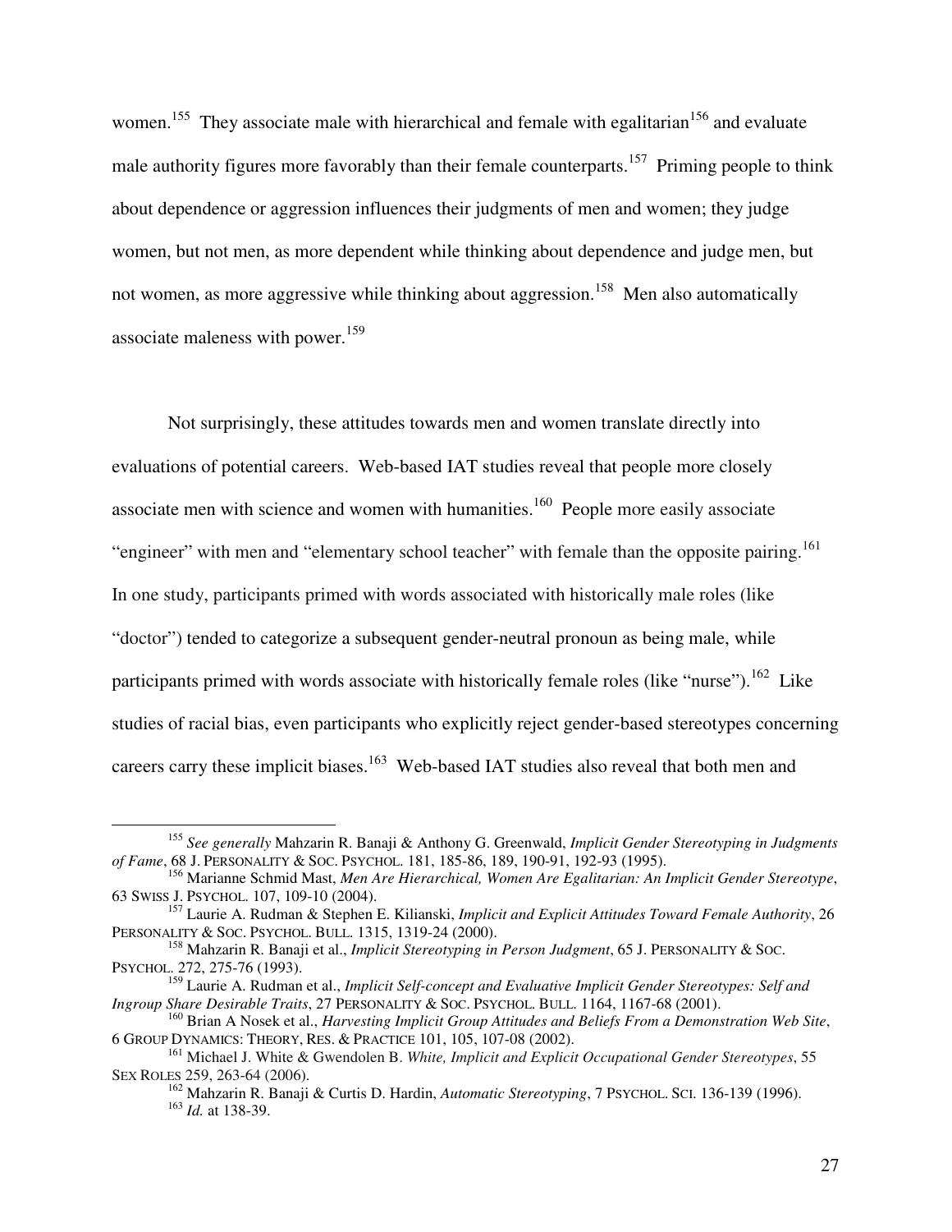women.[155] They associate male with hierarchical and female with egalitarian[156] and evaluate male authority figures more favorably than their female counterparts.[157] Priming people to think about dependence or aggression influences their judgments of men and women; they judge women, but not men, as more dependent while thinking about dependence and judge men, but not women, as more aggressive while thinking about aggression.[158] Men also automatically associate maleness with power.[159]

Not surprisingly, these attitudes towards men and women translate directly into evaluations of potential careers. Web-based IAT studies reveal that people more closely associate men with science and women with humanities.[160] People more easily associate "engineer" with men and "elementary school teacher" with female than the opposite pairing.[161] In one study, participants primed with words associated with historically male roles (like "doctor") tended to categorize a subsequent gender-neutral pronoun as being male, while participants primed with words associate with historically female roles (like "nurse").[162] Like studies of racial bias, even participants who explicitly reject gender-based stereotypes concerning careers carry these implicit biases.[163] Web-based IAT studies also reveal that both men and

---

[155] *See generally* Mahzarin R. Banaji & Anthony G. Greenwald, *Implicit Gender Stereotyping in Judgments of Fame*, 68 J. PERSONALITY & SOC. PSYCHOL. 181, 185-86, 189, 190-91, 192-93 (1995).

[156] Marianne Schmid Mast, *Men Are Hierarchical, Women Are Egalitarian: An Implicit Gender Stereotype*, 63 SWISS J. PSYCHOL. 107, 109-10 (2004).

[157] Laurie A. Rudman & Stephen E. Kilianski, *Implicit and Explicit Attitudes Toward Female Authority*, 26 PERSONALITY & SOC. PSYCHOL. BULL. 1315, 1319-24 (2000).

[158] Mahzarin R. Banaji et al., *Implicit Stereotyping in Person Judgment*, 65 J. PERSONALITY & SOC. PSYCHOL. 272, 275-76 (1993).

[159] Laurie A. Rudman et al., *Implicit Self-concept and Evaluative Implicit Gender Stereotypes: Self and Ingroup Share Desirable Traits*, 27 PERSONALITY & SOC. PSYCHOL. BULL. 1164, 1167-68 (2001).

[160] Brian A Nosek et al., *Harvesting Implicit Group Attitudes and Beliefs From a Demonstration Web Site*, 6 GROUP DYNAMICS: THEORY, RES. & PRACTICE 101, 105, 107-08 (2002).

[161] Michael J. White & Gwendolen B. *White, Implicit and Explicit Occupational Gender Stereotypes*, 55 SEX ROLES 259, 263-64 (2006).

[162] Mahzarin R. Banaji & Curtis D. Hardin, *Automatic Stereotyping*, 7 PSYCHOL. SCI. 136-139 (1996).

[163] *Id.* at 138-39.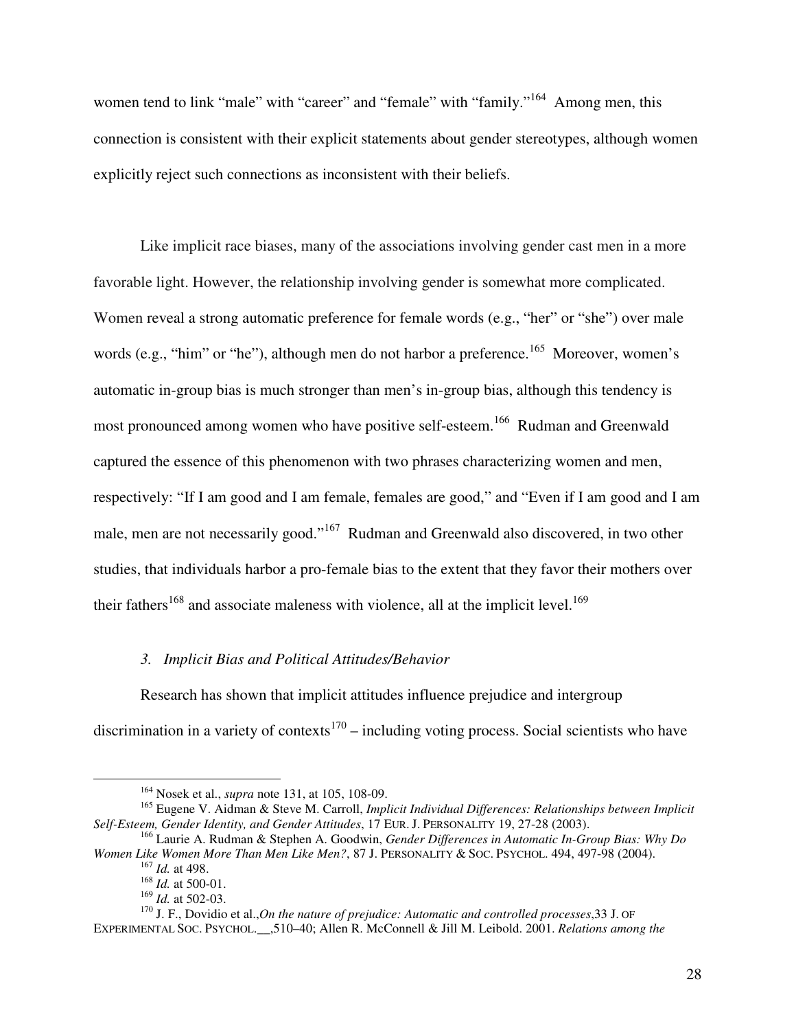women tend to link "male" with "career" and "female" with "family."[164] Among men, this connection is consistent with their explicit statements about gender stereotypes, although women explicitly reject such connections as inconsistent with their beliefs.

Like implicit race biases, many of the associations involving gender cast men in a more favorable light. However, the relationship involving gender is somewhat more complicated. Women reveal a strong automatic preference for female words (e.g., "her" or "she") over male words (e.g., "him" or "he"), although men do not harbor a preference.[165] Moreover, women's automatic in-group bias is much stronger than men's in-group bias, although this tendency is most pronounced among women who have positive self-esteem.[166] Rudman and Greenwald captured the essence of this phenomenon with two phrases characterizing women and men, respectively: "If I am good and I am female, females are good," and "Even if I am good and I am male, men are not necessarily good."[167] Rudman and Greenwald also discovered, in two other studies, that individuals harbor a pro-female bias to the extent that they favor their mothers over their fathers[168] and associate maleness with violence, all at the implicit level.[169]

### *3. Implicit Bias and Political Attitudes/Behavior*

Research has shown that implicit attitudes influence prejudice and intergroup discrimination in a variety of contexts[170] – including voting process. Social scientists who have

---

[164] Nosek et al., *supra* note 131, at 105, 108-09.

[165] Eugene V. Aidman & Steve M. Carroll, *Implicit Individual Differences: Relationships between Implicit Self-Esteem, Gender Identity, and Gender Attitudes*, 17 EUR. J. PERSONALITY 19, 27-28 (2003).

[166] Laurie A. Rudman & Stephen A. Goodwin, *Gender Differences in Automatic In-Group Bias: Why Do Women Like Women More Than Men Like Men?*, 87 J. PERSONALITY & SOC. PSYCHOL. 494, 497-98 (2004).

[167] *Id.* at 498.

[168] *Id.* at 500-01.

[169] *Id.* at 502-03.

[170] J. F., Dovidio et al.,*On the nature of prejudice: Automatic and controlled processes*,33 J. OF EXPERIMENTAL SOC. PSYCHOL.__,510–40; Allen R. McConnell & Jill M. Leibold. 2001. *Relations among the*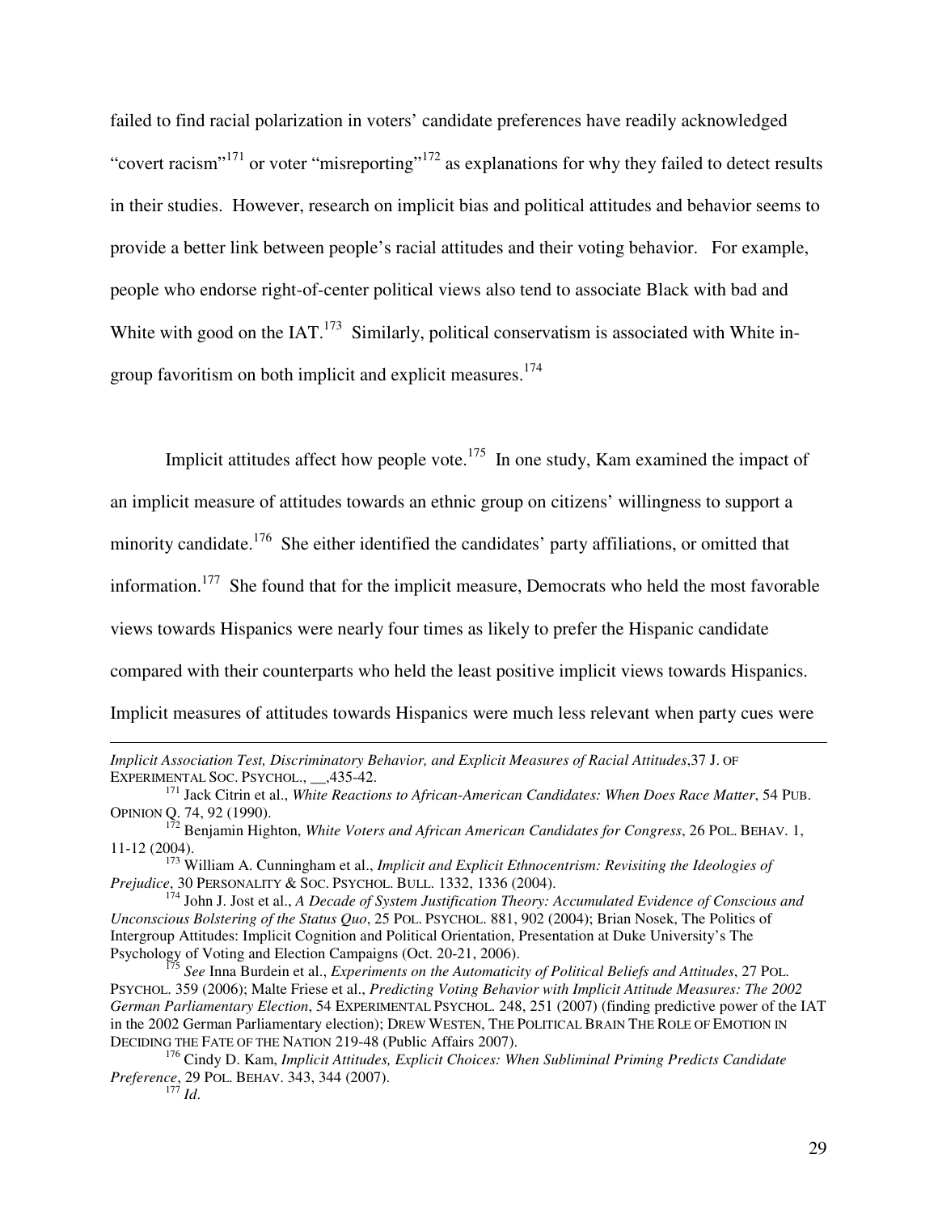failed to find racial polarization in voters' candidate preferences have readily acknowledged "covert racism"[171] or voter "misreporting"[172] as explanations for why they failed to detect results in their studies. However, research on implicit bias and political attitudes and behavior seems to provide a better link between people's racial attitudes and their voting behavior. For example, people who endorse right-of-center political views also tend to associate Black with bad and White with good on the IAT.[173] Similarly, political conservatism is associated with White in-group favoritism on both implicit and explicit measures.[174]

Implicit attitudes affect how people vote.[175] In one study, Kam examined the impact of an implicit measure of attitudes towards an ethnic group on citizens' willingness to support a minority candidate.[176] She either identified the candidates' party affiliations, or omitted that information.[177] She found that for the implicit measure, Democrats who held the most favorable views towards Hispanics were nearly four times as likely to prefer the Hispanic candidate compared with their counterparts who held the least positive implicit views towards Hispanics. Implicit measures of attitudes towards Hispanics were much less relevant when party cues were

---

*Implicit Association Test, Discriminatory Behavior, and Explicit Measures of Racial Attitudes*,37 J. OF EXPERIMENTAL SOC. PSYCHOL., __,435-42.

[171] Jack Citrin et al., *White Reactions to African-American Candidates: When Does Race Matter*, 54 PUB. OPINION Q. 74, 92 (1990).

[172] Benjamin Highton, *White Voters and African American Candidates for Congress*, 26 POL. BEHAV. 1, 11-12 (2004).

[173] William A. Cunningham et al., *Implicit and Explicit Ethnocentrism: Revisiting the Ideologies of Prejudice*, 30 PERSONALITY & SOC. PSYCHOL. BULL. 1332, 1336 (2004).

[174] John J. Jost et al., *A Decade of System Justification Theory: Accumulated Evidence of Conscious and Unconscious Bolstering of the Status Quo*, 25 POL. PSYCHOL. 881, 902 (2004); Brian Nosek, The Politics of Intergroup Attitudes: Implicit Cognition and Political Orientation, Presentation at Duke University's The Psychology of Voting and Election Campaigns (Oct. 20-21, 2006).

[175] *See* Inna Burdein et al., *Experiments on the Automaticity of Political Beliefs and Attitudes*, 27 POL. PSYCHOL. 359 (2006); Malte Friese et al., *Predicting Voting Behavior with Implicit Attitude Measures: The 2002 German Parliamentary Election*, 54 EXPERIMENTAL PSYCHOL. 248, 251 (2007) (finding predictive power of the IAT in the 2002 German Parliamentary election); DREW WESTEN, THE POLITICAL BRAIN THE ROLE OF EMOTION IN DECIDING THE FATE OF THE NATION 219-48 (Public Affairs 2007).

[176] Cindy D. Kam, *Implicit Attitudes, Explicit Choices: When Subliminal Priming Predicts Candidate Preference*, 29 POL. BEHAV. 343, 344 (2007).

[177] *Id*.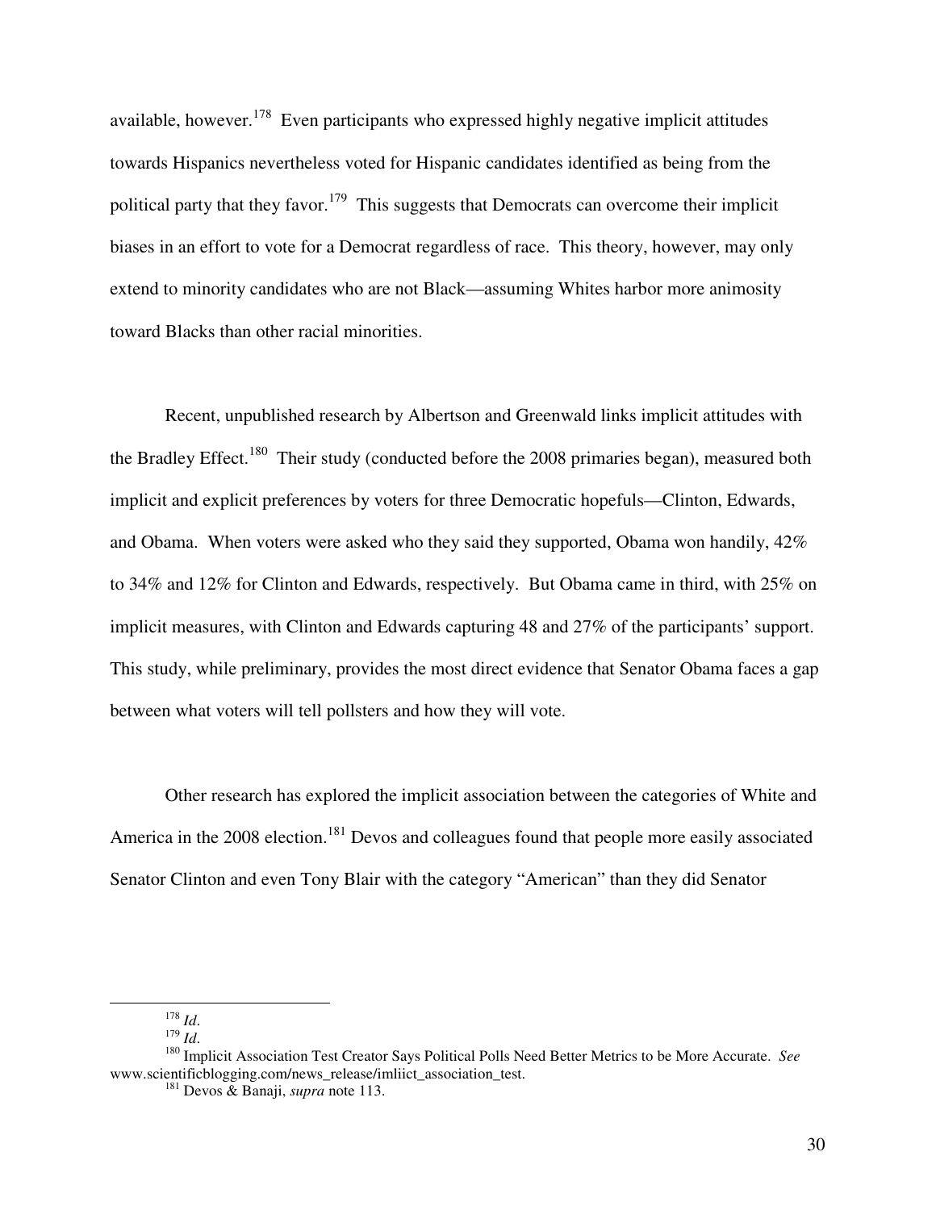available, however.[178] Even participants who expressed highly negative implicit attitudes towards Hispanics nevertheless voted for Hispanic candidates identified as being from the political party that they favor.[179] This suggests that Democrats can overcome their implicit biases in an effort to vote for a Democrat regardless of race. This theory, however, may only extend to minority candidates who are not Black—assuming Whites harbor more animosity toward Blacks than other racial minorities.

Recent, unpublished research by Albertson and Greenwald links implicit attitudes with the Bradley Effect.[180] Their study (conducted before the 2008 primaries began), measured both implicit and explicit preferences by voters for three Democratic hopefuls—Clinton, Edwards, and Obama. When voters were asked who they said they supported, Obama won handily, 42% to 34% and 12% for Clinton and Edwards, respectively. But Obama came in third, with 25% on implicit measures, with Clinton and Edwards capturing 48 and 27% of the participants' support. This study, while preliminary, provides the most direct evidence that Senator Obama faces a gap between what voters will tell pollsters and how they will vote.

Other research has explored the implicit association between the categories of White and America in the 2008 election.[181] Devos and colleagues found that people more easily associated Senator Clinton and even Tony Blair with the category "American" than they did Senator

---

[178] *Id*.

[179] *Id*.

[180] Implicit Association Test Creator Says Political Polls Need Better Metrics to be More Accurate. *See* www.scientificblogging.com/news_release/imliict_association_test.

[181] Devos & Banaji, *supra* note 113.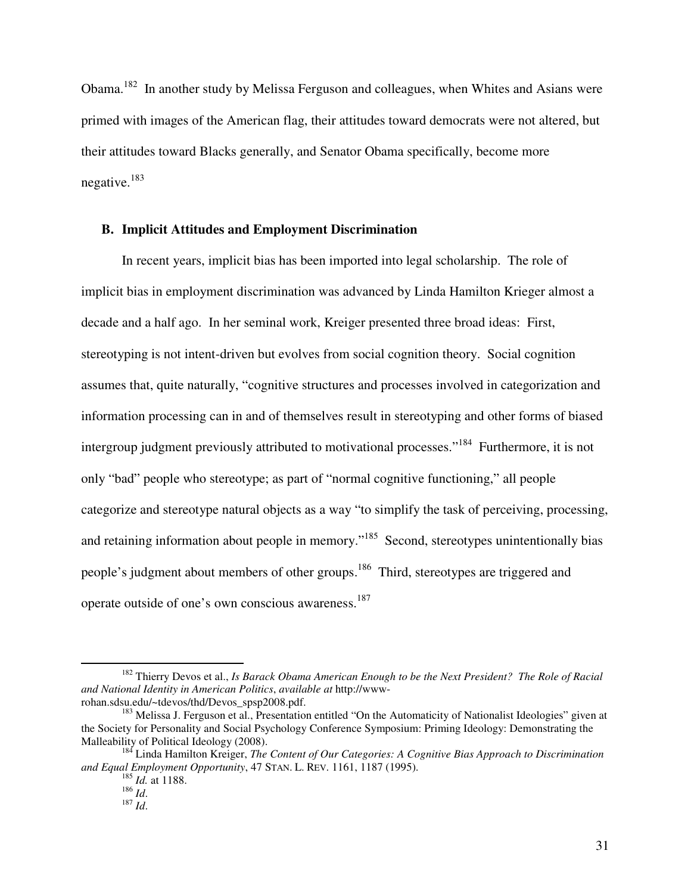Obama.[182] In another study by Melissa Ferguson and colleagues, when Whites and Asians were primed with images of the American flag, their attitudes toward democrats were not altered, but their attitudes toward Blacks generally, and Senator Obama specifically, become more negative.[183]

### B. Implicit Attitudes and Employment Discrimination

In recent years, implicit bias has been imported into legal scholarship. The role of implicit bias in employment discrimination was advanced by Linda Hamilton Krieger almost a decade and a half ago. In her seminal work, Kreiger presented three broad ideas: First, stereotyping is not intent-driven but evolves from social cognition theory. Social cognition assumes that, quite naturally, "cognitive structures and processes involved in categorization and information processing can in and of themselves result in stereotyping and other forms of biased intergroup judgment previously attributed to motivational processes."[184] Furthermore, it is not only "bad" people who stereotype; as part of "normal cognitive functioning," all people categorize and stereotype natural objects as a way "to simplify the task of perceiving, processing, and retaining information about people in memory."[185] Second, stereotypes unintentionally bias people's judgment about members of other groups.[186] Third, stereotypes are triggered and operate outside of one's own conscious awareness.[187]

---

[182] Thierry Devos et al., *Is Barack Obama American Enough to be the Next President? The Role of Racial and National Identity in American Politics*, *available at* http://www-rohan.sdsu.edu/~tdevos/thd/Devos_spsp2008.pdf.

[183] Melissa J. Ferguson et al., Presentation entitled "On the Automaticity of Nationalist Ideologies" given at the Society for Personality and Social Psychology Conference Symposium: Priming Ideology: Demonstrating the Malleability of Political Ideology (2008).

[184] Linda Hamilton Kreiger, *The Content of Our Categories: A Cognitive Bias Approach to Discrimination and Equal Employment Opportunity*, 47 STAN. L. REV. 1161, 1187 (1995).

[185] *Id.* at 1188.

[186] *Id*.

[187] *Id*.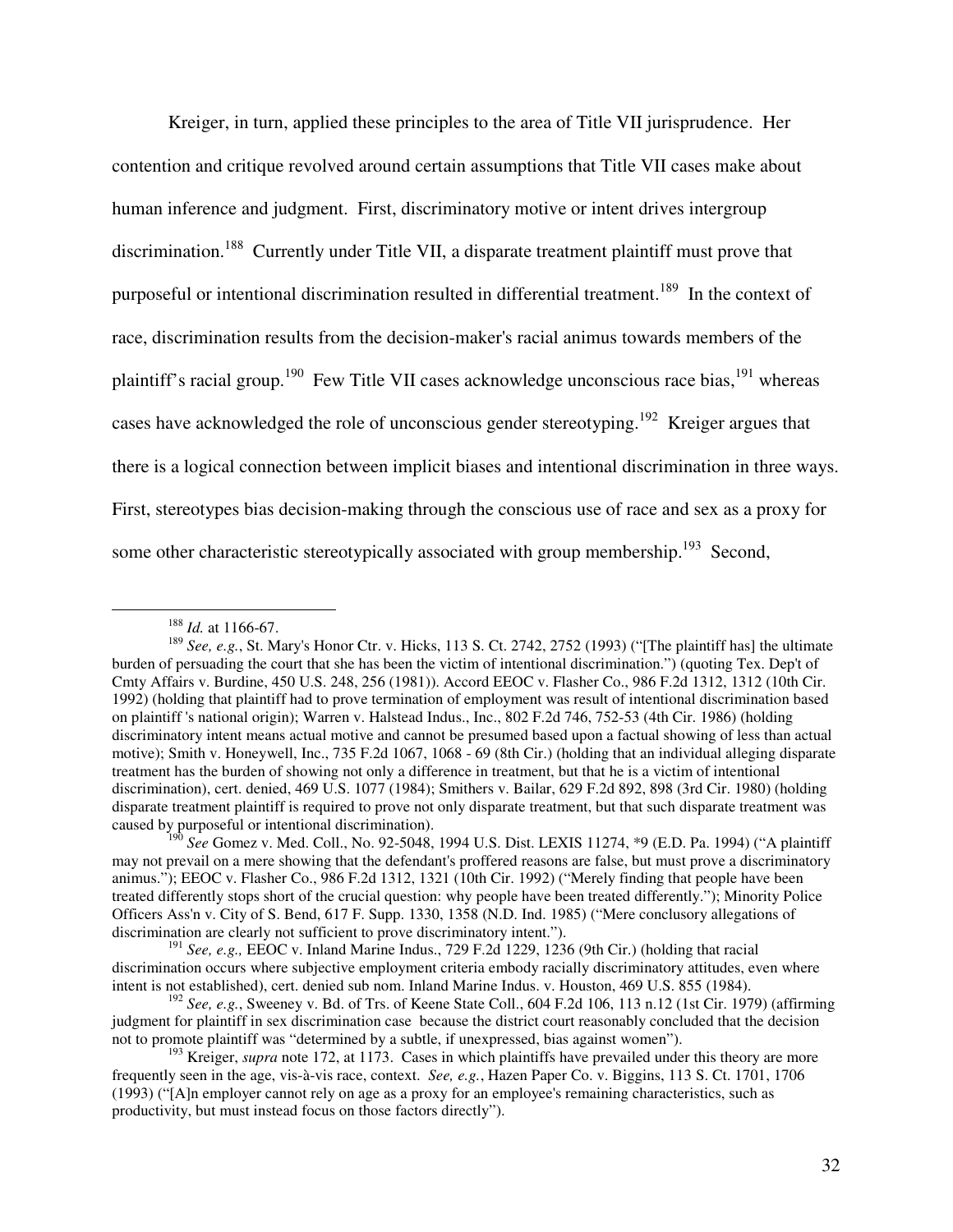Kreiger, in turn, applied these principles to the area of Title VII jurisprudence. Her contention and critique revolved around certain assumptions that Title VII cases make about human inference and judgment. First, discriminatory motive or intent drives intergroup discrimination.[188] Currently under Title VII, a disparate treatment plaintiff must prove that purposeful or intentional discrimination resulted in differential treatment.[189] In the context of race, discrimination results from the decision-maker's racial animus towards members of the plaintiff's racial group.[190] Few Title VII cases acknowledge unconscious race bias,[191] whereas cases have acknowledged the role of unconscious gender stereotyping.[192] Kreiger argues that there is a logical connection between implicit biases and intentional discrimination in three ways. First, stereotypes bias decision-making through the conscious use of race and sex as a proxy for some other characteristic stereotypically associated with group membership.[193] Second,

---

[188] *Id.* at 1166-67.

[189] *See, e.g.*, St. Mary's Honor Ctr. v. Hicks, 113 S. Ct. 2742, 2752 (1993) ("[The plaintiff has] the ultimate burden of persuading the court that she has been the victim of intentional discrimination.") (quoting Tex. Dep't of Cmty Affairs v. Burdine, 450 U.S. 248, 256 (1981)). Accord EEOC v. Flasher Co., 986 F.2d 1312, 1312 (10th Cir. 1992) (holding that plaintiff had to prove termination of employment was result of intentional discrimination based on plaintiff 's national origin); Warren v. Halstead Indus., Inc., 802 F.2d 746, 752-53 (4th Cir. 1986) (holding discriminatory intent means actual motive and cannot be presumed based upon a factual showing of less than actual motive); Smith v. Honeywell, Inc., 735 F.2d 1067, 1068 - 69 (8th Cir.) (holding that an individual alleging disparate treatment has the burden of showing not only a difference in treatment, but that he is a victim of intentional discrimination), cert. denied, 469 U.S. 1077 (1984); Smithers v. Bailar, 629 F.2d 892, 898 (3rd Cir. 1980) (holding disparate treatment plaintiff is required to prove not only disparate treatment, but that such disparate treatment was caused by purposeful or intentional discrimination).

[190] *See* Gomez v. Med. Coll., No. 92-5048, 1994 U.S. Dist. LEXIS 11274, *9 (E.D. Pa. 1994) ("A plaintiff may not prevail on a mere showing that the defendant's proffered reasons are false, but must prove a discriminatory animus."); EEOC v. Flasher Co., 986 F.2d 1312, 1321 (10th Cir. 1992) ("Merely finding that people have been treated differently stops short of the crucial question: why people have been treated differently."); Minority Police Officers Ass'n v. City of S. Bend, 617 F. Supp. 1330, 1358 (N.D. Ind. 1985) ("Mere conclusory allegations of discrimination are clearly not sufficient to prove discriminatory intent.").

[191] *See, e.g.,* EEOC v. Inland Marine Indus., 729 F.2d 1229, 1236 (9th Cir.) (holding that racial discrimination occurs where subjective employment criteria embody racially discriminatory attitudes, even where intent is not established), cert. denied sub nom. Inland Marine Indus. v. Houston, 469 U.S. 855 (1984).

[192] *See, e.g.*, Sweeney v. Bd. of Trs. of Keene State Coll., 604 F.2d 106, 113 n.12 (1st Cir. 1979) (affirming judgment for plaintiff in sex discrimination case because the district court reasonably concluded that the decision not to promote plaintiff was "determined by a subtle, if unexpressed, bias against women").

[193] Kreiger, *supra* note 172, at 1173. Cases in which plaintiffs have prevailed under this theory are more frequently seen in the age, vis-à-vis race, context. *See, e.g.*, Hazen Paper Co. v. Biggins, 113 S. Ct. 1701, 1706 (1993) ("[A]n employer cannot rely on age as a proxy for an employee's remaining characteristics, such as productivity, but must instead focus on those factors directly").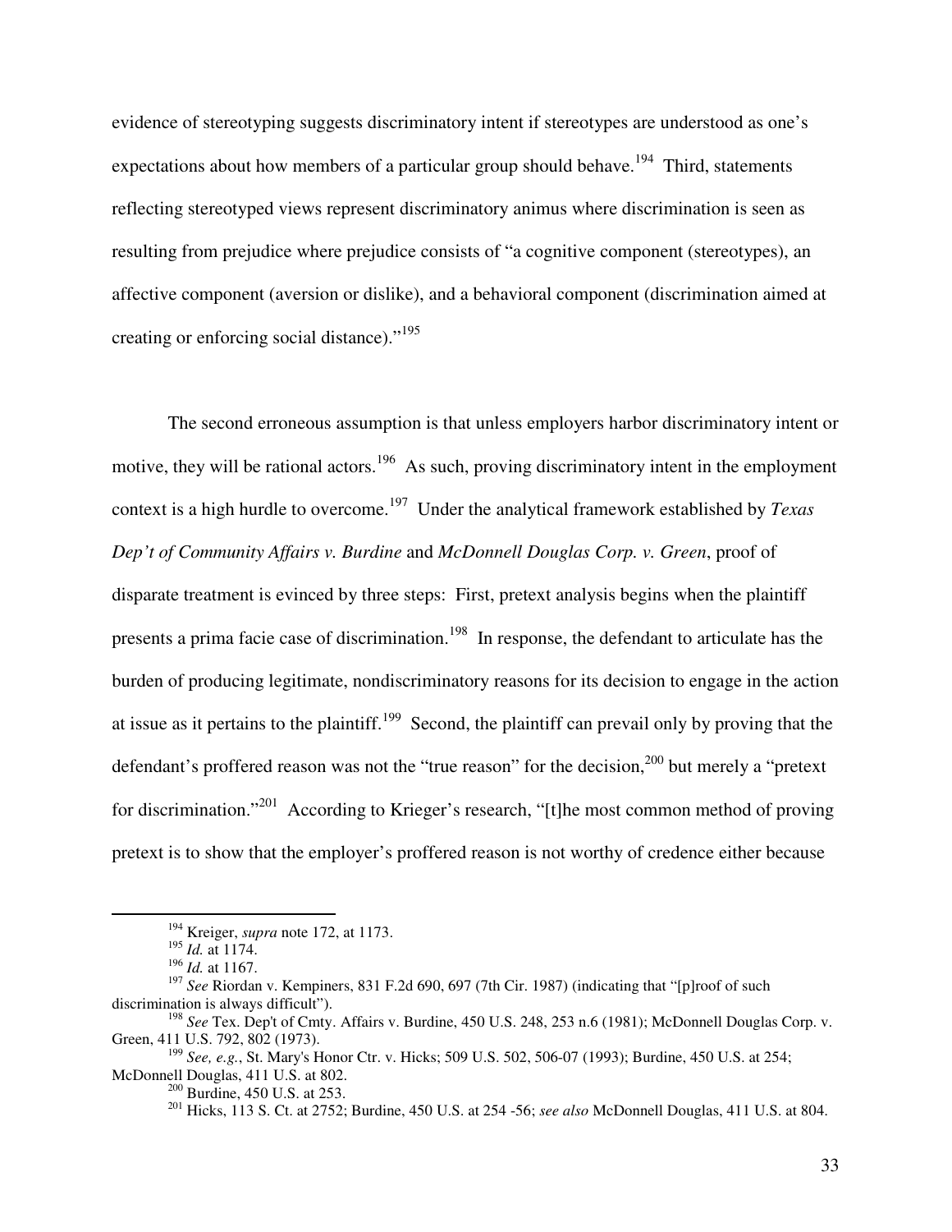evidence of stereotyping suggests discriminatory intent if stereotypes are understood as one's expectations about how members of a particular group should behave.[194] Third, statements reflecting stereotyped views represent discriminatory animus where discrimination is seen as resulting from prejudice where prejudice consists of "a cognitive component (stereotypes), an affective component (aversion or dislike), and a behavioral component (discrimination aimed at creating or enforcing social distance)."[195]

The second erroneous assumption is that unless employers harbor discriminatory intent or motive, they will be rational actors.[196] As such, proving discriminatory intent in the employment context is a high hurdle to overcome.[197] Under the analytical framework established by *Texas Dep't of Community Affairs v. Burdine* and *McDonnell Douglas Corp. v. Green*, proof of disparate treatment is evinced by three steps: First, pretext analysis begins when the plaintiff presents a prima facie case of discrimination.[198] In response, the defendant to articulate has the burden of producing legitimate, nondiscriminatory reasons for its decision to engage in the action at issue as it pertains to the plaintiff.[199] Second, the plaintiff can prevail only by proving that the defendant's proffered reason was not the "true reason" for the decision,[200] but merely a "pretext for discrimination."[201] According to Krieger's research, "[t]he most common method of proving pretext is to show that the employer's proffered reason is not worthy of credence either because

---

[194] Kreiger, *supra* note 172, at 1173.

[195] *Id.* at 1174.

[196] *Id.* at 1167.

[197] *See* Riordan v. Kempiners, 831 F.2d 690, 697 (7th Cir. 1987) (indicating that "[p]roof of such discrimination is always difficult").

[198] *See* Tex. Dep't of Cmty. Affairs v. Burdine, 450 U.S. 248, 253 n.6 (1981); McDonnell Douglas Corp. v. Green, 411 U.S. 792, 802 (1973).

[199] *See, e.g.*, St. Mary's Honor Ctr. v. Hicks; 509 U.S. 502, 506-07 (1993); Burdine, 450 U.S. at 254; McDonnell Douglas, 411 U.S. at 802.

[200] Burdine, 450 U.S. at 253.

[201] Hicks, 113 S. Ct. at 2752; Burdine, 450 U.S. at 254 -56; *see also* McDonnell Douglas, 411 U.S. at 804.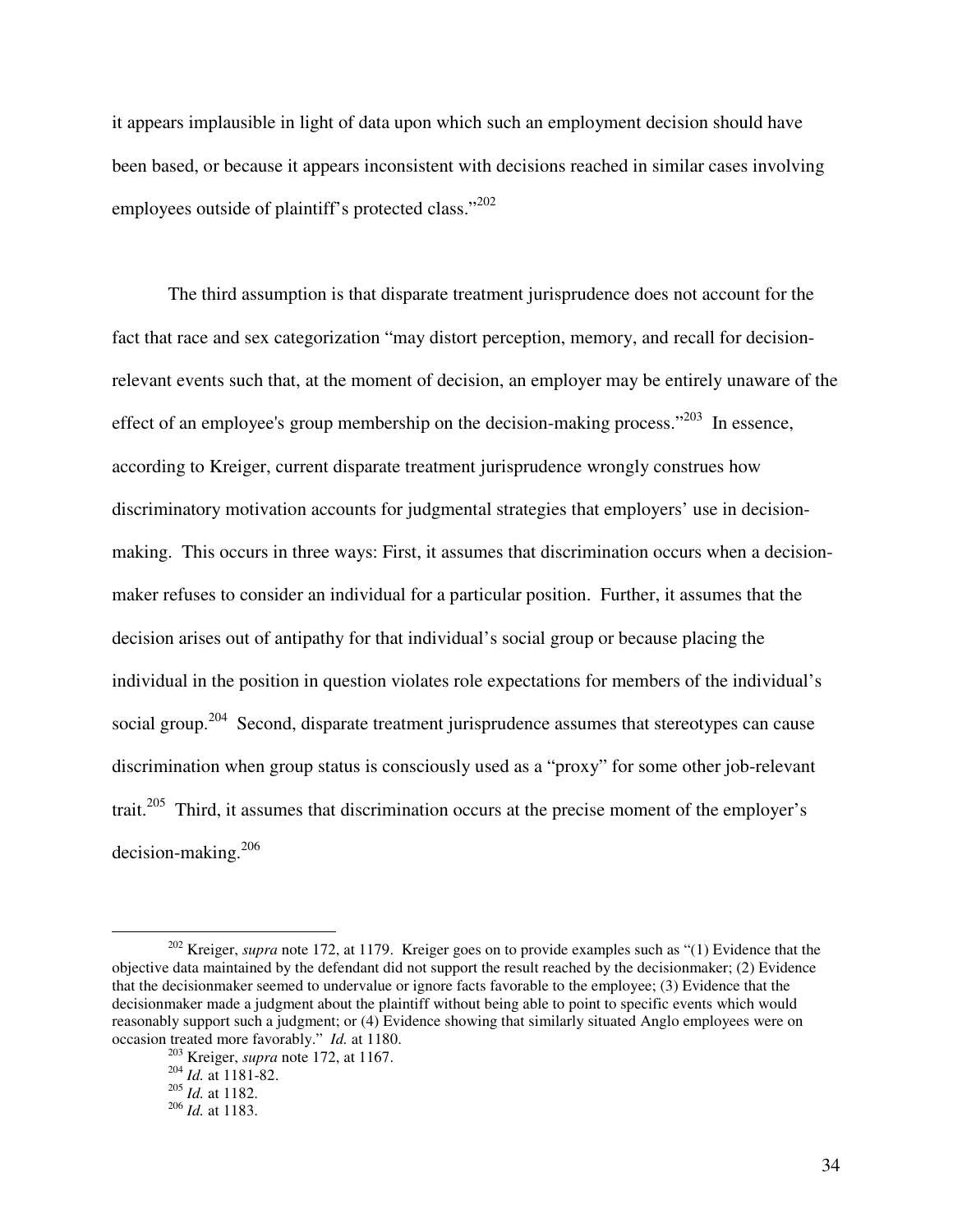it appears implausible in light of data upon which such an employment decision should have been based, or because it appears inconsistent with decisions reached in similar cases involving employees outside of plaintiff's protected class."[202]

The third assumption is that disparate treatment jurisprudence does not account for the fact that race and sex categorization "may distort perception, memory, and recall for decision-relevant events such that, at the moment of decision, an employer may be entirely unaware of the effect of an employee's group membership on the decision-making process."[203] In essence, according to Kreiger, current disparate treatment jurisprudence wrongly construes how discriminatory motivation accounts for judgmental strategies that employers' use in decision-making. This occurs in three ways: First, it assumes that discrimination occurs when a decision-maker refuses to consider an individual for a particular position. Further, it assumes that the decision arises out of antipathy for that individual's social group or because placing the individual in the position in question violates role expectations for members of the individual's social group.[204] Second, disparate treatment jurisprudence assumes that stereotypes can cause discrimination when group status is consciously used as a "proxy" for some other job-relevant trait.[205] Third, it assumes that discrimination occurs at the precise moment of the employer's decision-making.[206]

---

[202] Kreiger, *supra* note 172, at 1179. Kreiger goes on to provide examples such as "(1) Evidence that the objective data maintained by the defendant did not support the result reached by the decisionmaker; (2) Evidence that the decisionmaker seemed to undervalue or ignore facts favorable to the employee; (3) Evidence that the decisionmaker made a judgment about the plaintiff without being able to point to specific events which would reasonably support such a judgment; or (4) Evidence showing that similarly situated Anglo employees were on occasion treated more favorably." *Id.* at 1180.

[203] Kreiger, *supra* note 172, at 1167.

[204] *Id.* at 1181-82.

[205] *Id.* at 1182.

[206] *Id.* at 1183.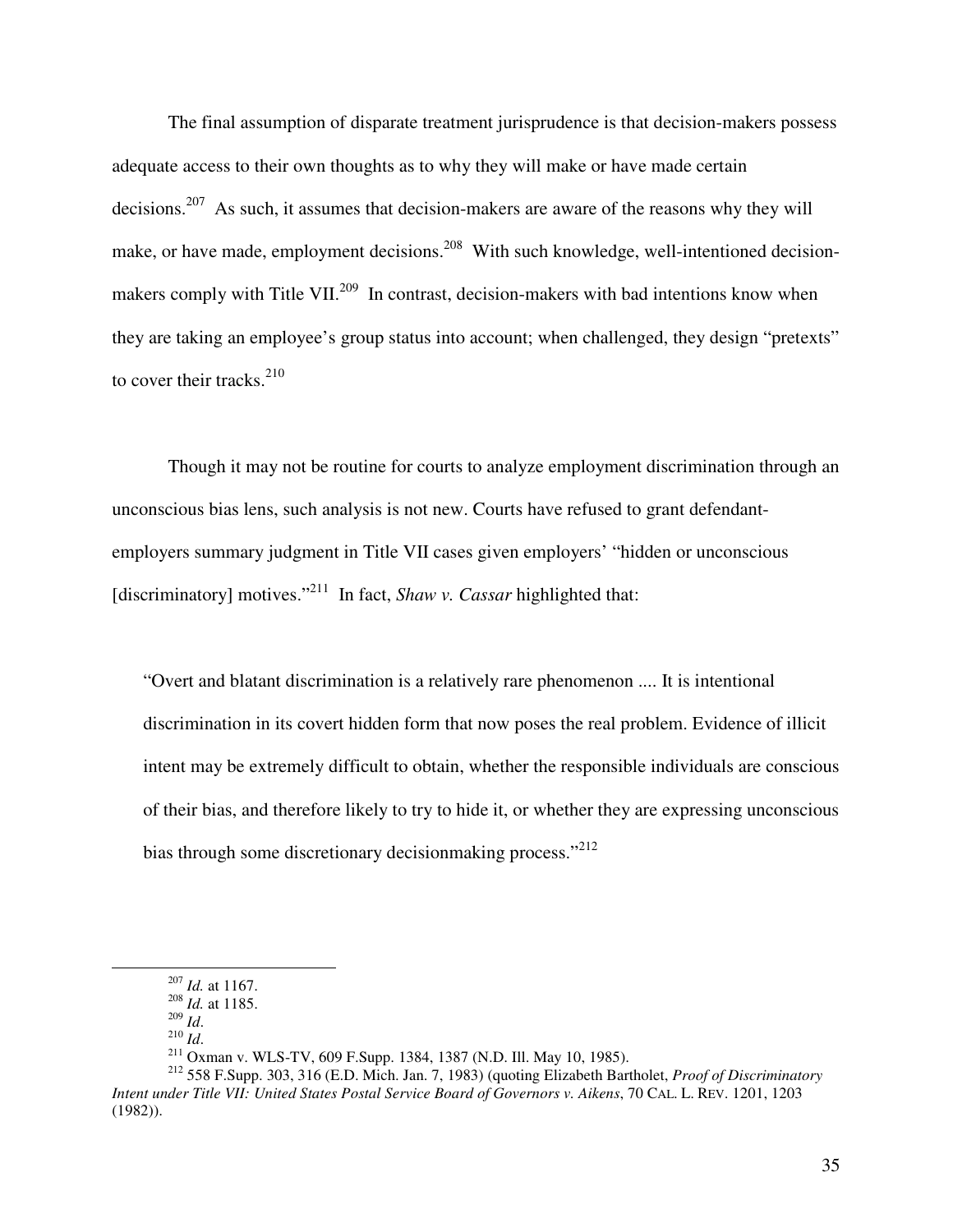The final assumption of disparate treatment jurisprudence is that decision-makers possess adequate access to their own thoughts as to why they will make or have made certain decisions.[207] As such, it assumes that decision-makers are aware of the reasons why they will make, or have made, employment decisions.[208] With such knowledge, well-intentioned decision-makers comply with Title VII.[209] In contrast, decision-makers with bad intentions know when they are taking an employee's group status into account; when challenged, they design "pretexts" to cover their tracks.[210]

Though it may not be routine for courts to analyze employment discrimination through an unconscious bias lens, such analysis is not new. Courts have refused to grant defendant-employers summary judgment in Title VII cases given employers' "hidden or unconscious [discriminatory] motives."[211] In fact, *Shaw v. Cassar* highlighted that:

> "Overt and blatant discrimination is a relatively rare phenomenon .... It is intentional discrimination in its covert hidden form that now poses the real problem. Evidence of illicit intent may be extremely difficult to obtain, whether the responsible individuals are conscious of their bias, and therefore likely to try to hide it, or whether they are expressing unconscious bias through some discretionary decisionmaking process."[212]

---

[207] *Id.* at 1167.

[208] *Id.* at 1185.

[209] *Id*.

[210] *Id*.

[211] Oxman v. WLS-TV, 609 F.Supp. 1384, 1387 (N.D. Ill. May 10, 1985).

[212] 558 F.Supp. 303, 316 (E.D. Mich. Jan. 7, 1983) (quoting Elizabeth Bartholet, *Proof of Discriminatory Intent under Title VII: United States Postal Service Board of Governors v. Aikens*, 70 CAL. L. REV. 1201, 1203 (1982)).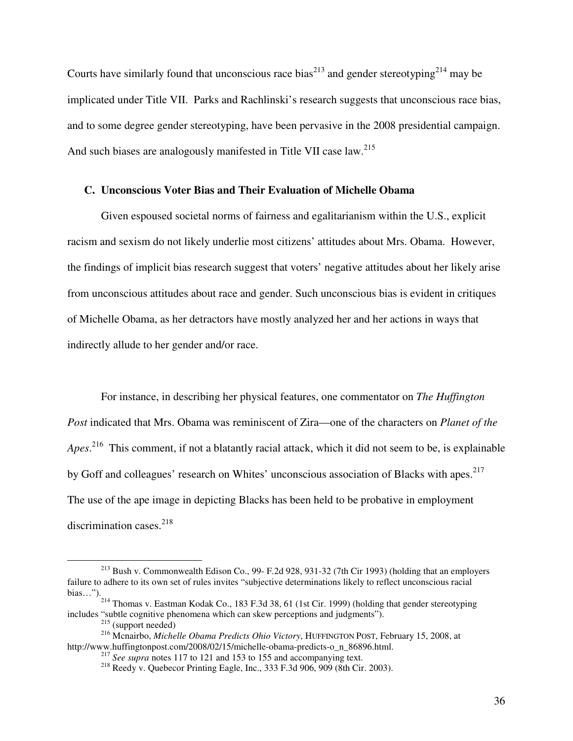Courts have similarly found that unconscious race bias[213] and gender stereotyping[214] may be implicated under Title VII. Parks and Rachlinski's research suggests that unconscious race bias, and to some degree gender stereotyping, have been pervasive in the 2008 presidential campaign. And such biases are analogously manifested in Title VII case law.[215]

### C. Unconscious Voter Bias and Their Evaluation of Michelle Obama

Given espoused societal norms of fairness and egalitarianism within the U.S., explicit racism and sexism do not likely underlie most citizens' attitudes about Mrs. Obama. However, the findings of implicit bias research suggest that voters' negative attitudes about her likely arise from unconscious attitudes about race and gender. Such unconscious bias is evident in critiques of Michelle Obama, as her detractors have mostly analyzed her and her actions in ways that indirectly allude to her gender and/or race.

For instance, in describing her physical features, one commentator on *The Huffington Post* indicated that Mrs. Obama was reminiscent of Zira—one of the characters on *Planet of the Apes*.[216] This comment, if not a blatantly racial attack, which it did not seem to be, is explainable by Goff and colleagues' research on Whites' unconscious association of Blacks with apes.[217] The use of the ape image in depicting Blacks has been held to be probative in employment discrimination cases.[218]

---

[213] Bush v. Commonwealth Edison Co., 99- F.2d 928, 931-32 (7th Cir 1993) (holding that an employers failure to adhere to its own set of rules invites "subjective determinations likely to reflect unconscious racial bias…").

[214] Thomas v. Eastman Kodak Co., 183 F.3d 38, 61 (1st Cir. 1999) (holding that gender stereotyping includes "subtle cognitive phenomena which can skew perceptions and judgments").

[215] (support needed)

[216] Mcnairbo, *Michelle Obama Predicts Ohio Victory*, HUFFINGTON POST, February 15, 2008, at http://www.huffingtonpost.com/2008/02/15/michelle-obama-predicts-o_n_86896.html.

[217] *See supra* notes 117 to 121 and 153 to 155 and accompanying text.

[218] Reedy v. Quebecor Printing Eagle, Inc., 333 F.3d 906, 909 (8th Cir. 2003).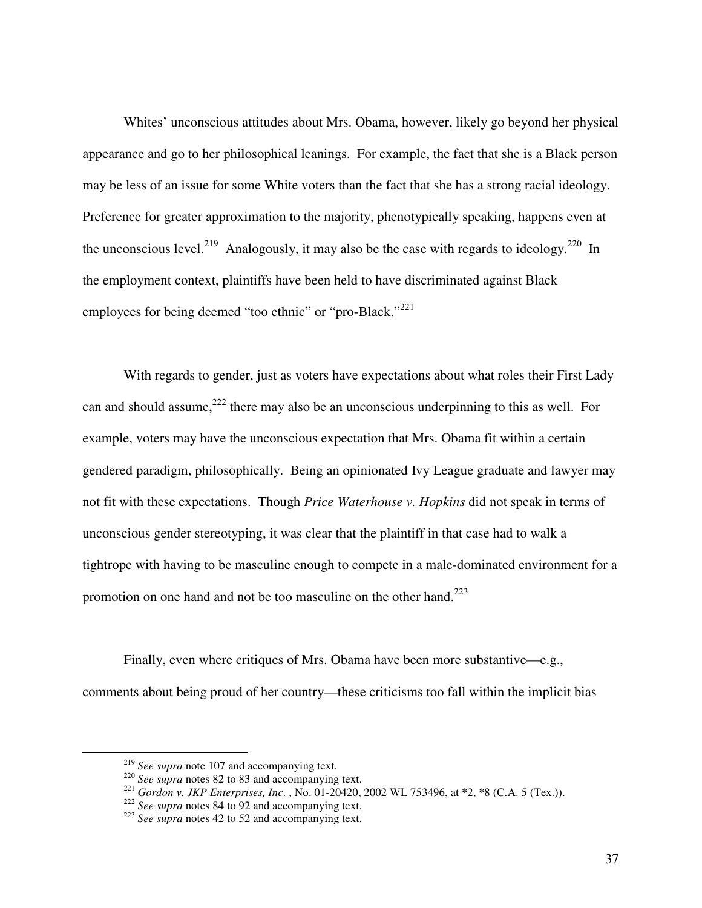Whites' unconscious attitudes about Mrs. Obama, however, likely go beyond her physical appearance and go to her philosophical leanings. For example, the fact that she is a Black person may be less of an issue for some White voters than the fact that she has a strong racial ideology. Preference for greater approximation to the majority, phenotypically speaking, happens even at the unconscious level.[219] Analogously, it may also be the case with regards to ideology.[220] In the employment context, plaintiffs have been held to have discriminated against Black employees for being deemed "too ethnic" or "pro-Black."[221]

With regards to gender, just as voters have expectations about what roles their First Lady can and should assume,[222] there may also be an unconscious underpinning to this as well. For example, voters may have the unconscious expectation that Mrs. Obama fit within a certain gendered paradigm, philosophically. Being an opinionated Ivy League graduate and lawyer may not fit with these expectations. Though *Price Waterhouse v. Hopkins* did not speak in terms of unconscious gender stereotyping, it was clear that the plaintiff in that case had to walk a tightrope with having to be masculine enough to compete in a male-dominated environment for a promotion on one hand and not be too masculine on the other hand.[223]

Finally, even where critiques of Mrs. Obama have been more substantive—e.g., comments about being proud of her country—these criticisms too fall within the implicit bias

---

[219] *See supra* note 107 and accompanying text.

[220] *See supra* notes 82 to 83 and accompanying text.

[221] *Gordon v. JKP Enterprises, Inc.* , No. 01-20420, 2002 WL 753496, at *2, *8 (C.A. 5 (Tex.)).

[222] *See supra* notes 84 to 92 and accompanying text.

[223] *See supra* notes 42 to 52 and accompanying text.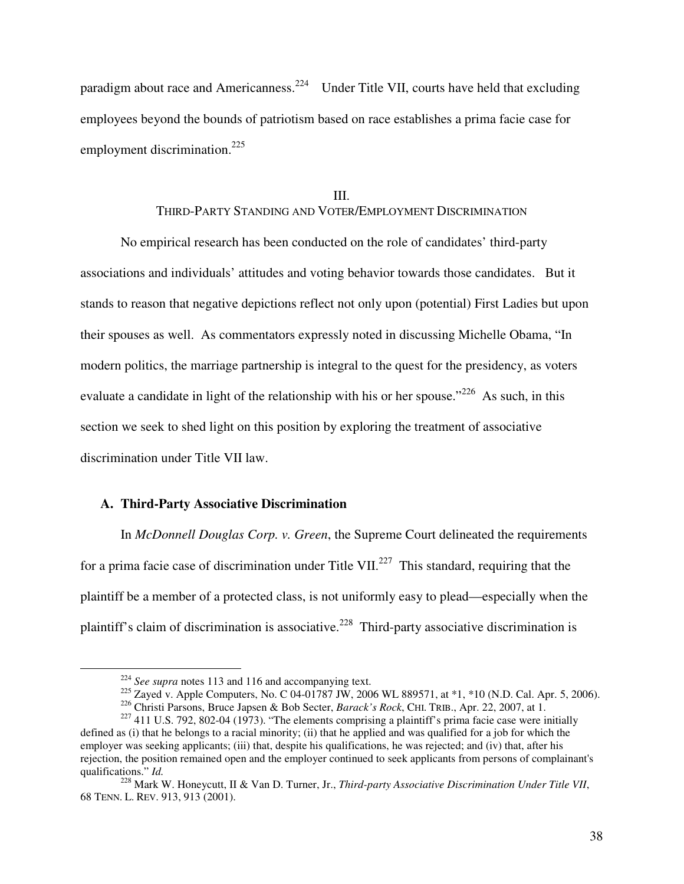paradigm about race and Americanness.[224] Under Title VII, courts have held that excluding employees beyond the bounds of patriotism based on race establishes a prima facie case for employment discrimination.[225]

## III.
## THIRD-PARTY STANDING AND VOTER/EMPLOYMENT DISCRIMINATION

No empirical research has been conducted on the role of candidates' third-party associations and individuals' attitudes and voting behavior towards those candidates. But it stands to reason that negative depictions reflect not only upon (potential) First Ladies but upon their spouses as well. As commentators expressly noted in discussing Michelle Obama, "In modern politics, the marriage partnership is integral to the quest for the presidency, as voters evaluate a candidate in light of the relationship with his or her spouse."[226] As such, in this section we seek to shed light on this position by exploring the treatment of associative discrimination under Title VII law.

### A. Third-Party Associative Discrimination

In *McDonnell Douglas Corp. v. Green*, the Supreme Court delineated the requirements for a prima facie case of discrimination under Title VII.[227] This standard, requiring that the plaintiff be a member of a protected class, is not uniformly easy to plead—especially when the plaintiff's claim of discrimination is associative.[228] Third-party associative discrimination is

---

[224] *See supra* notes 113 and 116 and accompanying text.

[225] Zayed v. Apple Computers, No. C 04-01787 JW, 2006 WL 889571, at *1, *10 (N.D. Cal. Apr. 5, 2006).

[226] Christi Parsons, Bruce Japsen & Bob Secter, *Barack's Rock*, CHI. TRIB., Apr. 22, 2007, at 1.

[227] 411 U.S. 792, 802-04 (1973). "The elements comprising a plaintiff's prima facie case were initially defined as (i) that he belongs to a racial minority; (ii) that he applied and was qualified for a job for which the employer was seeking applicants; (iii) that, despite his qualifications, he was rejected; and (iv) that, after his rejection, the position remained open and the employer continued to seek applicants from persons of complainant's qualifications." *Id.*

[228] Mark W. Honeycutt, II & Van D. Turner, Jr., *Third-party Associative Discrimination Under Title VII*, 68 TENN. L. REV. 913, 913 (2001).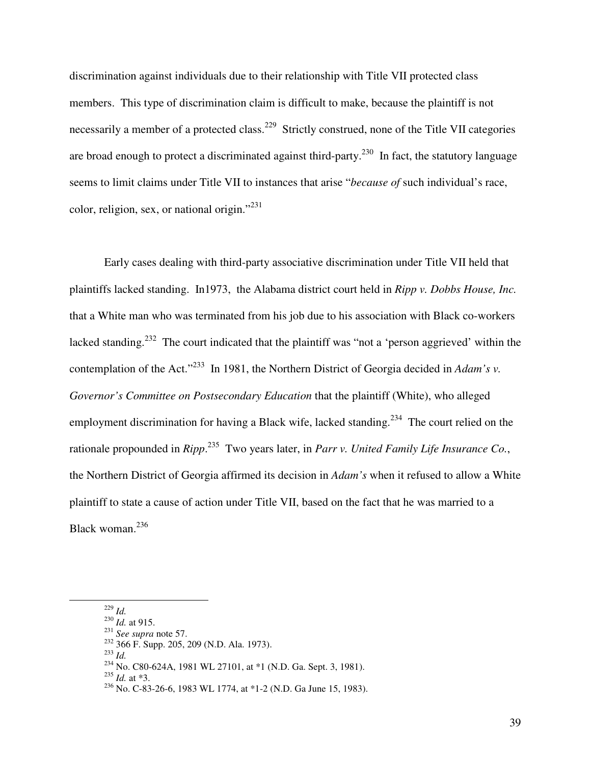discrimination against individuals due to their relationship with Title VII protected class members. This type of discrimination claim is difficult to make, because the plaintiff is not necessarily a member of a protected class.[229] Strictly construed, none of the Title VII categories are broad enough to protect a discriminated against third-party.[230] In fact, the statutory language seems to limit claims under Title VII to instances that arise "*because of* such individual's race, color, religion, sex, or national origin."[231]

Early cases dealing with third-party associative discrimination under Title VII held that plaintiffs lacked standing. In1973, the Alabama district court held in *Ripp v. Dobbs House, Inc.* that a White man who was terminated from his job due to his association with Black co-workers lacked standing.[232] The court indicated that the plaintiff was "not a 'person aggrieved' within the contemplation of the Act."[233] In 1981, the Northern District of Georgia decided in *Adam's v. Governor's Committee on Postsecondary Education* that the plaintiff (White), who alleged employment discrimination for having a Black wife, lacked standing.[234] The court relied on the rationale propounded in *Ripp*.[235] Two years later, in *Parr v. United Family Life Insurance Co.*, the Northern District of Georgia affirmed its decision in *Adam's* when it refused to allow a White plaintiff to state a cause of action under Title VII, based on the fact that he was married to a Black woman.[236]

---

[229] *Id.*

[230] *Id.* at 915.

[231] *See supra* note 57.

[232] 366 F. Supp. 205, 209 (N.D. Ala. 1973).

[233] *Id.*

[234] No. C80-624A, 1981 WL 27101, at *1 (N.D. Ga. Sept. 3, 1981).

[235] *Id.* at *3.

[236] No. C-83-26-6, 1983 WL 1774, at *1-2 (N.D. Ga June 15, 1983).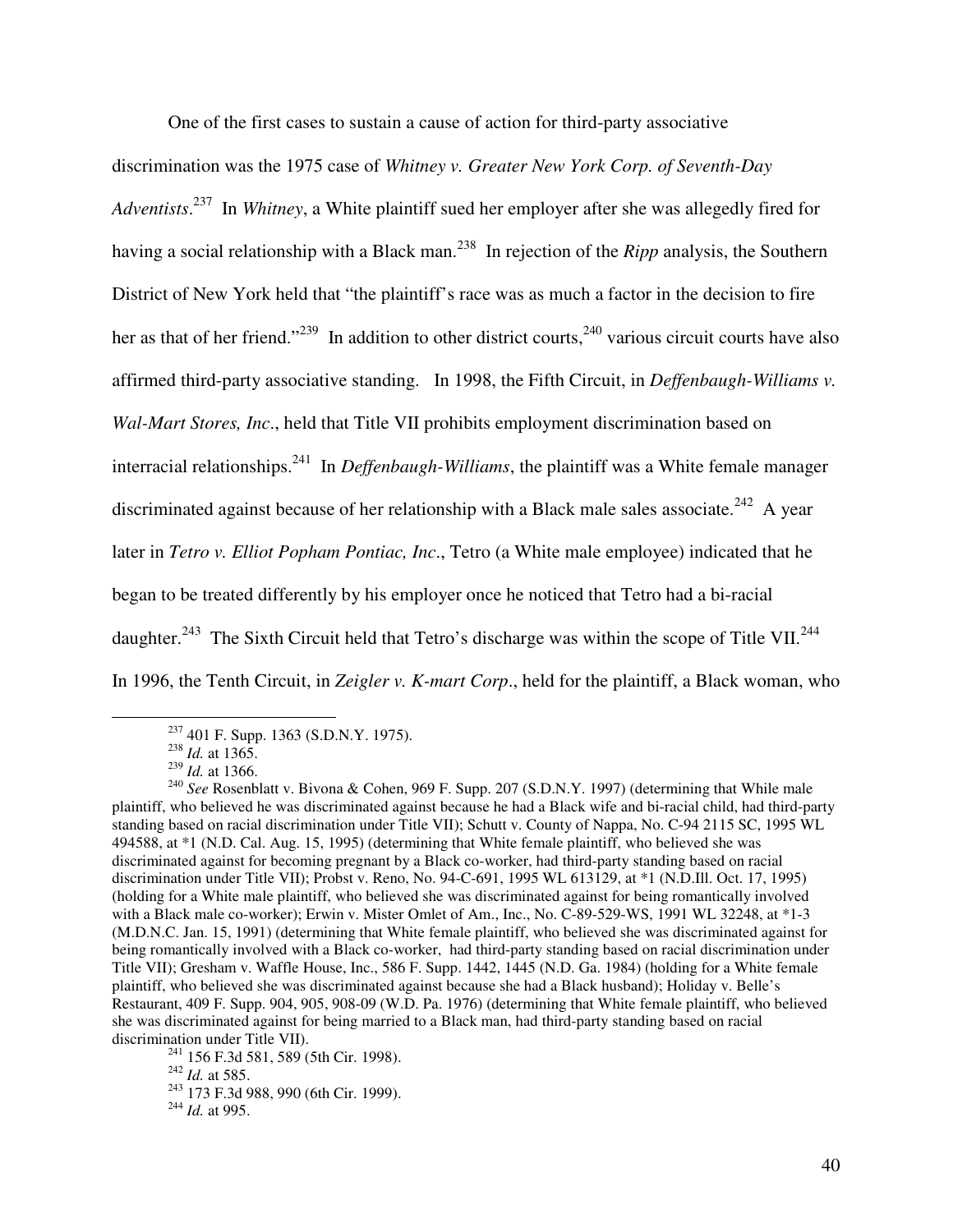One of the first cases to sustain a cause of action for third-party associative discrimination was the 1975 case of *Whitney v. Greater New York Corp. of Seventh-Day Adventists*.[237] In *Whitney*, a White plaintiff sued her employer after she was allegedly fired for having a social relationship with a Black man.[238] In rejection of the *Ripp* analysis, the Southern District of New York held that "the plaintiff's race was as much a factor in the decision to fire her as that of her friend."[239] In addition to other district courts,[240] various circuit courts have also affirmed third-party associative standing. In 1998, the Fifth Circuit, in *Deffenbaugh-Williams v. Wal-Mart Stores, Inc*., held that Title VII prohibits employment discrimination based on interracial relationships.[241] In *Deffenbaugh-Williams*, the plaintiff was a White female manager discriminated against because of her relationship with a Black male sales associate.[242] A year later in *Tetro v. Elliot Popham Pontiac, Inc*., Tetro (a White male employee) indicated that he began to be treated differently by his employer once he noticed that Tetro had a bi-racial daughter.[243] The Sixth Circuit held that Tetro's discharge was within the scope of Title VII.[244] In 1996, the Tenth Circuit, in *Zeigler v. K-mart Corp*., held for the plaintiff, a Black woman, who

---

[237] 401 F. Supp. 1363 (S.D.N.Y. 1975).

[238] *Id.* at 1365.

[239] *Id.* at 1366.

[240] *See* Rosenblatt v. Bivona & Cohen, 969 F. Supp. 207 (S.D.N.Y. 1997) (determining that While male plaintiff, who believed he was discriminated against because he had a Black wife and bi-racial child, had third-party standing based on racial discrimination under Title VII); Schutt v. County of Nappa, No. C-94 2115 SC, 1995 WL 494588, at *1 (N.D. Cal. Aug. 15, 1995) (determining that White female plaintiff, who believed she was discriminated against for becoming pregnant by a Black co-worker, had third-party standing based on racial discrimination under Title VII); Probst v. Reno, No. 94-C-691, 1995 WL 613129, at *1 (N.D.Ill. Oct. 17, 1995) (holding for a White male plaintiff, who believed she was discriminated against for being romantically involved with a Black male co-worker); Erwin v. Mister Omlet of Am., Inc., No. C-89-529-WS, 1991 WL 32248, at *1-3 (M.D.N.C. Jan. 15, 1991) (determining that White female plaintiff, who believed she was discriminated against for being romantically involved with a Black co-worker, had third-party standing based on racial discrimination under Title VII); Gresham v. Waffle House, Inc., 586 F. Supp. 1442, 1445 (N.D. Ga. 1984) (holding for a White female plaintiff, who believed she was discriminated against because she had a Black husband); Holiday v. Belle's Restaurant, 409 F. Supp. 904, 905, 908-09 (W.D. Pa. 1976) (determining that White female plaintiff, who believed she was discriminated against for being married to a Black man, had third-party standing based on racial discrimination under Title VII).

[241] 156 F.3d 581, 589 (5th Cir. 1998).

[242] *Id.* at 585.

[243] 173 F.3d 988, 990 (6th Cir. 1999).

[244] *Id.* at 995.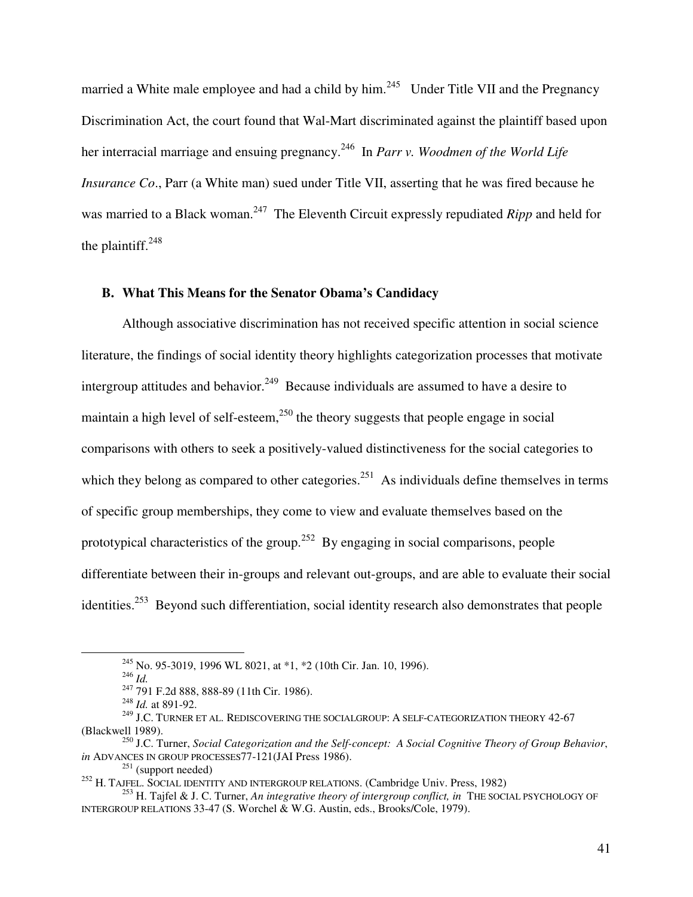married a White male employee and had a child by him.[245] Under Title VII and the Pregnancy Discrimination Act, the court found that Wal-Mart discriminated against the plaintiff based upon her interracial marriage and ensuing pregnancy.[246] In *Parr v. Woodmen of the World Life Insurance Co*., Parr (a White man) sued under Title VII, asserting that he was fired because he was married to a Black woman.[247] The Eleventh Circuit expressly repudiated *Ripp* and held for the plaintiff.[248]

### B. What This Means for the Senator Obama's Candidacy

Although associative discrimination has not received specific attention in social science literature, the findings of social identity theory highlights categorization processes that motivate intergroup attitudes and behavior.[249] Because individuals are assumed to have a desire to maintain a high level of self-esteem,[250] the theory suggests that people engage in social comparisons with others to seek a positively-valued distinctiveness for the social categories to which they belong as compared to other categories.[251] As individuals define themselves in terms of specific group memberships, they come to view and evaluate themselves based on the prototypical characteristics of the group.[252] By engaging in social comparisons, people differentiate between their in-groups and relevant out-groups, and are able to evaluate their social identities.[253] Beyond such differentiation, social identity research also demonstrates that people

---

[245] No. 95-3019, 1996 WL 8021, at *1, *2 (10th Cir. Jan. 10, 1996).

[246] *Id.*

[247] 791 F.2d 888, 888-89 (11th Cir. 1986).

[248] *Id.* at 891-92.

[249] J.C. TURNER ET AL. REDISCOVERING THE SOCIALGROUP: A SELF-CATEGORIZATION THEORY 42-67 (Blackwell 1989).

[250] J.C. Turner, *Social Categorization and the Self-concept: A Social Cognitive Theory of Group Behavior*, *in* ADVANCES IN GROUP PROCESSES77-121(JAI Press 1986).

[251] (support needed)

[252] H. TAJFEL. SOCIAL IDENTITY AND INTERGROUP RELATIONS. (Cambridge Univ. Press, 1982)

[253] H. Tajfel & J. C. Turner, *An integrative theory of intergroup conflict, in* THE SOCIAL PSYCHOLOGY OF INTERGROUP RELATIONS 33-47 (S. Worchel & W.G. Austin, eds., Brooks/Cole, 1979).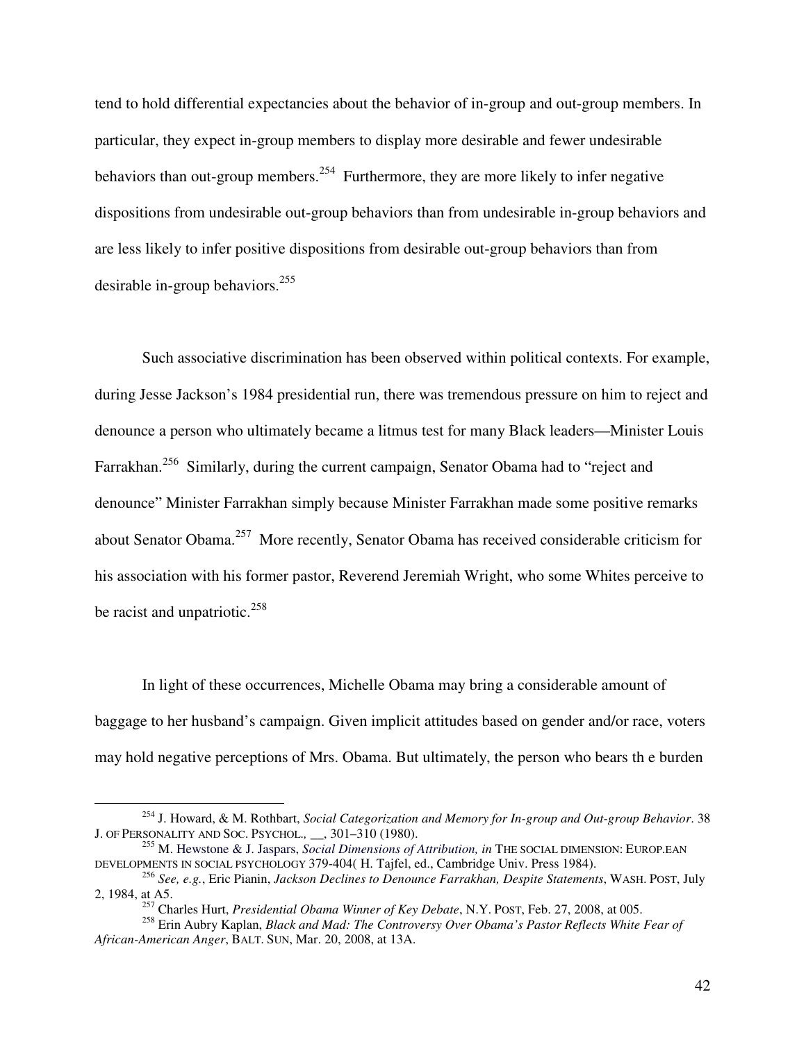tend to hold differential expectancies about the behavior of in-group and out-group members. In particular, they expect in-group members to display more desirable and fewer undesirable behaviors than out-group members.[254] Furthermore, they are more likely to infer negative dispositions from undesirable out-group behaviors than from undesirable in-group behaviors and are less likely to infer positive dispositions from desirable out-group behaviors than from desirable in-group behaviors.[255]

Such associative discrimination has been observed within political contexts. For example, during Jesse Jackson's 1984 presidential run, there was tremendous pressure on him to reject and denounce a person who ultimately became a litmus test for many Black leaders—Minister Louis Farrakhan.[256] Similarly, during the current campaign, Senator Obama had to "reject and denounce" Minister Farrakhan simply because Minister Farrakhan made some positive remarks about Senator Obama.[257] More recently, Senator Obama has received considerable criticism for his association with his former pastor, Reverend Jeremiah Wright, who some Whites perceive to be racist and unpatriotic.[258]

In light of these occurrences, Michelle Obama may bring a considerable amount of baggage to her husband's campaign. Given implicit attitudes based on gender and/or race, voters may hold negative perceptions of Mrs. Obama. But ultimately, the person who bears th e burden

---

[254] J. Howard, & M. Rothbart, *Social Categorization and Memory for In-group and Out-group Behavior*. 38 J. OF PERSONALITY AND SOC. PSYCHOL., __, 301–310 (1980).

[255] M. Hewstone & J. Jaspars, *Social Dimensions of Attribution, in* THE SOCIAL DIMENSION: EUROP.EAN DEVELOPMENTS IN SOCIAL PSYCHOLOGY 379-404( H. Tajfel, ed., Cambridge Univ. Press 1984).

[256] *See, e.g.*, Eric Pianin, *Jackson Declines to Denounce Farrakhan, Despite Statements*, WASH. POST, July 2, 1984, at A5.

[257] Charles Hurt, *Presidential Obama Winner of Key Debate*, N.Y. POST, Feb. 27, 2008, at 005.

[258] Erin Aubry Kaplan, *Black and Mad: The Controversy Over Obama's Pastor Reflects White Fear of African-American Anger*, BALT. SUN, Mar. 20, 2008, at 13A.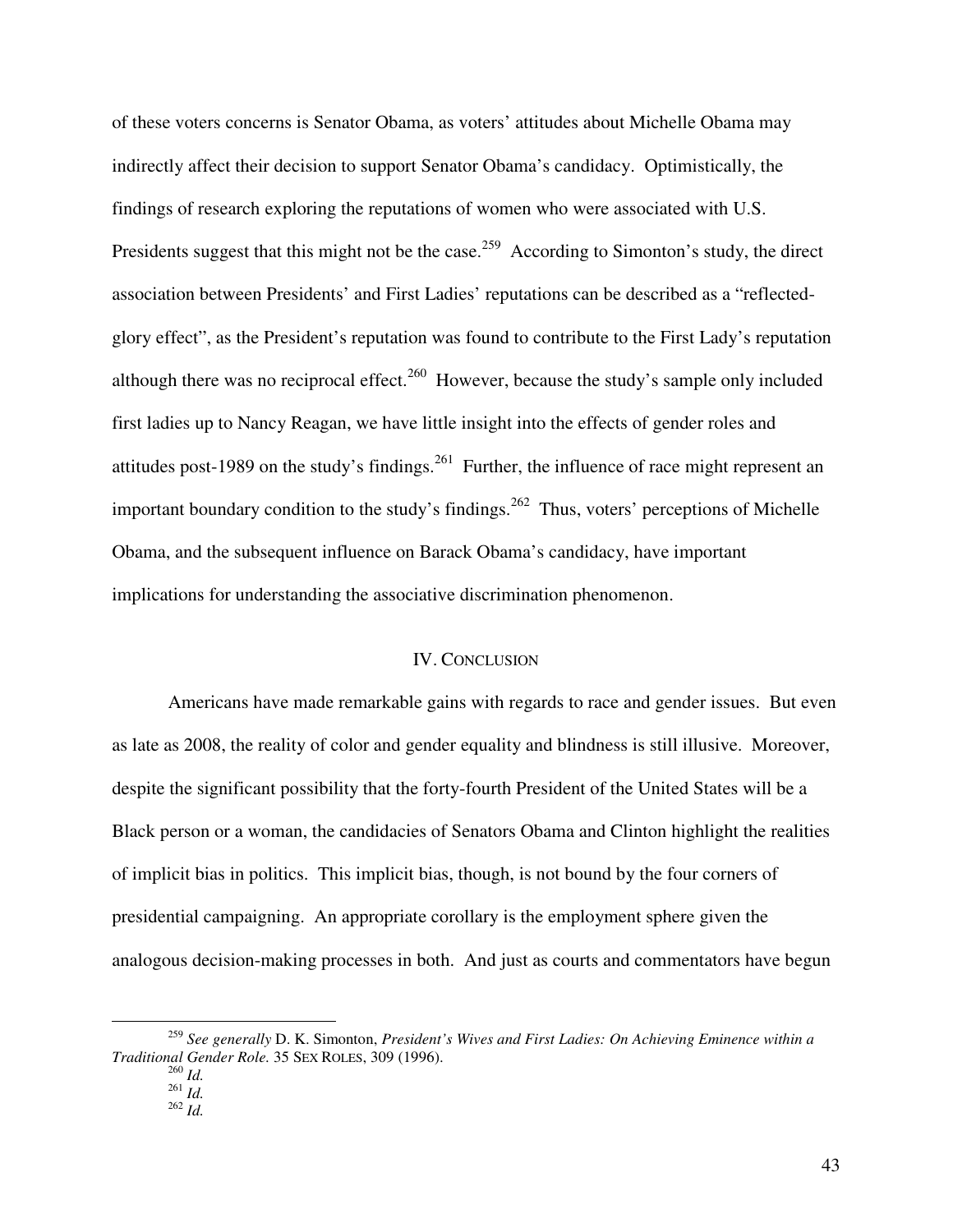of these voters concerns is Senator Obama, as voters' attitudes about Michelle Obama may indirectly affect their decision to support Senator Obama's candidacy. Optimistically, the findings of research exploring the reputations of women who were associated with U.S. Presidents suggest that this might not be the case.[259] According to Simonton's study, the direct association between Presidents' and First Ladies' reputations can be described as a "reflected-glory effect", as the President's reputation was found to contribute to the First Lady's reputation although there was no reciprocal effect.[260] However, because the study's sample only included first ladies up to Nancy Reagan, we have little insight into the effects of gender roles and attitudes post-1989 on the study's findings.[261] Further, the influence of race might represent an important boundary condition to the study's findings.[262] Thus, voters' perceptions of Michelle Obama, and the subsequent influence on Barack Obama's candidacy, have important implications for understanding the associative discrimination phenomenon.

## IV. CONCLUSION

Americans have made remarkable gains with regards to race and gender issues. But even as late as 2008, the reality of color and gender equality and blindness is still illusive. Moreover, despite the significant possibility that the forty-fourth President of the United States will be a Black person or a woman, the candidacies of Senators Obama and Clinton highlight the realities of implicit bias in politics. This implicit bias, though, is not bound by the four corners of presidential campaigning. An appropriate corollary is the employment sphere given the analogous decision-making processes in both. And just as courts and commentators have begun

---

[259] *See generally* D. K. Simonton, *President's Wives and First Ladies: On Achieving Eminence within a Traditional Gender Role.* 35 SEX ROLES, 309 (1996).

[260] *Id.*

[261] *Id.*

[262] *Id.*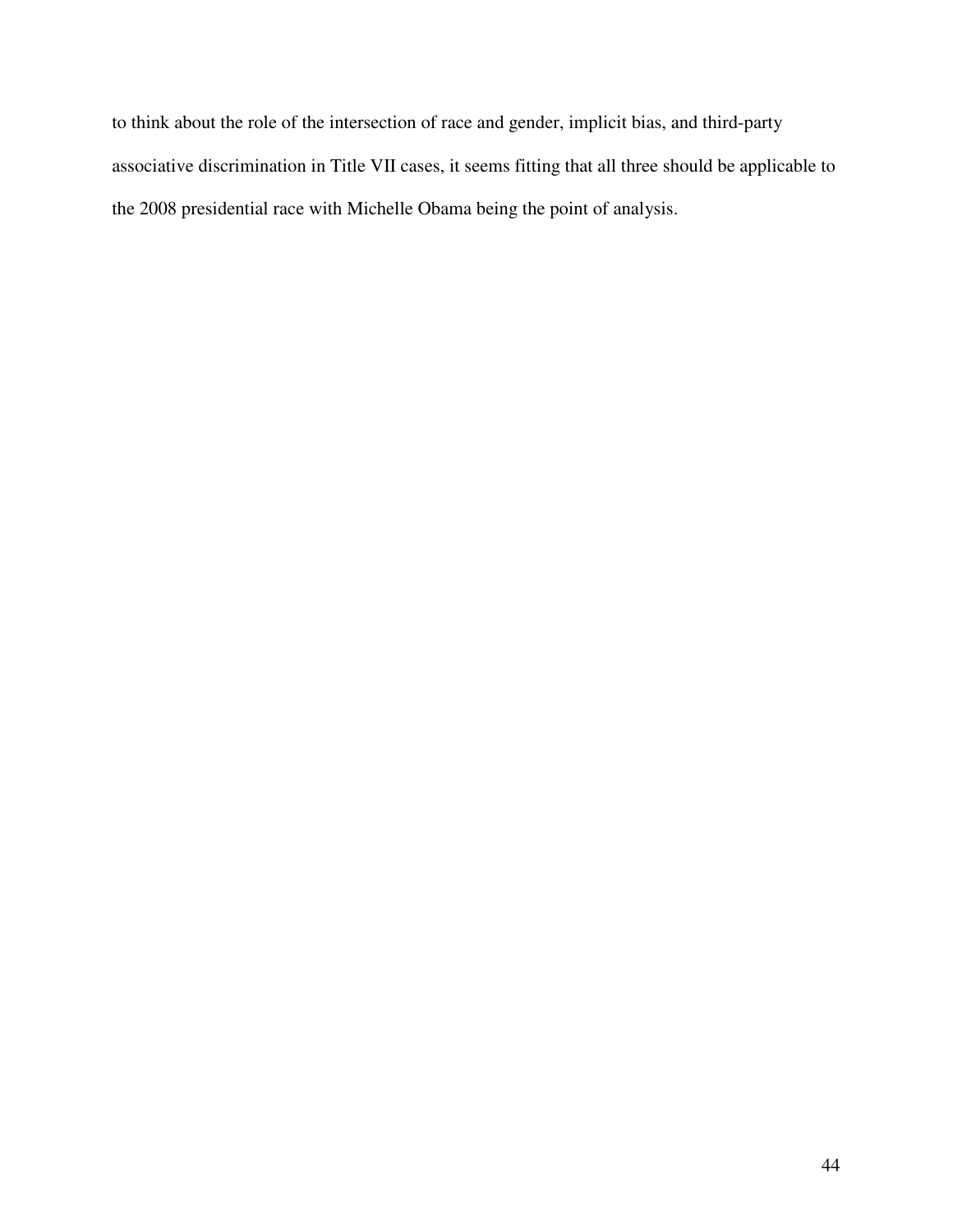to think about the role of the intersection of race and gender, implicit bias, and third-party associative discrimination in Title VII cases, it seems fitting that all three should be applicable to the 2008 presidential race with Michelle Obama being the point of analysis.